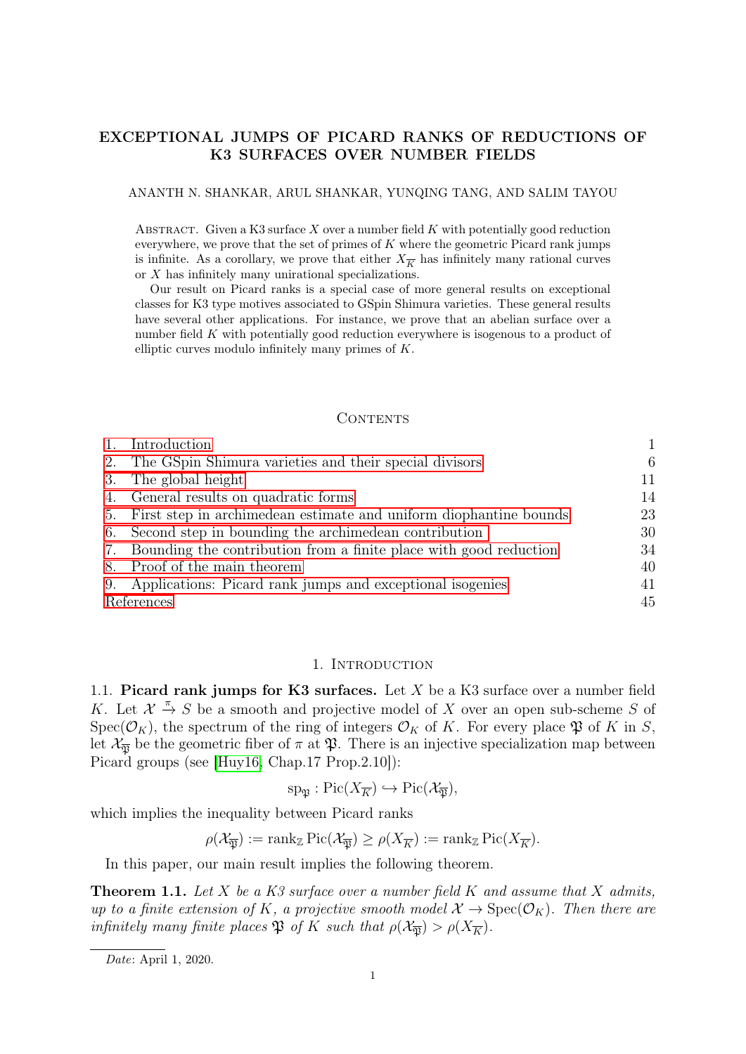# EXCEPTIONAL JUMPS OF PICARD RANKS OF REDUCTIONS OF K3 SURFACES OVER NUMBER FIELDS

ANANTH N. SHANKAR, ARUL SHANKAR, YUNQING TANG, AND SALIM TAYOU

Abstract. Given a K3 surface $X$ over a number field $K$ with potentially good reduction everywhere, we prove that the set of primes of $K$ where the geometric Picard rank jumps is infinite. As a corollary, we prove that either $X_{\overline{K}}$ has infinitely many rational curves or $X$ has infinitely many unirational specializations.

Our result on Picard ranks is a special case of more general results on exceptional classes for K3 type motives associated to GSpin Shimura varieties. These general results have several other applications. For instance, we prove that an abelian surface over a number field $K$ with potentially good reduction everywhere is isogenous to a product of elliptic curves modulo infinitely many primes of $K$.

## Contents

1. Introduction — 1
2. The GSpin Shimura varieties and their special divisors — 6
3. The global height — 11
4. General results on quadratic forms — 14
5. First step in archimedean estimate and uniform diophantine bounds — 23
6. Second step in bounding the archimedean contribution — 30
7. Bounding the contribution from a finite place with good reduction — 34
8. Proof of the main theorem — 40
9. Applications: Picard rank jumps and exceptional isogenies — 41

References — 45

## 1. Introduction

1.1. **Picard rank jumps for K3 surfaces.** Let $X$ be a K3 surface over a number field $K$. Let $\mathcal{X} \xrightarrow{\pi} S$ be a smooth and projective model of $X$ over an open sub-scheme $S$ of $\mathrm{Spec}(\mathcal{O}_K)$, the spectrum of the ring of integers $\mathcal{O}_K$ of $K$. For every place $\mathfrak{P}$ of $K$ in $S$, let $\mathcal{X}_{\overline{\mathfrak{P}}}$ be the geometric fiber of $\pi$ at $\mathfrak{P}$. There is an injective specialization map between Picard groups (see [Huy16, Chap.17 Prop.2.10]):

$$\mathrm{sp}_{\mathfrak{P}} : \mathrm{Pic}(X_{\overline{K}}) \hookrightarrow \mathrm{Pic}(\mathcal{X}_{\overline{\mathfrak{P}}}),$$

which implies the inequality between Picard ranks

$$\rho(\mathcal{X}_{\overline{\mathfrak{P}}}) := \mathrm{rank}_{\mathbb{Z}} \mathrm{Pic}(\mathcal{X}_{\overline{\mathfrak{P}}}) \geq \rho(X_{\overline{K}}) := \mathrm{rank}_{\mathbb{Z}} \mathrm{Pic}(X_{\overline{K}}).$$

In this paper, our main result implies the following theorem.

**Theorem 1.1.** *Let $X$ be a K3 surface over a number field $K$ and assume that $X$ admits, up to a finite extension of $K$, a projective smooth model $\mathcal{X} \to \mathrm{Spec}(\mathcal{O}_K)$. Then there are infinitely many finite places $\mathfrak{P}$ of $K$ such that $\rho(\mathcal{X}_{\overline{\mathfrak{P}}}) > \rho(X_{\overline{K}})$.*

*Date*: April 1, 2020.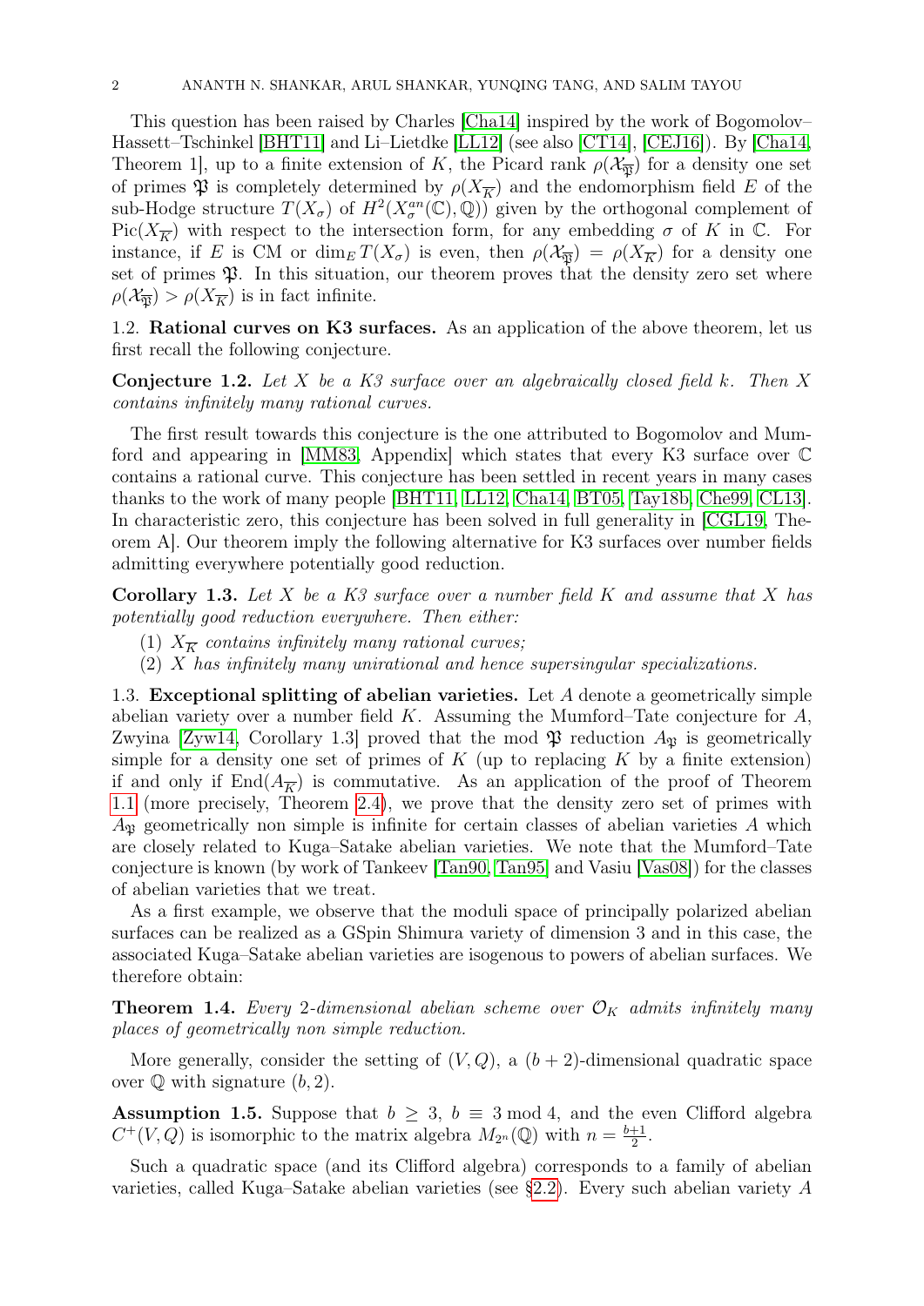This question has been raised by Charles [Cha14] inspired by the work of Bogomolov–Hassett–Tschinkel [BHT11] and Li–Lietdke [LL12] (see also [CT14], [CEJ16]). By [Cha14, Theorem 1], up to a finite extension of $K$, the Picard rank $\rho(\mathcal{X}_{\overline{\mathfrak{P}}})$ for a density one set of primes $\mathfrak{P}$ is completely determined by $\rho(X_{\overline{K}})$ and the endomorphism field $E$ of the sub-Hodge structure $T(X_\sigma)$ of $H^2(X_\sigma^{an}(\mathbb{C}), \mathbb{Q})$ given by the orthogonal complement of $\mathrm{Pic}(X_{\overline{K}})$ with respect to the intersection form, for any embedding $\sigma$ of $K$ in $\mathbb{C}$. For instance, if $E$ is CM or $\dim_E T(X_\sigma)$ is even, then $\rho(\mathcal{X}_{\overline{\mathfrak{P}}}) = \rho(X_{\overline{K}})$ for a density one set of primes $\mathfrak{P}$. In this situation, our theorem proves that the density zero set where $\rho(\mathcal{X}_{\overline{\mathfrak{P}}}) > \rho(X_{\overline{K}})$ is in fact infinite.

1.2. **Rational curves on K3 surfaces.** As an application of the above theorem, let us first recall the following conjecture.

**Conjecture 1.2.** *Let $X$ be a K3 surface over an algebraically closed field $k$. Then $X$ contains infinitely many rational curves.*

The first result towards this conjecture is the one attributed to Bogomolov and Mumford and appearing in [MM83, Appendix] which states that every K3 surface over $\mathbb{C}$ contains a rational curve. This conjecture has been settled in recent years in many cases thanks to the work of many people [BHT11, LL12, Cha14, BT05, Tay18b, Che99, CL13]. In characteristic zero, this conjecture has been solved in full generality in [CGL19, Theorem A]. Our theorem imply the following alternative for K3 surfaces over number fields admitting everywhere potentially good reduction.

**Corollary 1.3.** *Let $X$ be a K3 surface over a number field $K$ and assume that $X$ has potentially good reduction everywhere. Then either:*

1. *$X_{\overline{K}}$ contains infinitely many rational curves;*
2. *$X$ has infinitely many unirational and hence supersingular specializations.*

1.3. **Exceptional splitting of abelian varieties.** Let $A$ denote a geometrically simple abelian variety over a number field $K$. Assuming the Mumford–Tate conjecture for $A$, Zwyina [Zyw14, Corollary 1.3] proved that the mod $\mathfrak{P}$ reduction $A_{\mathfrak{P}}$ is geometrically simple for a density one set of primes of $K$ (up to replacing $K$ by a finite extension) if and only if $\mathrm{End}(A_{\overline{K}})$ is commutative. As an application of the proof of Theorem 1.1 (more precisely, Theorem 2.4), we prove that the density zero set of primes with $A_{\mathfrak{P}}$ geometrically non simple is infinite for certain classes of abelian varieties $A$ which are closely related to Kuga–Satake abelian varieties. We note that the Mumford–Tate conjecture is known (by work of Tankeev [Tan90, Tan95] and Vasiu [Vas08]) for the classes of abelian varieties that we treat.

As a first example, we observe that the moduli space of principally polarized abelian surfaces can be realized as a GSpin Shimura variety of dimension 3 and in this case, the associated Kuga–Satake abelian varieties are isogenous to powers of abelian surfaces. We therefore obtain:

**Theorem 1.4.** *Every 2-dimensional abelian scheme over $\mathcal{O}_K$ admits infinitely many places of geometrically non simple reduction.*

More generally, consider the setting of $(V, Q)$, a $(b+2)$-dimensional quadratic space over $\mathbb{Q}$ with signature $(b, 2)$.

**Assumption 1.5.** Suppose that $b \geq 3$, $b \equiv 3 \bmod 4$, and the even Clifford algebra $C^+(V, Q)$ is isomorphic to the matrix algebra $M_{2^n}(\mathbb{Q})$ with $n = \frac{b+1}{2}$.

Such a quadratic space (and its Clifford algebra) corresponds to a family of abelian varieties, called Kuga–Satake abelian varieties (see §2.2). Every such abelian variety $A$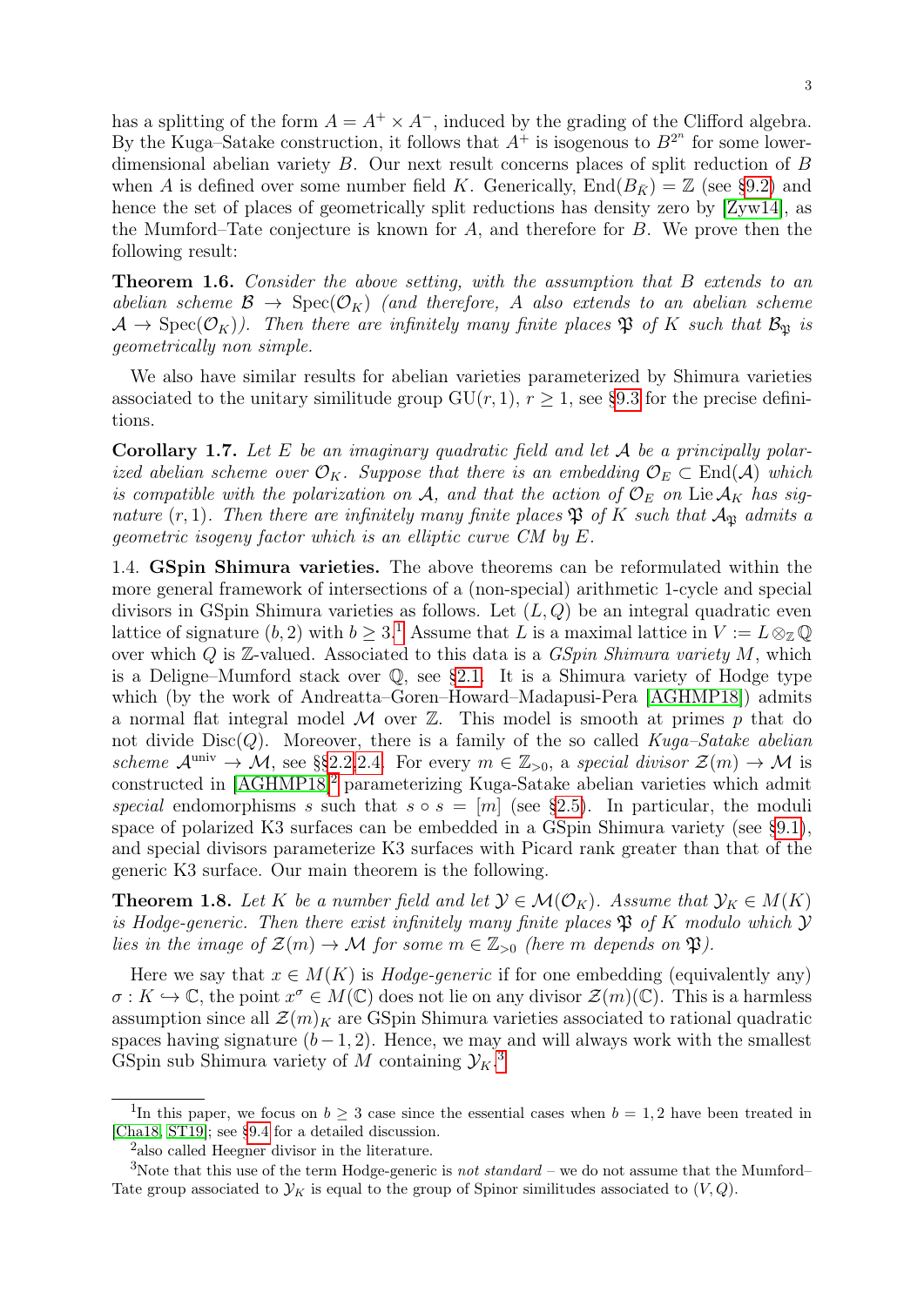has a splitting of the form $A = A^+ \times A^-$, induced by the grading of the Clifford algebra. By the Kuga–Satake construction, it follows that $A^+$ is isogenous to $B^{2^n}$ for some lower-dimensional abelian variety $B$. Our next result concerns places of split reduction of $B$ when $A$ is defined over some number field $K$. Generically, $\mathrm{End}(B_{\bar{K}}) = \mathbb{Z}$ (see §9.2) and hence the set of places of geometrically split reductions has density zero by [Zyw14], as the Mumford–Tate conjecture is known for $A$, and therefore for $B$. We prove then the following result:

**Theorem 1.6.** *Consider the above setting, with the assumption that $B$ extends to an abelian scheme $\mathcal{B} \to \mathrm{Spec}(\mathcal{O}_K)$ (and therefore, $A$ also extends to an abelian scheme $\mathcal{A} \to \mathrm{Spec}(\mathcal{O}_K)$). Then there are infinitely many finite places $\mathfrak{P}$ of $K$ such that $\mathcal{B}_{\mathfrak{P}}$ is geometrically non simple.*

We also have similar results for abelian varieties parameterized by Shimura varieties associated to the unitary similitude group $\mathrm{GU}(r, 1)$, $r \geq 1$, see §9.3 for the precise definitions.

**Corollary 1.7.** *Let $E$ be an imaginary quadratic field and let $\mathcal{A}$ be a principally polarized abelian scheme over $\mathcal{O}_K$. Suppose that there is an embedding $\mathcal{O}_E \subset \mathrm{End}(\mathcal{A})$ which is compatible with the polarization on $\mathcal{A}$, and that the action of $\mathcal{O}_E$ on $\mathrm{Lie}\,\mathcal{A}_K$ has signature $(r, 1)$. Then there are infinitely many finite places $\mathfrak{P}$ of $K$ such that $\mathcal{A}_{\mathfrak{P}}$ admits a geometric isogeny factor which is an elliptic curve CM by $E$.*

1.4. **GSpin Shimura varieties.** The above theorems can be reformulated within the more general framework of intersections of a (non-special) arithmetic 1-cycle and special divisors in GSpin Shimura varieties as follows. Let $(L, Q)$ be an integral quadratic even lattice of signature $(b, 2)$ with $b \geq 3$.[1] Assume that $L$ is a maximal lattice in $V := L \otimes_{\mathbb{Z}} \mathbb{Q}$ over which $Q$ is $\mathbb{Z}$-valued. Associated to this data is a *GSpin Shimura variety* $M$, which is a Deligne–Mumford stack over $\mathbb{Q}$, see §2.1. It is a Shimura variety of Hodge type which (by the work of Andreatta–Goren–Howard–Madapusi-Pera [AGHMP18]) admits a normal flat integral model $\mathcal{M}$ over $\mathbb{Z}$. This model is smooth at primes $p$ that do not divide $\mathrm{Disc}(Q)$. Moreover, there is a family of the so called *Kuga–Satake abelian scheme* $\mathcal{A}^{\mathrm{univ}} \to \mathcal{M}$, see §§2.2-2.4. For every $m \in \mathbb{Z}_{>0}$, a *special divisor* $\mathcal{Z}(m) \to \mathcal{M}$ is constructed in [AGHMP18][2] parameterizing Kuga-Satake abelian varieties which admit *special* endomorphisms $s$ such that $s \circ s = [m]$ (see §2.5). In particular, the moduli space of polarized K3 surfaces can be embedded in a GSpin Shimura variety (see §9.1), and special divisors parameterize K3 surfaces with Picard rank greater than that of the generic K3 surface. Our main theorem is the following.

**Theorem 1.8.** *Let $K$ be a number field and let $\mathcal{Y} \in \mathcal{M}(\mathcal{O}_K)$. Assume that $\mathcal{Y}_K \in M(K)$ is Hodge-generic. Then there exist infinitely many finite places $\mathfrak{P}$ of $K$ modulo which $\mathcal{Y}$ lies in the image of $\mathcal{Z}(m) \to \mathcal{M}$ for some $m \in \mathbb{Z}_{>0}$ (here $m$ depends on $\mathfrak{P}$).*

Here we say that $x \in M(K)$ is *Hodge-generic* if for one embedding (equivalently any) $\sigma : K \hookrightarrow \mathbb{C}$, the point $x^\sigma \in M(\mathbb{C})$ does not lie on any divisor $\mathcal{Z}(m)(\mathbb{C})$. This is a harmless assumption since all $\mathcal{Z}(m)_K$ are GSpin Shimura varieties associated to rational quadratic spaces having signature $(b-1, 2)$. Hence, we may and will always work with the smallest GSpin sub Shimura variety of $M$ containing $\mathcal{Y}_K$.[3]

---

[1] In this paper, we focus on $b \geq 3$ case since the essential cases when $b = 1, 2$ have been treated in [Cha18, ST19]; see §9.4 for a detailed discussion.

[2] also called Heegner divisor in the literature.

[3] Note that this use of the term Hodge-generic is *not standard* – we do not assume that the Mumford–Tate group associated to $\mathcal{Y}_K$ is equal to the group of Spinor similitudes associated to $(V, Q)$.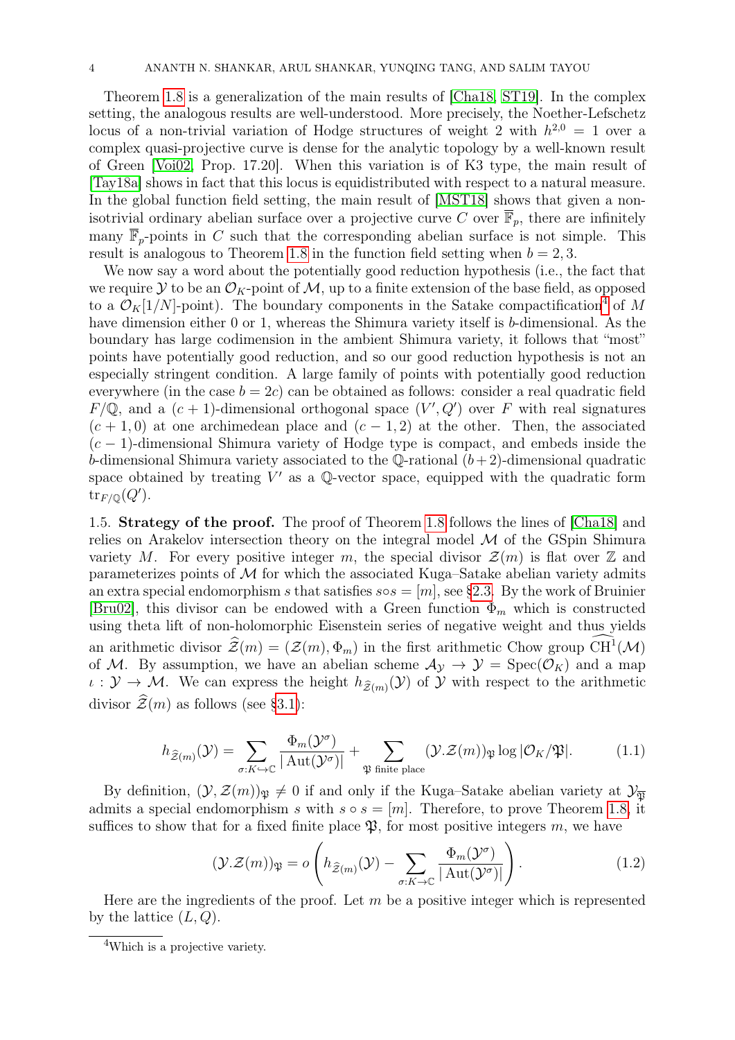Theorem 1.8 is a generalization of the main results of [Cha18, ST19]. In the complex setting, the analogous results are well-understood. More precisely, the Noether-Lefschetz locus of a non-trivial variation of Hodge structures of weight 2 with $h^{2,0} = 1$ over a complex quasi-projective curve is dense for the analytic topology by a well-known result of Green [Voi02, Prop. 17.20]. When this variation is of K3 type, the main result of [Tay18a] shows in fact that this locus is equidistributed with respect to a natural measure. In the global function field setting, the main result of [MST18] shows that given a non-isotrivial ordinary abelian surface over a projective curve $C$ over $\overline{\mathbb{F}}_p$, there are infinitely many $\overline{\mathbb{F}}_p$-points in $C$ such that the corresponding abelian surface is not simple. This result is analogous to Theorem 1.8 in the function field setting when $b = 2, 3$.

We now say a word about the potentially good reduction hypothesis (i.e., the fact that we require $\mathcal{Y}$ to be an $\mathcal{O}_K$-point of $\mathcal{M}$, up to a finite extension of the base field, as opposed to a $\mathcal{O}_K[1/N]$-point). The boundary components in the Satake compactification[4] of $M$ have dimension either 0 or 1, whereas the Shimura variety itself is $b$-dimensional. As the boundary has large codimension in the ambient Shimura variety, it follows that "most" points have potentially good reduction, and so our good reduction hypothesis is not an especially stringent condition. A large family of points with potentially good reduction everywhere (in the case $b = 2c$) can be obtained as follows: consider a real quadratic field $F/\mathbb{Q}$, and a $(c+1)$-dimensional orthogonal space $(V', Q')$ over $F$ with real signatures $(c+1, 0)$ at one archimedean place and $(c-1, 2)$ at the other. Then, the associated $(c-1)$-dimensional Shimura variety of Hodge type is compact, and embeds inside the $b$-dimensional Shimura variety associated to the $\mathbb{Q}$-rational $(b+2)$-dimensional quadratic space obtained by treating $V'$ as a $\mathbb{Q}$-vector space, equipped with the quadratic form $\mathrm{tr}_{F/\mathbb{Q}}(Q')$.

## 1.5. Strategy of the proof.

The proof of Theorem 1.8 follows the lines of [Cha18] and relies on Arakelov intersection theory on the integral model $\mathcal{M}$ of the GSpin Shimura variety $M$. For every positive integer $m$, the special divisor $\mathcal{Z}(m)$ is flat over $\mathbb{Z}$ and parameterizes points of $\mathcal{M}$ for which the associated Kuga–Satake abelian variety admits an extra special endomorphism $s$ that satisfies $s \circ s = [m]$, see §2.3. By the work of Bruinier [Bru02], this divisor can be endowed with a Green function $\Phi_m$ which is constructed using theta lift of non-holomorphic Eisenstein series of negative weight and thus yields an arithmetic divisor $\widehat{\mathcal{Z}}(m) = (\mathcal{Z}(m), \Phi_m)$ in the first arithmetic Chow group $\widehat{\mathrm{CH}}^1(\mathcal{M})$ of $\mathcal{M}$. By assumption, we have an abelian scheme $\mathcal{A}_{\mathcal{Y}} \to \mathcal{Y} = \mathrm{Spec}(\mathcal{O}_K)$ and a map $\iota : \mathcal{Y} \to \mathcal{M}$. We can express the height $h_{\widehat{\mathcal{Z}}(m)}(\mathcal{Y})$ of $\mathcal{Y}$ with respect to the arithmetic divisor $\widehat{\mathcal{Z}}(m)$ as follows (see §3.1):

$$h_{\widehat{\mathcal{Z}}(m)}(\mathcal{Y}) = \sum_{\sigma : K \hookrightarrow \mathbb{C}} \frac{\Phi_m(\mathcal{Y}^\sigma)}{|\operatorname{Aut}(\mathcal{Y}^\sigma)|} + \sum_{\mathfrak{P} \text{ finite place}} (\mathcal{Y}.\mathcal{Z}(m))_{\mathfrak{P}} \log |\mathcal{O}_K/\mathfrak{P}|. \tag{1.1}$$

By definition, $(\mathcal{Y}, \mathcal{Z}(m))_{\mathfrak{P}} \neq 0$ if and only if the Kuga–Satake abelian variety at $\mathcal{Y}_{\overline{\mathfrak{P}}}$ admits a special endomorphism $s$ with $s \circ s = [m]$. Therefore, to prove Theorem 1.8, it suffices to show that for a fixed finite place $\mathfrak{P}$, for most positive integers $m$, we have

$$(\mathcal{Y}.\mathcal{Z}(m))_{\mathfrak{P}} = o\left(h_{\widehat{\mathcal{Z}}(m)}(\mathcal{Y}) - \sum_{\sigma : K \to \mathbb{C}} \frac{\Phi_m(\mathcal{Y}^\sigma)}{|\operatorname{Aut}(\mathcal{Y}^\sigma)|}\right). \tag{1.2}$$

Here are the ingredients of the proof. Let $m$ be a positive integer which is represented by the lattice $(L, Q)$.

[4] Which is a projective variety.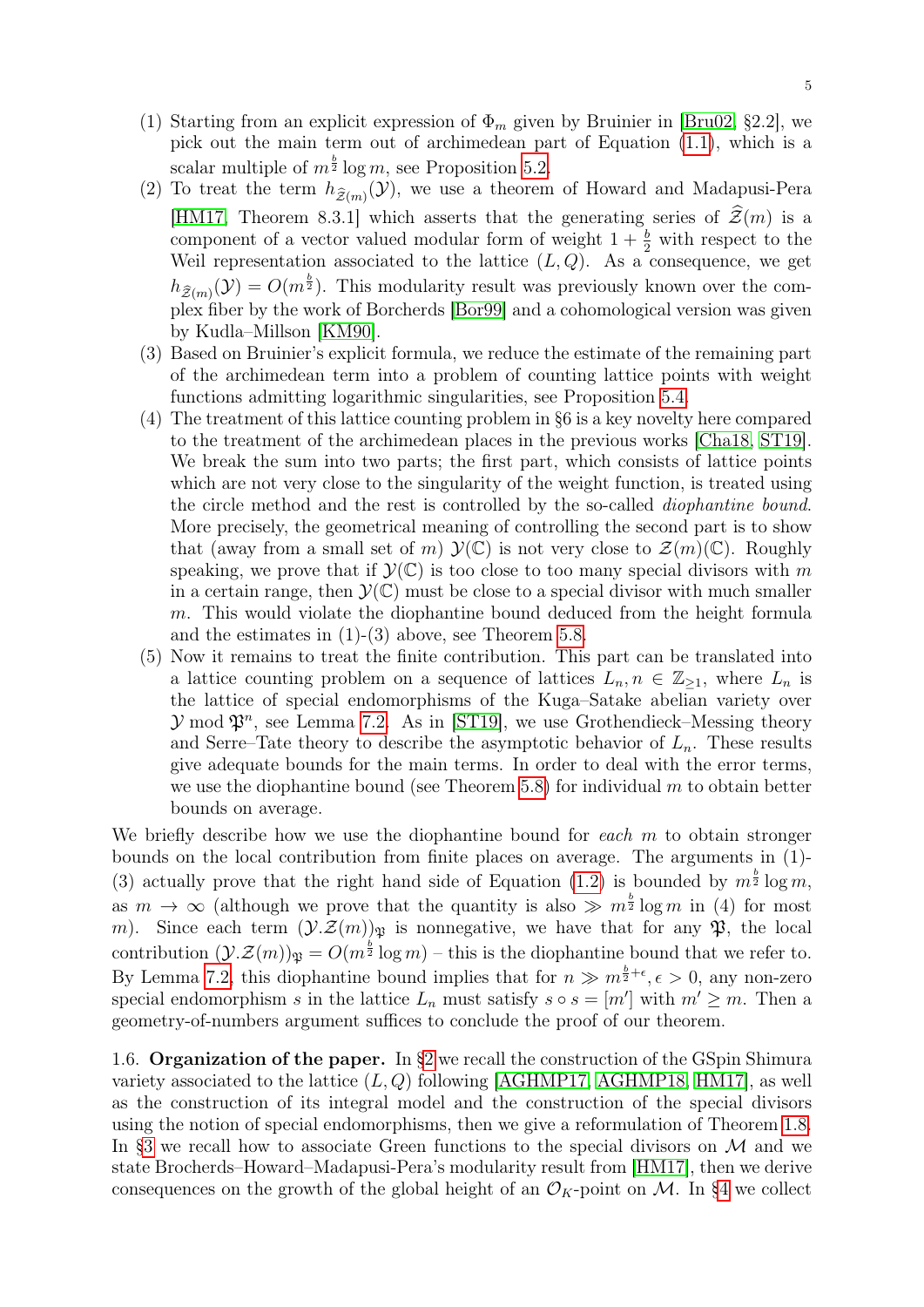(1) Starting from an explicit expression of $\Phi_m$ given by Bruinier in [Bru02, §2.2], we pick out the main term out of archimedean part of Equation (1.1), which is a scalar multiple of $m^{\frac{b}{2}} \log m$, see Proposition 5.2.

(2) To treat the term $h_{\widehat{\mathcal{Z}}(m)}(\mathcal{Y})$, we use a theorem of Howard and Madapusi-Pera [HM17, Theorem 8.3.1] which asserts that the generating series of $\widehat{\mathcal{Z}}(m)$ is a component of a vector valued modular form of weight $1 + \frac{b}{2}$ with respect to the Weil representation associated to the lattice $(L, Q)$. As a consequence, we get $h_{\widehat{\mathcal{Z}}(m)}(\mathcal{Y}) = O(m^{\frac{b}{2}})$. This modularity result was previously known over the complex fiber by the work of Borcherds [Bor99] and a cohomological version was given by Kudla–Millson [KM90].

(3) Based on Bruinier's explicit formula, we reduce the estimate of the remaining part of the archimedean term into a problem of counting lattice points with weight functions admitting logarithmic singularities, see Proposition 5.4.

(4) The treatment of this lattice counting problem in §6 is a key novelty here compared to the treatment of the archimedean places in the previous works [Cha18, ST19]. We break the sum into two parts; the first part, which consists of lattice points which are not very close to the singularity of the weight function, is treated using the circle method and the rest is controlled by the so-called *diophantine bound*. More precisely, the geometrical meaning of controlling the second part is to show that (away from a small set of $m$) $\mathcal{Y}(\mathbb{C})$ is not very close to $\mathcal{Z}(m)(\mathbb{C})$. Roughly speaking, we prove that if $\mathcal{Y}(\mathbb{C})$ is too close to too many special divisors with $m$ in a certain range, then $\mathcal{Y}(\mathbb{C})$ must be close to a special divisor with much smaller $m$. This would violate the diophantine bound deduced from the height formula and the estimates in (1)-(3) above, see Theorem 5.8.

(5) Now it remains to treat the finite contribution. This part can be translated into a lattice counting problem on a sequence of lattices $L_n, n \in \mathbb{Z}_{\geq 1}$, where $L_n$ is the lattice of special endomorphisms of the Kuga–Satake abelian variety over $\mathcal{Y} \bmod \mathfrak{P}^n$, see Lemma 7.2. As in [ST19], we use Grothendieck–Messing theory and Serre–Tate theory to describe the asymptotic behavior of $L_n$. These results give adequate bounds for the main terms. In order to deal with the error terms, we use the diophantine bound (see Theorem 5.8) for individual $m$ to obtain better bounds on average.

We briefly describe how we use the diophantine bound for *each* $m$ to obtain stronger bounds on the local contribution from finite places on average. The arguments in (1)-(3) actually prove that the right hand side of Equation (1.2) is bounded by $m^{\frac{b}{2}} \log m$, as $m \to \infty$ (although we prove that the quantity is also $\gg m^{\frac{b}{2}} \log m$ in (4) for most $m$). Since each term $(\mathcal{Y}.\mathcal{Z}(m))_{\mathfrak{P}}$ is nonnegative, we have that for any $\mathfrak{P}$, the local contribution $(\mathcal{Y}.\mathcal{Z}(m))_{\mathfrak{P}} = O(m^{\frac{b}{2}} \log m)$ – this is the diophantine bound that we refer to. By Lemma 7.2, this diophantine bound implies that for $n \gg m^{\frac{b}{2}+\epsilon}, \epsilon > 0$, any non-zero special endomorphism $s$ in the lattice $L_n$ must satisfy $s \circ s = [m']$ with $m' \geq m$. Then a geometry-of-numbers argument suffices to conclude the proof of our theorem.

1.6. **Organization of the paper.** In §2 we recall the construction of the GSpin Shimura variety associated to the lattice $(L, Q)$ following [AGHMP17, AGHMP18, HM17], as well as the construction of its integral model and the construction of the special divisors using the notion of special endomorphisms, then we give a reformulation of Theorem 1.8. In §3 we recall how to associate Green functions to the special divisors on $\mathcal{M}$ and we state Brocherds–Howard–Madapusi-Pera's modularity result from [HM17], then we derive consequences on the growth of the global height of an $\mathcal{O}_K$-point on $\mathcal{M}$. In §4 we collect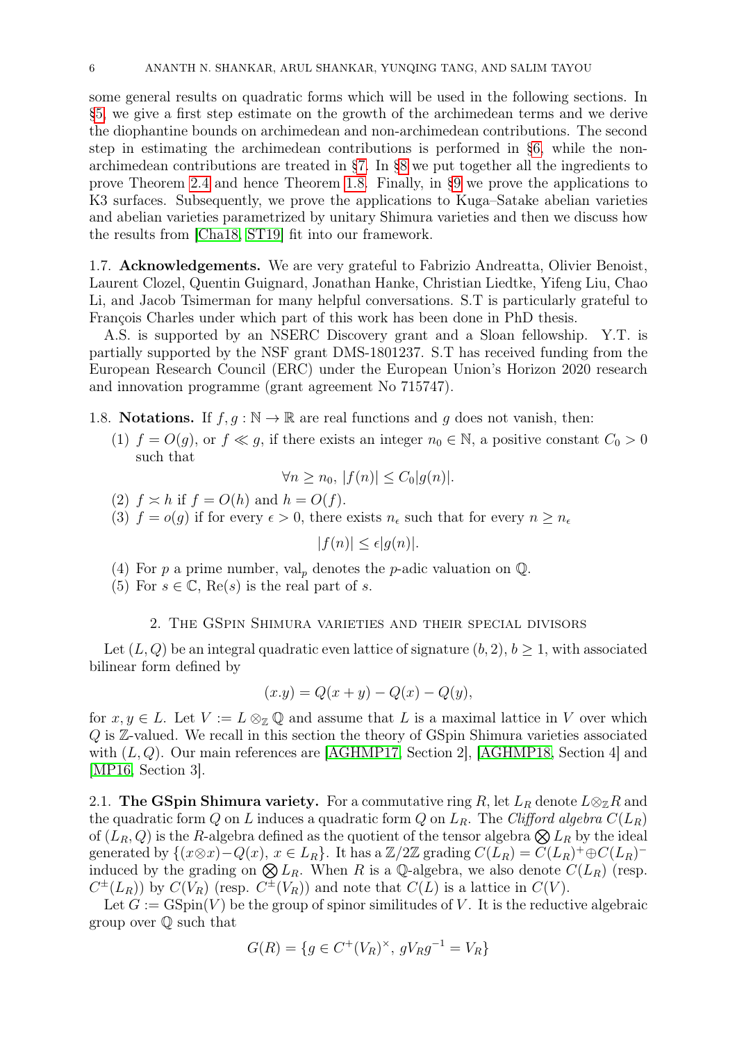some general results on quadratic forms which will be used in the following sections. In §5, we give a first step estimate on the growth of the archimedean terms and we derive the diophantine bounds on archimedean and non-archimedean contributions. The second step in estimating the archimedean contributions is performed in §6, while the non-archimedean contributions are treated in §7. In §8 we put together all the ingredients to prove Theorem 2.4 and hence Theorem 1.8. Finally, in §9 we prove the applications to K3 surfaces. Subsequently, we prove the applications to Kuga–Satake abelian varieties and abelian varieties parametrized by unitary Shimura varieties and then we discuss how the results from [Cha18, ST19] fit into our framework.

**1.7. Acknowledgements.** We are very grateful to Fabrizio Andreatta, Olivier Benoist, Laurent Clozel, Quentin Guignard, Jonathan Hanke, Christian Liedtke, Yifeng Liu, Chao Li, and Jacob Tsimerman for many helpful conversations. S.T is particularly grateful to François Charles under which part of this work has been done in PhD thesis.

A.S. is supported by an NSERC Discovery grant and a Sloan fellowship. Y.T. is partially supported by the NSF grant DMS-1801237. S.T has received funding from the European Research Council (ERC) under the European Union's Horizon 2020 research and innovation programme (grant agreement No 715747).

**1.8. Notations.** If $f, g : \mathbb{N} \to \mathbb{R}$ are real functions and $g$ does not vanish, then:

(1) $f = O(g)$, or $f \ll g$, if there exists an integer $n_0 \in \mathbb{N}$, a positive constant $C_0 > 0$ such that

$$\forall n \geq n_0, \ |f(n)| \leq C_0 |g(n)|.$$

(2) $f \asymp h$ if $f = O(h)$ and $h = O(f)$.

(3) $f = o(g)$ if for every $\epsilon > 0$, there exists $n_\epsilon$ such that for every $n \geq n_\epsilon$

$$|f(n)| \leq \epsilon |g(n)|.$$

(4) For $p$ a prime number, $\mathrm{val}_p$ denotes the $p$-adic valuation on $\mathbb{Q}$.

(5) For $s \in \mathbb{C}$, $\mathrm{Re}(s)$ is the real part of $s$.

## 2. The GSpin Shimura varieties and their special divisors

Let $(L, Q)$ be an integral quadratic even lattice of signature $(b, 2)$, $b \geq 1$, with associated bilinear form defined by

$$(x.y) = Q(x + y) - Q(x) - Q(y),$$

for $x, y \in L$. Let $V := L \otimes_{\mathbb{Z}} \mathbb{Q}$ and assume that $L$ is a maximal lattice in $V$ over which $Q$ is $\mathbb{Z}$-valued. We recall in this section the theory of GSpin Shimura varieties associated with $(L, Q)$. Our main references are [AGHMP17, Section 2], [AGHMP18, Section 4] and [MP16, Section 3].

**2.1. The GSpin Shimura variety.** For a commutative ring $R$, let $L_R$ denote $L \otimes_{\mathbb{Z}} R$ and the quadratic form $Q$ on $L$ induces a quadratic form $Q$ on $L_R$. The *Clifford algebra* $C(L_R)$ of $(L_R, Q)$ is the $R$-algebra defined as the quotient of the tensor algebra $\bigotimes L_R$ by the ideal generated by $\{(x \otimes x) - Q(x), \ x \in L_R\}$. It has a $\mathbb{Z}/2\mathbb{Z}$ grading $C(L_R) = C(L_R)^+ \oplus C(L_R)^-$ induced by the grading on $\bigotimes L_R$. When $R$ is a $\mathbb{Q}$-algebra, we also denote $C(L_R)$ (resp. $C^\pm(L_R)$) by $C(V_R)$ (resp. $C^\pm(V_R)$) and note that $C(L)$ is a lattice in $C(V)$.

Let $G := \mathrm{GSpin}(V)$ be the group of spinor similitudes of $V$. It is the reductive algebraic group over $\mathbb{Q}$ such that

$$G(R) = \{g \in C^+(V_R)^\times, \ gV_R g^{-1} = V_R\}$$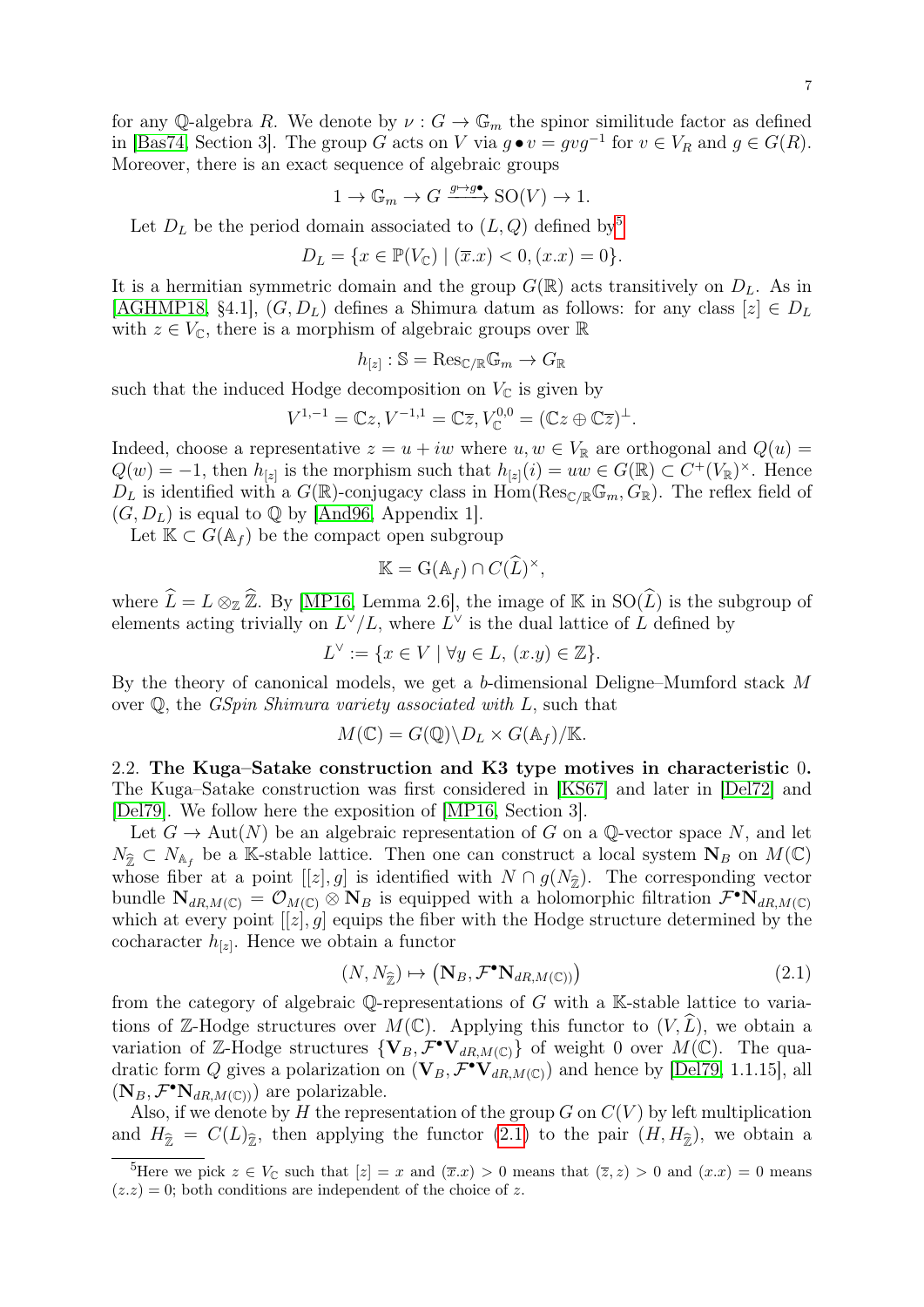for any $\mathbb{Q}$-algebra $R$. We denote by $\nu : G \to \mathbb{G}_m$ the spinor similitude factor as defined in [Bas74, Section 3]. The group $G$ acts on $V$ via $g \bullet v = gvg^{-1}$ for $v \in V_R$ and $g \in G(R)$. Moreover, there is an exact sequence of algebraic groups

$$1 \to \mathbb{G}_m \to G \xrightarrow{g \mapsto g\bullet} \mathrm{SO}(V) \to 1.$$

Let $D_L$ be the period domain associated to $(L, Q)$ defined by[5]

$$D_L = \{x \in \mathbb{P}(V_{\mathbb{C}}) \mid (\overline{x}.x) < 0, (x.x) = 0\}.$$

It is a hermitian symmetric domain and the group $G(\mathbb{R})$ acts transitively on $D_L$. As in [AGHMP18, §4.1], $(G, D_L)$ defines a Shimura datum as follows: for any class $[z] \in D_L$ with $z \in V_{\mathbb{C}}$, there is a morphism of algebraic groups over $\mathbb{R}$

$$h_{[z]} : \mathbb{S} = \mathrm{Res}_{\mathbb{C}/\mathbb{R}}\mathbb{G}_m \to G_{\mathbb{R}}$$

such that the induced Hodge decomposition on $V_{\mathbb{C}}$ is given by

$$V^{1,-1} = \mathbb{C}z, V^{-1,1} = \mathbb{C}\overline{z}, V^{0,0}_{\mathbb{C}} = (\mathbb{C}z \oplus \mathbb{C}\overline{z})^{\perp}.$$

Indeed, choose a representative $z = u + iw$ where $u, w \in V_{\mathbb{R}}$ are orthogonal and $Q(u) = Q(w) = -1$, then $h_{[z]}$ is the morphism such that $h_{[z]}(i) = uw \in G(\mathbb{R}) \subset C^+(V_{\mathbb{R}})^{\times}$. Hence $D_L$ is identified with a $G(\mathbb{R})$-conjugacy class in $\mathrm{Hom}(\mathrm{Res}_{\mathbb{C}/\mathbb{R}}\mathbb{G}_m, G_{\mathbb{R}})$. The reflex field of $(G, D_L)$ is equal to $\mathbb{Q}$ by [And96, Appendix 1].

Let $\mathbb{K} \subset G(\mathbb{A}_f)$ be the compact open subgroup

$$\mathbb{K} = \mathrm{G}(\mathbb{A}_f) \cap C(\widehat{L})^{\times},$$

where $\widehat{L} = L \otimes_{\mathbb{Z}} \widehat{\mathbb{Z}}$. By [MP16, Lemma 2.6], the image of $\mathbb{K}$ in $\mathrm{SO}(\widehat{L})$ is the subgroup of elements acting trivially on $L^{\vee}/L$, where $L^{\vee}$ is the dual lattice of $L$ defined by

$$L^{\vee} := \{x \in V \mid \forall y \in L, (x.y) \in \mathbb{Z}\}.$$

By the theory of canonical models, we get a $b$-dimensional Deligne–Mumford stack $M$ over $\mathbb{Q}$, the *GSpin Shimura variety associated with* $L$, such that

$$M(\mathbb{C}) = G(\mathbb{Q})\backslash D_L \times G(\mathbb{A}_f)/\mathbb{K}.$$

**2.2. The Kuga–Satake construction and K3 type motives in characteristic 0.** The Kuga–Satake construction was first considered in [KS67] and later in [Del72] and [Del79]. We follow here the exposition of [MP16, Section 3].

Let $G \to \mathrm{Aut}(N)$ be an algebraic representation of $G$ on a $\mathbb{Q}$-vector space $N$, and let $N_{\widehat{\mathbb{Z}}} \subset N_{\mathbb{A}_f}$ be a $\mathbb{K}$-stable lattice. Then one can construct a local system $\mathbf{N}_B$ on $M(\mathbb{C})$ whose fiber at a point $[[z], g]$ is identified with $N \cap g(N_{\widehat{\mathbb{Z}}})$. The corresponding vector bundle $\mathbf{N}_{dR,M(\mathbb{C})} = \mathcal{O}_{M(\mathbb{C})} \otimes \mathbf{N}_B$ is equipped with a holomorphic filtration $\mathcal{F}^{\bullet}\mathbf{N}_{dR,M(\mathbb{C})}$ which at every point $[[z], g]$ equips the fiber with the Hodge structure determined by the cocharacter $h_{[z]}$. Hence we obtain a functor

$$(N, N_{\widehat{\mathbb{Z}}}) \mapsto \left(\mathbf{N}_B, \mathcal{F}^{\bullet}\mathbf{N}_{dR,M(\mathbb{C})}\right) \tag{2.1}$$

from the category of algebraic $\mathbb{Q}$-representations of $G$ with a $\mathbb{K}$-stable lattice to variations of $\mathbb{Z}$-Hodge structures over $M(\mathbb{C})$. Applying this functor to $(V, \widehat{L})$, we obtain a variation of $\mathbb{Z}$-Hodge structures $\{\mathbf{V}_B, \mathcal{F}^{\bullet}\mathbf{V}_{dR,M(\mathbb{C})}\}$ of weight 0 over $M(\mathbb{C})$. The quadratic form $Q$ gives a polarization on $(\mathbf{V}_B, \mathcal{F}^{\bullet}\mathbf{V}_{dR,M(\mathbb{C})})$ and hence by [Del79, 1.1.15], all $(\mathbf{N}_B, \mathcal{F}^{\bullet}\mathbf{N}_{dR,M(\mathbb{C})})$ are polarizable.

Also, if we denote by $H$ the representation of the group $G$ on $C(V)$ by left multiplication and $H_{\widehat{\mathbb{Z}}} = C(L)_{\widehat{\mathbb{Z}}}$, then applying the functor (2.1) to the pair $(H, H_{\widehat{\mathbb{Z}}})$, we obtain a

[5] Here we pick $z \in V_{\mathbb{C}}$ such that $[z] = x$ and $(\overline{x}.x) > 0$ means that $(\overline{z}, z) > 0$ and $(x.x) = 0$ means $(z.z) = 0$; both conditions are independent of the choice of $z$.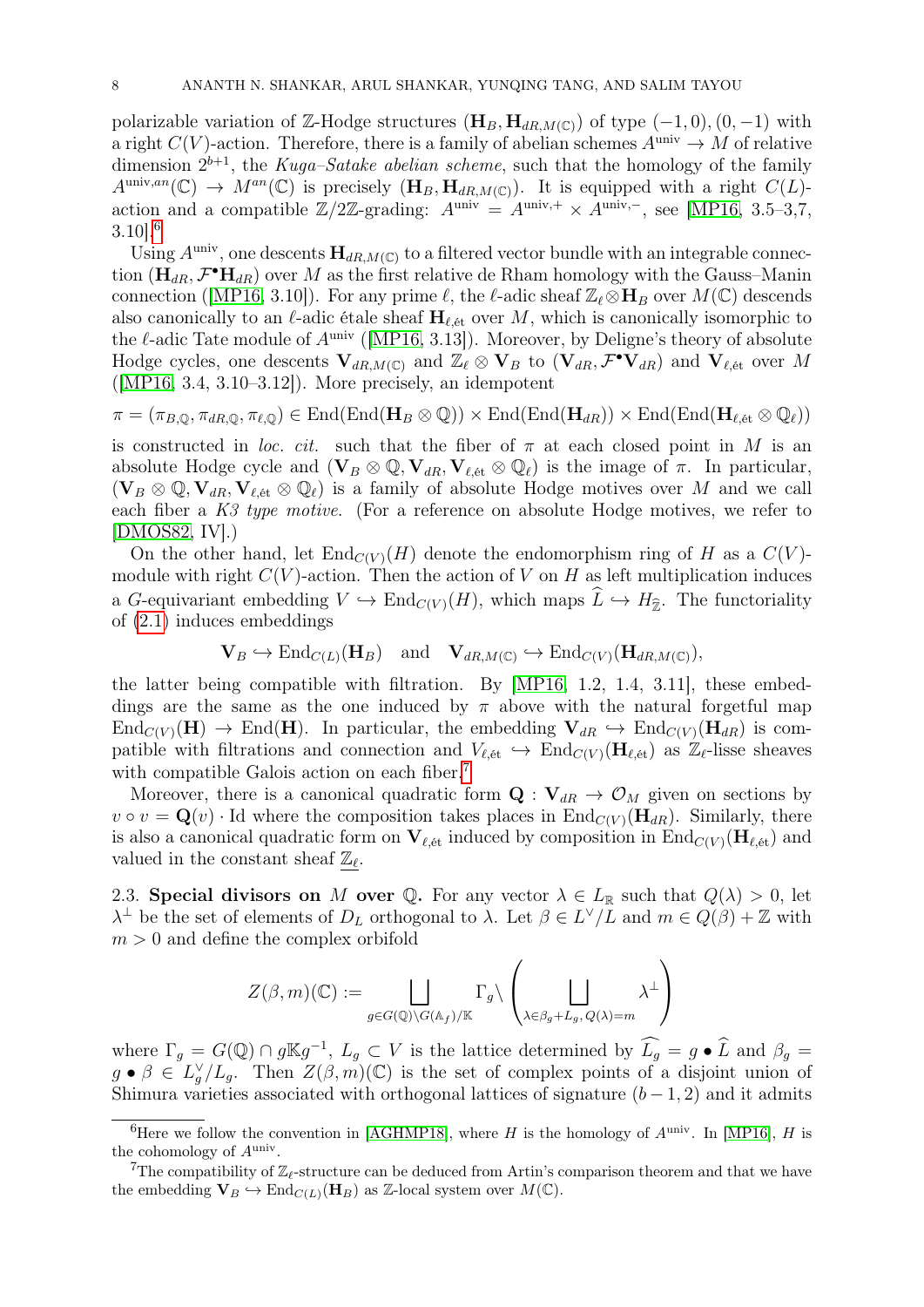polarizable variation of $\mathbb{Z}$-Hodge structures $(\mathbf{H}_B, \mathbf{H}_{dR,M(\mathbb{C})})$ of type $(-1,0),(0,-1)$ with a right $C(V)$-action. Therefore, there is a family of abelian schemes $A^{\mathrm{univ}} \to M$ of relative dimension $2^{b+1}$, the *Kuga–Satake abelian scheme*, such that the homology of the family $A^{\mathrm{univ},an}(\mathbb{C}) \to M^{an}(\mathbb{C})$ is precisely $(\mathbf{H}_B, \mathbf{H}_{dR,M(\mathbb{C})})$. It is equipped with a right $C(L)$-action and a compatible $\mathbb{Z}/2\mathbb{Z}$-grading: $A^{\mathrm{univ}} = A^{\mathrm{univ},+} \times A^{\mathrm{univ},-}$, see [MP16, 3.5–3,7, 3.10].[6]

Using $A^{\mathrm{univ}}$, one descents $\mathbf{H}_{dR,M(\mathbb{C})}$ to a filtered vector bundle with an integrable connection $(\mathbf{H}_{dR}, \mathcal{F}^\bullet\mathbf{H}_{dR})$ over $M$ as the first relative de Rham homology with the Gauss–Manin connection ([MP16, 3.10]). For any prime $\ell$, the $\ell$-adic sheaf $\mathbb{Z}_\ell \otimes \mathbf{H}_B$ over $M(\mathbb{C})$ descends also canonically to an $\ell$-adic étale sheaf $\mathbf{H}_{\ell,\text{ét}}$ over $M$, which is canonically isomorphic to the $\ell$-adic Tate module of $A^{\mathrm{univ}}$ ([MP16, 3.13]). Moreover, by Deligne's theory of absolute Hodge cycles, one descents $\mathbf{V}_{dR,M(\mathbb{C})}$ and $\mathbb{Z}_\ell \otimes \mathbf{V}_B$ to $(\mathbf{V}_{dR}, \mathcal{F}^\bullet\mathbf{V}_{dR})$ and $\mathbf{V}_{\ell,\text{ét}}$ over $M$ ([MP16, 3.4, 3.10–3.12]). More precisely, an idempotent

$$\pi = (\pi_{B,\mathbb{Q}}, \pi_{dR,\mathbb{Q}}, \pi_{\ell,\mathbb{Q}}) \in \mathrm{End}(\mathrm{End}(\mathbf{H}_B \otimes \mathbb{Q})) \times \mathrm{End}(\mathrm{End}(\mathbf{H}_{dR})) \times \mathrm{End}(\mathrm{End}(\mathbf{H}_{\ell,\text{ét}} \otimes \mathbb{Q}_\ell))$$

is constructed in *loc. cit.* such that the fiber of $\pi$ at each closed point in $M$ is an absolute Hodge cycle and $(\mathbf{V}_B \otimes \mathbb{Q}, \mathbf{V}_{dR}, \mathbf{V}_{\ell,\text{ét}} \otimes \mathbb{Q}_\ell)$ is the image of $\pi$. In particular, $(\mathbf{V}_B \otimes \mathbb{Q}, \mathbf{V}_{dR}, \mathbf{V}_{\ell,\text{ét}} \otimes \mathbb{Q}_\ell)$ is a family of absolute Hodge motives over $M$ and we call each fiber a *K3 type motive*. (For a reference on absolute Hodge motives, we refer to [DMOS82, IV].)

On the other hand, let $\mathrm{End}_{C(V)}(H)$ denote the endomorphism ring of $H$ as a $C(V)$-module with right $C(V)$-action. Then the action of $V$ on $H$ as left multiplication induces a $G$-equivariant embedding $V \hookrightarrow \mathrm{End}_{C(V)}(H)$, which maps $\widehat{L} \hookrightarrow H_{\widehat{\mathbb{Z}}}$. The functoriality of (2.1) induces embeddings

$$\mathbf{V}_B \hookrightarrow \mathrm{End}_{C(L)}(\mathbf{H}_B) \quad \text{and} \quad \mathbf{V}_{dR,M(\mathbb{C})} \hookrightarrow \mathrm{End}_{C(V)}(\mathbf{H}_{dR,M(\mathbb{C})}),$$

the latter being compatible with filtration. By [MP16, 1.2, 1.4, 3.11], these embeddings are the same as the one induced by $\pi$ above with the natural forgetful map $\mathrm{End}_{C(V)}(\mathbf{H}) \to \mathrm{End}(\mathbf{H})$. In particular, the embedding $\mathbf{V}_{dR} \hookrightarrow \mathrm{End}_{C(V)}(\mathbf{H}_{dR})$ is compatible with filtrations and connection and $V_{\ell,\text{ét}} \hookrightarrow \mathrm{End}_{C(V)}(\mathbf{H}_{\ell,\text{ét}})$ as $\mathbb{Z}_\ell$-lisse sheaves with compatible Galois action on each fiber.[7]

Moreover, there is a canonical quadratic form $\mathbf{Q} : \mathbf{V}_{dR} \to \mathcal{O}_M$ given on sections by $v \circ v = \mathbf{Q}(v) \cdot \mathrm{Id}$ where the composition takes places in $\mathrm{End}_{C(V)}(\mathbf{H}_{dR})$. Similarly, there is also a canonical quadratic form on $\mathbf{V}_{\ell,\text{ét}}$ induced by composition in $\mathrm{End}_{C(V)}(\mathbf{H}_{\ell,\text{ét}})$ and valued in the constant sheaf $\underline{\mathbb{Z}_\ell}$.

**2.3. Special divisors on $M$ over $\mathbb{Q}$.** For any vector $\lambda \in L_\mathbb{R}$ such that $Q(\lambda) > 0$, let $\lambda^\perp$ be the set of elements of $D_L$ orthogonal to $\lambda$. Let $\beta \in L^\vee/L$ and $m \in Q(\beta) + \mathbb{Z}$ with $m > 0$ and define the complex orbifold

$$Z(\beta, m)(\mathbb{C}) := \bigsqcup_{g \in G(\mathbb{Q})\backslash G(\mathbb{A}_f)/\mathbb{K}} \Gamma_g \backslash \left( \bigsqcup_{\lambda \in \beta_g + L_g,\, Q(\lambda) = m} \lambda^\perp \right)$$

where $\Gamma_g = G(\mathbb{Q}) \cap g\mathbb{K}g^{-1}$, $L_g \subset V$ is the lattice determined by $\widehat{L_g} = g \bullet \widehat{L}$ and $\beta_g = g \bullet \beta \in L_g^\vee/L_g$. Then $Z(\beta, m)(\mathbb{C})$ is the set of complex points of a disjoint union of Shimura varieties associated with orthogonal lattices of signature $(b-1, 2)$ and it admits

[6] Here we follow the convention in [AGHMP18], where $H$ is the homology of $A^{\mathrm{univ}}$. In [MP16], $H$ is the cohomology of $A^{\mathrm{univ}}$.

[7] The compatibility of $\mathbb{Z}_\ell$-structure can be deduced from Artin's comparison theorem and that we have the embedding $\mathbf{V}_B \hookrightarrow \mathrm{End}_{C(L)}(\mathbf{H}_B)$ as $\mathbb{Z}$-local system over $M(\mathbb{C})$.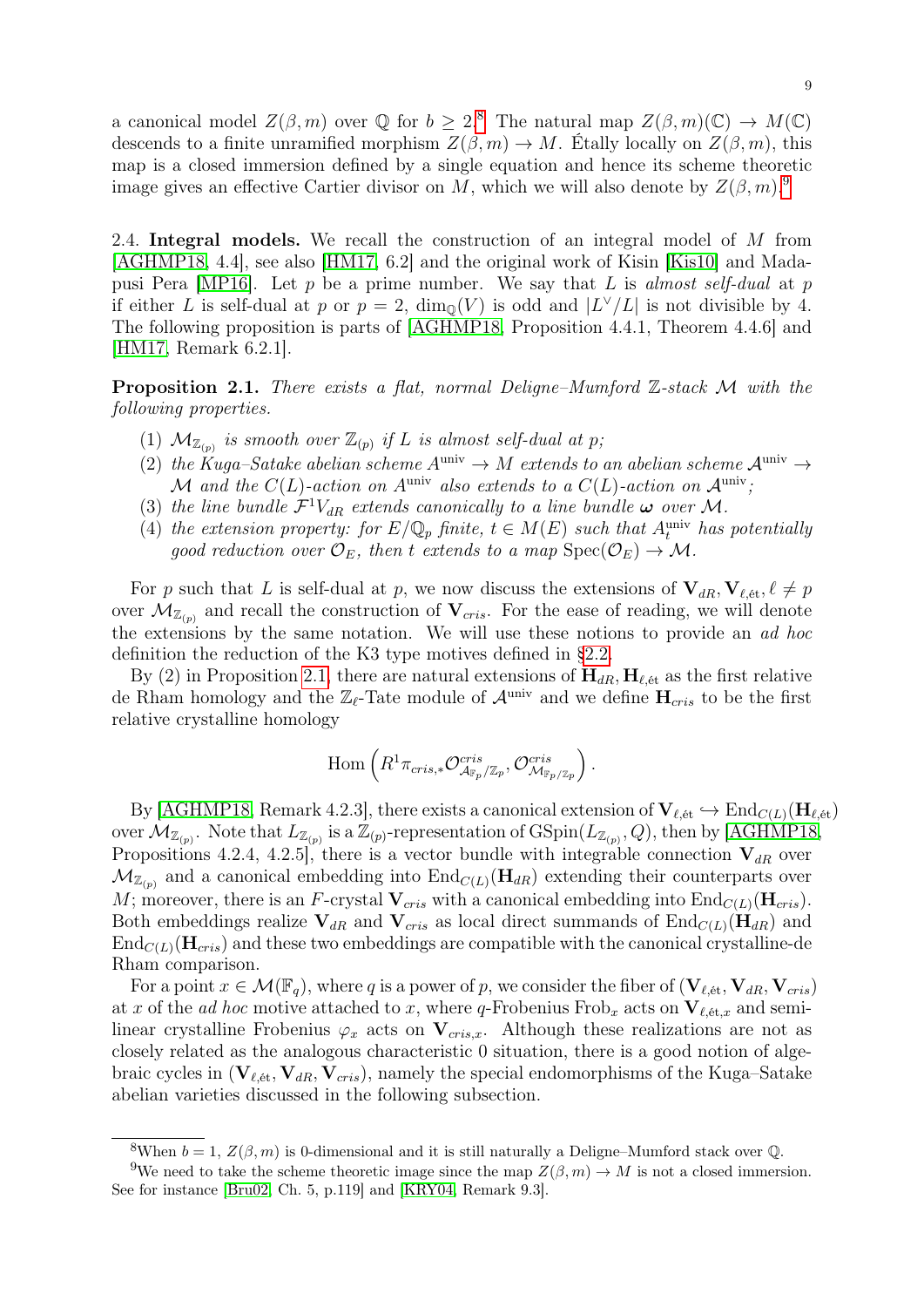a canonical model $Z(\beta, m)$ over $\mathbb{Q}$ for $b \geq 2$.[8] The natural map $Z(\beta, m)(\mathbb{C}) \to M(\mathbb{C})$ descends to a finite unramified morphism $Z(\beta, m) \to M$. Étally locally on $Z(\beta, m)$, this map is a closed immersion defined by a single equation and hence its scheme theoretic image gives an effective Cartier divisor on $M$, which we will also denote by $Z(\beta, m)$.[9]

2.4. **Integral models.** We recall the construction of an integral model of $M$ from [AGHMP18, 4.4], see also [HM17, 6.2] and the original work of Kisin [Kis10] and Madapusi Pera [MP16]. Let $p$ be a prime number. We say that $L$ is *almost self-dual* at $p$ if either $L$ is self-dual at $p$ or $p = 2$, $\dim_{\mathbb{Q}}(V)$ is odd and $|L^\vee/L|$ is not divisible by 4. The following proposition is parts of [AGHMP18, Proposition 4.4.1, Theorem 4.4.6] and [HM17, Remark 6.2.1].

**Proposition 2.1.** *There exists a flat, normal Deligne–Mumford $\mathbb{Z}$-stack $\mathcal{M}$ with the following properties.*

1. *$\mathcal{M}_{\mathbb{Z}_{(p)}}$ is smooth over $\mathbb{Z}_{(p)}$ if $L$ is almost self-dual at $p$;*
2. *the Kuga–Satake abelian scheme $A^{\mathrm{univ}} \to M$ extends to an abelian scheme $\mathcal{A}^{\mathrm{univ}} \to \mathcal{M}$ and the $C(L)$-action on $A^{\mathrm{univ}}$ also extends to a $C(L)$-action on $\mathcal{A}^{\mathrm{univ}}$;*
3. *the line bundle $\mathcal{F}^1 V_{dR}$ extends canonically to a line bundle $\boldsymbol{\omega}$ over $\mathcal{M}$.*
4. *the extension property: for $E/\mathbb{Q}_p$ finite, $t \in M(E)$ such that $A^{\mathrm{univ}}_t$ has potentially good reduction over $\mathcal{O}_E$, then $t$ extends to a map $\mathrm{Spec}(\mathcal{O}_E) \to \mathcal{M}$.*

For $p$ such that $L$ is self-dual at $p$, we now discuss the extensions of $\mathbf{V}_{dR}, \mathbf{V}_{\ell,\text{ét}}, \ell \neq p$ over $\mathcal{M}_{\mathbb{Z}_{(p)}}$ and recall the construction of $\mathbf{V}_{cris}$. For the ease of reading, we will denote the extensions by the same notation. We will use these notions to provide an *ad hoc* definition the reduction of the K3 type motives defined in §2.2.

By (2) in Proposition 2.1, there are natural extensions of $\mathbf{H}_{dR}, \mathbf{H}_{\ell,\text{ét}}$ as the first relative de Rham homology and the $\mathbb{Z}_\ell$-Tate module of $\mathcal{A}^{\mathrm{univ}}$ and we define $\mathbf{H}_{cris}$ to be the first relative crystalline homology

$$\mathrm{Hom}\left(R^1\pi_{cris,*}\mathcal{O}^{cris}_{\mathcal{A}_{\mathbb{F}_p}/\mathbb{Z}_p}, \mathcal{O}^{cris}_{\mathcal{M}_{\mathbb{F}_p}/\mathbb{Z}_p}\right).$$

By [AGHMP18, Remark 4.2.3], there exists a canonical extension of $\mathbf{V}_{\ell,\text{ét}} \hookrightarrow \mathrm{End}_{C(L)}(\mathbf{H}_{\ell,\text{ét}})$ over $\mathcal{M}_{\mathbb{Z}_{(p)}}$. Note that $L_{\mathbb{Z}_{(p)}}$ is a $\mathbb{Z}_{(p)}$-representation of $\mathrm{GSpin}(L_{\mathbb{Z}_{(p)}}, Q)$, then by [AGHMP18, Propositions 4.2.4, 4.2.5], there is a vector bundle with integrable connection $\mathbf{V}_{dR}$ over $\mathcal{M}_{\mathbb{Z}_{(p)}}$ and a canonical embedding into $\mathrm{End}_{C(L)}(\mathbf{H}_{dR})$ extending their counterparts over $M$; moreover, there is an $F$-crystal $\mathbf{V}_{cris}$ with a canonical embedding into $\mathrm{End}_{C(L)}(\mathbf{H}_{cris})$. Both embeddings realize $\mathbf{V}_{dR}$ and $\mathbf{V}_{cris}$ as local direct summands of $\mathrm{End}_{C(L)}(\mathbf{H}_{dR})$ and $\mathrm{End}_{C(L)}(\mathbf{H}_{cris})$ and these two embeddings are compatible with the canonical crystalline-de Rham comparison.

For a point $x \in \mathcal{M}(\mathbb{F}_q)$, where $q$ is a power of $p$, we consider the fiber of $(\mathbf{V}_{\ell,\text{ét}}, \mathbf{V}_{dR}, \mathbf{V}_{cris})$ at $x$ of the *ad hoc* motive attached to $x$, where $q$-Frobenius $\mathrm{Frob}_x$ acts on $\mathbf{V}_{\ell,\text{ét},x}$ and semi-linear crystalline Frobenius $\varphi_x$ acts on $\mathbf{V}_{cris,x}$. Although these realizations are not as closely related as the analogous characteristic 0 situation, there is a good notion of algebraic cycles in $(\mathbf{V}_{\ell,\text{ét}}, \mathbf{V}_{dR}, \mathbf{V}_{cris})$, namely the special endomorphisms of the Kuga–Satake abelian varieties discussed in the following subsection.

[8] When $b = 1$, $Z(\beta, m)$ is 0-dimensional and it is still naturally a Deligne–Mumford stack over $\mathbb{Q}$.

[9] We need to take the scheme theoretic image since the map $Z(\beta, m) \to M$ is not a closed immersion. See for instance [Bru02, Ch. 5, p.119] and [KRY04, Remark 9.3].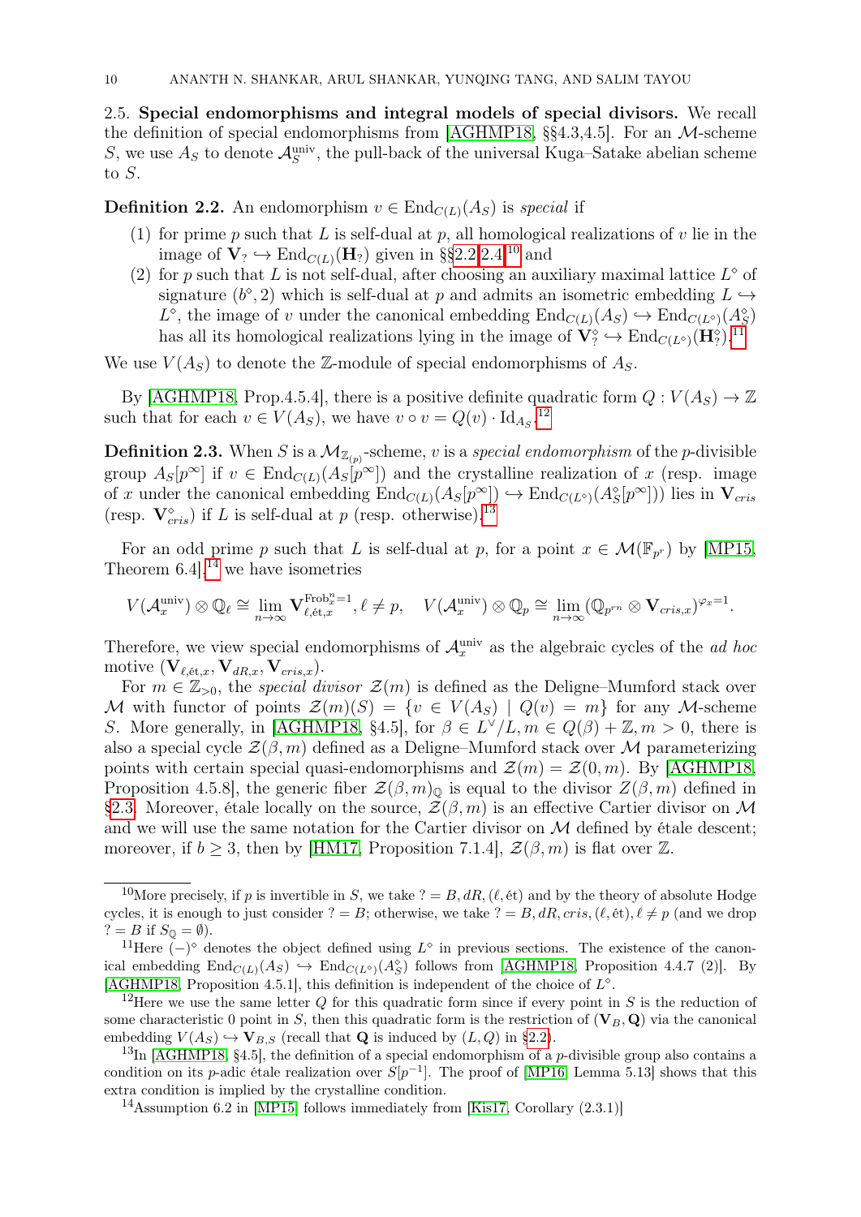2.5. **Special endomorphisms and integral models of special divisors.** We recall the definition of special endomorphisms from [AGHMP18, §§4.3,4.5]. For an $\mathcal{M}$-scheme $S$, we use $A_S$ to denote $\mathcal{A}_S^{\mathrm{univ}}$, the pull-back of the universal Kuga–Satake abelian scheme to $S$.

**Definition 2.2.** An endomorphism $v \in \mathrm{End}_{C(L)}(A_S)$ is *special* if

1. for prime $p$ such that $L$ is self-dual at $p$, all homological realizations of $v$ lie in the image of $\mathbf{V}_? \hookrightarrow \mathrm{End}_{C(L)}(\mathbf{H}_?)$ given in §§2.2-2.4[10] and
2. for $p$ such that $L$ is not self-dual, after choosing an auxiliary maximal lattice $L^\diamond$ of signature $(b^\diamond, 2)$ which is self-dual at $p$ and admits an isometric embedding $L \hookrightarrow L^\diamond$, the image of $v$ under the canonical embedding $\mathrm{End}_{C(L)}(A_S) \hookrightarrow \mathrm{End}_{C(L^\diamond)}(A_S^\diamond)$ has all its homological realizations lying in the image of $\mathbf{V}_?^\diamond \hookrightarrow \mathrm{End}_{C(L^\diamond)}(\mathbf{H}_?^\diamond)$.[11]

We use $V(A_S)$ to denote the $\mathbb{Z}$-module of special endomorphisms of $A_S$.

By [AGHMP18, Prop.4.5.4], there is a positive definite quadratic form $Q : V(A_S) \to \mathbb{Z}$ such that for each $v \in V(A_S)$, we have $v \circ v = Q(v) \cdot \mathrm{Id}_{A_S}$.[12]

**Definition 2.3.** When $S$ is a $\mathcal{M}_{\mathbb{Z}_{(p)}}$-scheme, $v$ is a *special endomorphism* of the $p$-divisible group $A_S[p^\infty]$ if $v \in \mathrm{End}_{C(L)}(A_S[p^\infty])$ and the crystalline realization of $x$ (resp. image of $x$ under the canonical embedding $\mathrm{End}_{C(L)}(A_S[p^\infty]) \hookrightarrow \mathrm{End}_{C(L^\diamond)}(A_S^\diamond[p^\infty])$) lies in $\mathbf{V}_{cris}$ (resp. $\mathbf{V}_{cris}^\diamond$) if $L$ is self-dual at $p$ (resp. otherwise).[13]

For an odd prime $p$ such that $L$ is self-dual at $p$, for a point $x \in \mathcal{M}(\mathbb{F}_{p^r})$ by [MP15, Theorem 6.4],[14] we have isometries

$$V(\mathcal{A}_x^{\mathrm{univ}}) \otimes \mathbb{Q}_\ell \cong \lim_{n\to\infty} \mathbf{V}_{\ell,\text{ét},x}^{\mathrm{Frob}_x^n = 1}, \ell \neq p, \quad V(\mathcal{A}_x^{\mathrm{univ}}) \otimes \mathbb{Q}_p \cong \lim_{n\to\infty} (\mathbb{Q}_{p^{rn}} \otimes \mathbf{V}_{cris,x})^{\varphi_x = 1}.$$

Therefore, we view special endomorphisms of $\mathcal{A}_x^{\mathrm{univ}}$ as the algebraic cycles of the *ad hoc* motive $(\mathbf{V}_{\ell,\text{ét},x}, \mathbf{V}_{dR,x}, \mathbf{V}_{cris,x})$.

For $m \in \mathbb{Z}_{>0}$, the *special divisor* $\mathcal{Z}(m)$ is defined as the Deligne–Mumford stack over $\mathcal{M}$ with functor of points $\mathcal{Z}(m)(S) = \{v \in V(A_S) \mid Q(v) = m\}$ for any $\mathcal{M}$-scheme $S$. More generally, in [AGHMP18, §4.5], for $\beta \in L^\vee/L, m \in Q(\beta) + \mathbb{Z}, m > 0$, there is also a special cycle $\mathcal{Z}(\beta, m)$ defined as a Deligne–Mumford stack over $\mathcal{M}$ parameterizing points with certain special quasi-endomorphisms and $\mathcal{Z}(m) = \mathcal{Z}(0, m)$. By [AGHMP18, Proposition 4.5.8], the generic fiber $\mathcal{Z}(\beta, m)_{\mathbb{Q}}$ is equal to the divisor $Z(\beta, m)$ defined in §2.3. Moreover, étale locally on the source, $\mathcal{Z}(\beta, m)$ is an effective Cartier divisor on $\mathcal{M}$ and we will use the same notation for the Cartier divisor on $\mathcal{M}$ defined by étale descent; moreover, if $b \geq 3$, then by [HM17, Proposition 7.1.4], $\mathcal{Z}(\beta, m)$ is flat over $\mathbb{Z}$.

---

[10] More precisely, if $p$ is invertible in $S$, we take $? = B, dR, (\ell, \text{ét})$ and by the theory of absolute Hodge cycles, it is enough to just consider $? = B$; otherwise, we take $? = B, dR, cris, (\ell, \text{ét}), \ell \neq p$ (and we drop $? = B$ if $S_{\mathbb{Q}} = \emptyset$).

[11] Here $(-)^\diamond$ denotes the object defined using $L^\diamond$ in previous sections. The existence of the canonical embedding $\mathrm{End}_{C(L)}(A_S) \hookrightarrow \mathrm{End}_{C(L^\diamond)}(A_S^\diamond)$ follows from [AGHMP18, Proposition 4.4.7 (2)]. By [AGHMP18, Proposition 4.5.1], this definition is independent of the choice of $L^\diamond$.

[12] Here we use the same letter $Q$ for this quadratic form since if every point in $S$ is the reduction of some characteristic 0 point in $S$, then this quadratic form is the restriction of $(\mathbf{V}_B, \mathbf{Q})$ via the canonical embedding $V(A_S) \hookrightarrow \mathbf{V}_{B,S}$ (recall that $\mathbf{Q}$ is induced by $(L, Q)$ in §2.2).

[13] In [AGHMP18, §4.5], the definition of a special endomorphism of a $p$-divisible group also contains a condition on its $p$-adic étale realization over $S[p^{-1}]$. The proof of [MP16, Lemma 5.13] shows that this extra condition is implied by the crystalline condition.

[14] Assumption 6.2 in [MP15] follows immediately from [Kis17, Corollary (2.3.1)]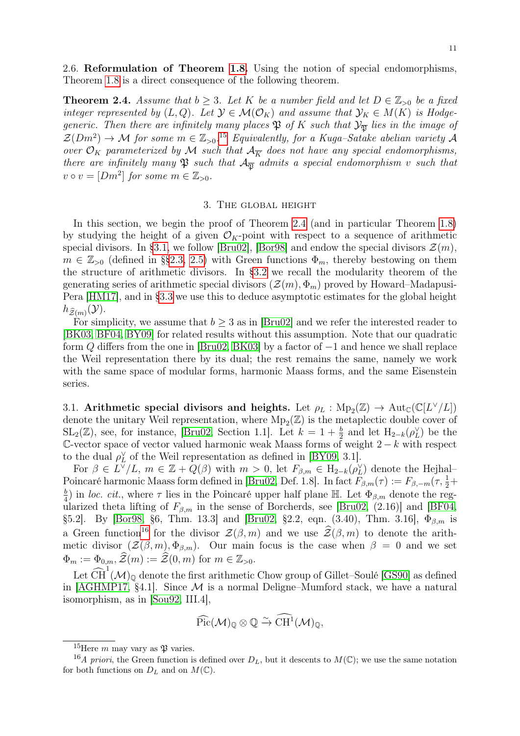2.6. **Reformulation of Theorem 1.8.** Using the notion of special endomorphisms, Theorem 1.8 is a direct consequence of the following theorem.

**Theorem 2.4.** *Assume that $b \geq 3$. Let $K$ be a number field and let $D \in \mathbb{Z}_{>0}$ be a fixed integer represented by $(L, Q)$. Let $\mathcal{Y} \in \mathcal{M}(\mathcal{O}_K)$ and assume that $\mathcal{Y}_K \in M(K)$ is Hodge-generic. Then there are infinitely many places $\mathfrak{P}$ of $K$ such that $\mathcal{Y}_{\overline{\mathfrak{P}}}$ lies in the image of $\mathcal{Z}(Dm^2) \to \mathcal{M}$ for some $m \in \mathbb{Z}_{>0}$.*[15] *Equivalently, for a Kuga–Satake abelian variety $\mathcal{A}$ over $\mathcal{O}_K$ parameterized by $\mathcal{M}$ such that $\mathcal{A}_{\overline{K}}$ does not have any special endomorphisms, there are infinitely many $\mathfrak{P}$ such that $\mathcal{A}_{\overline{\mathfrak{P}}}$ admits a special endomorphism $v$ such that $v \circ v = [Dm^2]$ for some $m \in \mathbb{Z}_{>0}$.*

## 3. The global height

In this section, we begin the proof of Theorem 2.4 (and in particular Theorem 1.8) by studying the height of a given $\mathcal{O}_K$-point with respect to a sequence of arithmetic special divisors. In §3.1, we follow [Bru02], [Bor98] and endow the special divisors $\mathcal{Z}(m)$, $m \in \mathbb{Z}_{>0}$ (defined in §§2.3, 2.5) with Green functions $\Phi_m$, thereby bestowing on them the structure of arithmetic divisors. In §3.2 we recall the modularity theorem of the generating series of arithmetic special divisors $(\mathcal{Z}(m), \Phi_m)$ proved by Howard–Madapusi-Pera [HM17], and in §3.3 we use this to deduce asymptotic estimates for the global height $h_{\widehat{\mathcal{Z}}(m)}(\mathcal{Y})$.

For simplicity, we assume that $b \geq 3$ as in [Bru02] and we refer the interested reader to [BK03, BF04, BY09] for related results without this assumption. Note that our quadratic form $Q$ differs from the one in [Bru02, BK03] by a factor of $-1$ and hence we shall replace the Weil representation there by its dual; the rest remains the same, namely we work with the same space of modular forms, harmonic Maass forms, and the same Eisenstein series.

3.1. **Arithmetic special divisors and heights.** Let $\rho_L : \mathrm{Mp}_2(\mathbb{Z}) \to \mathrm{Aut}_{\mathbb{C}}(\mathbb{C}[L^\vee/L])$ denote the unitary Weil representation, where $\mathrm{Mp}_2(\mathbb{Z})$ is the metaplectic double cover of $\mathrm{SL}_2(\mathbb{Z})$, see, for instance, [Bru02, Section 1.1]. Let $k = 1 + \frac{b}{2}$ and let $\mathrm{H}_{2-k}(\rho_L^\vee)$ be the $\mathbb{C}$-vector space of vector valued harmonic weak Maass forms of weight $2-k$ with respect to the dual $\rho_L^\vee$ of the Weil representation as defined in [BY09, 3.1].

For $\beta \in L^\vee/L$, $m \in \mathbb{Z} + Q(\beta)$ with $m > 0$, let $F_{\beta,m} \in \mathrm{H}_{2-k}(\rho_L^\vee)$ denote the Hejhal–Poincaré harmonic Maass form defined in [Bru02, Def. 1.8]. In fact $F_{\beta,m}(\tau) := F_{\beta,-m}(\tau, \frac{1}{2} + \frac{b}{4})$ in *loc. cit.*, where $\tau$ lies in the Poincaré upper half plane $\mathbb{H}$. Let $\Phi_{\beta,m}$ denote the regularized theta lifting of $F_{\beta,m}$ in the sense of Borcherds, see [Bru02, (2.16)] and [BF04, §5.2]. By [Bor98, §6, Thm. 13.3] and [Bru02, §2.2, eqn. (3.40), Thm. 3.16], $\Phi_{\beta,m}$ is a Green function[16] for the divisor $\mathcal{Z}(\beta, m)$ and we use $\widehat{\mathcal{Z}}(\beta, m)$ to denote the arithmetic divisor $(\mathcal{Z}(\beta, m), \Phi_{\beta,m})$. Our main focus is the case when $\beta = 0$ and we set $\Phi_m := \Phi_{0,m}$, $\widehat{\mathcal{Z}}(m) := \widehat{\mathcal{Z}}(0, m)$ for $m \in \mathbb{Z}_{>0}$.

Let $\widehat{\mathrm{CH}}^1(\mathcal{M})_{\mathbb{Q}}$ denote the first arithmetic Chow group of Gillet–Soulé [GS90] as defined in [AGHMP17, §4.1]. Since $\mathcal{M}$ is a normal Deligne–Mumford stack, we have a natural isomorphism, as in [Sou92, III.4],

$$\widehat{\mathrm{Pic}}(\mathcal{M})_{\mathbb{Q}} \otimes \mathbb{Q} \xrightarrow{\sim} \widehat{\mathrm{CH}}^1(\mathcal{M})_{\mathbb{Q}},$$

---

[15] Here $m$ may vary as $\mathfrak{P}$ varies.

[16] *A priori*, the Green function is defined over $D_L$, but it descends to $M(\mathbb{C})$; we use the same notation for both functions on $D_L$ and on $M(\mathbb{C})$.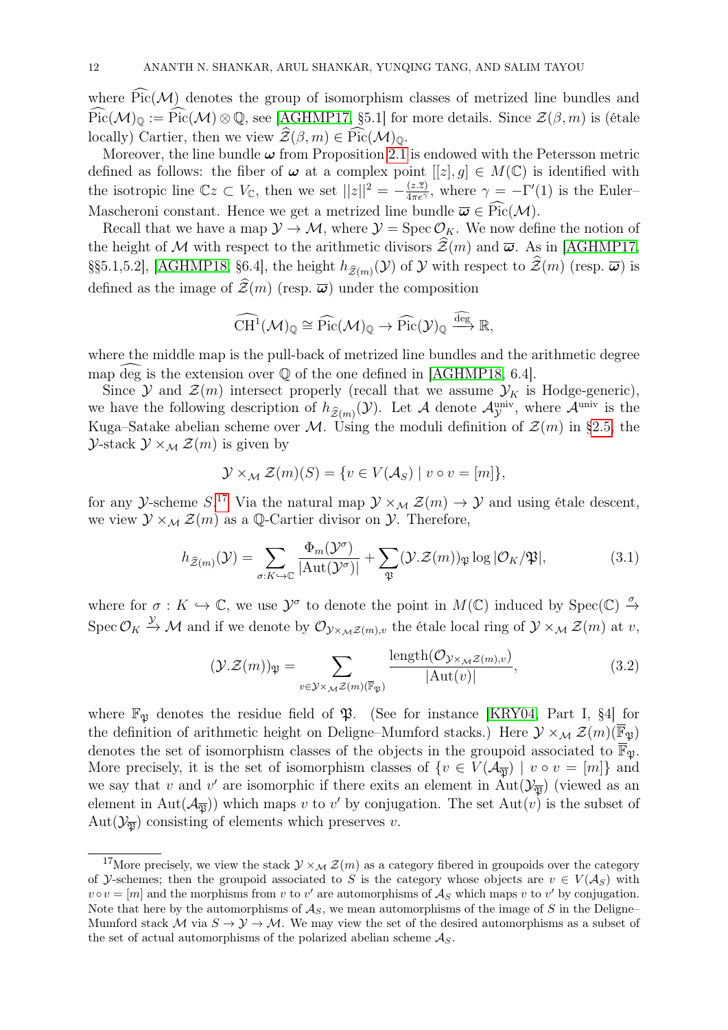where $\widehat{\mathrm{Pic}}(\mathcal{M})$ denotes the group of isomorphism classes of metrized line bundles and $\widehat{\mathrm{Pic}}(\mathcal{M})_{\mathbb{Q}} := \widehat{\mathrm{Pic}}(\mathcal{M}) \otimes \mathbb{Q}$, see [AGHMP17, §5.1] for more details. Since $\mathcal{Z}(\beta, m)$ is (étale locally) Cartier, then we view $\widehat{\mathcal{Z}}(\beta, m) \in \widehat{\mathrm{Pic}}(\mathcal{M})_{\mathbb{Q}}$.

Moreover, the line bundle $\boldsymbol{\omega}$ from Proposition 2.1 is endowed with the Petersson metric defined as follows: the fiber of $\boldsymbol{\omega}$ at a complex point $[[z], g] \in M(\mathbb{C})$ is identified with the isotropic line $\mathbb{C}z \subset V_{\mathbb{C}}$, then we set $||z||^2 = -\frac{(z.\overline{z})}{4\pi e^{\gamma}}$, where $\gamma = -\Gamma'(1)$ is the Euler–Mascheroni constant. Hence we get a metrized line bundle $\overline{\boldsymbol{\omega}} \in \widehat{\mathrm{Pic}}(\mathcal{M})$.

Recall that we have a map $\mathcal{Y} \to \mathcal{M}$, where $\mathcal{Y} = \operatorname{Spec} \mathcal{O}_K$. We now define the notion of the height of $\mathcal{M}$ with respect to the arithmetic divisors $\widehat{\mathcal{Z}}(m)$ and $\overline{\boldsymbol{\omega}}$. As in [AGHMP17, §§5.1,5.2], [AGHMP18, §6.4], the height $h_{\widehat{\mathcal{Z}}(m)}(\mathcal{Y})$ of $\mathcal{Y}$ with respect to $\widehat{\mathcal{Z}}(m)$ (resp. $\overline{\boldsymbol{\omega}}$) is defined as the image of $\widehat{\mathcal{Z}}(m)$ (resp. $\overline{\boldsymbol{\omega}}$) under the composition

$$\widehat{\mathrm{CH}}^1(\mathcal{M})_{\mathbb{Q}} \cong \widehat{\mathrm{Pic}}(\mathcal{M})_{\mathbb{Q}} \to \widehat{\mathrm{Pic}}(\mathcal{Y})_{\mathbb{Q}} \xrightarrow{\widehat{\deg}} \mathbb{R},$$

where the middle map is the pull-back of metrized line bundles and the arithmetic degree map $\widehat{\deg}$ is the extension over $\mathbb{Q}$ of the one defined in [AGHMP18, 6.4].

Since $\mathcal{Y}$ and $\mathcal{Z}(m)$ intersect properly (recall that we assume $\mathcal{Y}_K$ is Hodge-generic), we have the following description of $h_{\widehat{\mathcal{Z}}(m)}(\mathcal{Y})$. Let $\mathcal{A}$ denote $\mathcal{A}^{\mathrm{univ}}_{\mathcal{Y}}$, where $\mathcal{A}^{\mathrm{univ}}$ is the Kuga–Satake abelian scheme over $\mathcal{M}$. Using the moduli definition of $\mathcal{Z}(m)$ in §2.5, the $\mathcal{Y}$-stack $\mathcal{Y} \times_{\mathcal{M}} \mathcal{Z}(m)$ is given by

$$\mathcal{Y} \times_{\mathcal{M}} \mathcal{Z}(m)(S) = \{v \in V(\mathcal{A}_S) \mid v \circ v = [m]\},$$

for any $\mathcal{Y}$-scheme $S$.[17] Via the natural map $\mathcal{Y} \times_{\mathcal{M}} \mathcal{Z}(m) \to \mathcal{Y}$ and using étale descent, we view $\mathcal{Y} \times_{\mathcal{M}} \mathcal{Z}(m)$ as a $\mathbb{Q}$-Cartier divisor on $\mathcal{Y}$. Therefore,

$$h_{\widehat{\mathcal{Z}}(m)}(\mathcal{Y}) = \sum_{\sigma : K \hookrightarrow \mathbb{C}} \frac{\Phi_m(\mathcal{Y}^{\sigma})}{|\mathrm{Aut}(\mathcal{Y}^{\sigma})|} + \sum_{\mathfrak{P}} (\mathcal{Y}.\mathcal{Z}(m))_{\mathfrak{P}} \log |\mathcal{O}_K/\mathfrak{P}|, \tag{3.1}$$

where for $\sigma : K \hookrightarrow \mathbb{C}$, we use $\mathcal{Y}^{\sigma}$ to denote the point in $M(\mathbb{C})$ induced by $\operatorname{Spec}(\mathbb{C}) \xrightarrow{\sigma} \operatorname{Spec} \mathcal{O}_K \xrightarrow{\mathcal{Y}} \mathcal{M}$ and if we denote by $\mathcal{O}_{\mathcal{Y} \times_{\mathcal{M}} \mathcal{Z}(m), v}$ the étale local ring of $\mathcal{Y} \times_{\mathcal{M}} \mathcal{Z}(m)$ at $v$,

$$(\mathcal{Y}.\mathcal{Z}(m))_{\mathfrak{P}} = \sum_{v \in \mathcal{Y} \times_{\mathcal{M}} \mathcal{Z}(m)(\overline{\mathbb{F}}_{\mathfrak{P}})} \frac{\mathrm{length}(\mathcal{O}_{\mathcal{Y} \times_{\mathcal{M}} \mathcal{Z}(m), v})}{|\mathrm{Aut}(v)|}, \tag{3.2}$$

where $\mathbb{F}_{\mathfrak{P}}$ denotes the residue field of $\mathfrak{P}$. (See for instance [KRY04, Part I, §4] for the definition of arithmetic height on Deligne–Mumford stacks.) Here $\mathcal{Y} \times_{\mathcal{M}} \mathcal{Z}(m)(\overline{\mathbb{F}}_{\mathfrak{P}})$ denotes the set of isomorphism classes of the objects in the groupoid associated to $\overline{\mathbb{F}}_{\mathfrak{P}}$. More precisely, it is the set of isomorphism classes of $\{v \in V(\mathcal{A}_{\overline{\mathfrak{P}}}) \mid v \circ v = [m]\}$ and we say that $v$ and $v'$ are isomorphic if there exits an element in $\mathrm{Aut}(\mathcal{Y}_{\overline{\mathfrak{P}}})$ (viewed as an element in $\mathrm{Aut}(\mathcal{A}_{\overline{\mathfrak{P}}})$) which maps $v$ to $v'$ by conjugation. The set $\mathrm{Aut}(v)$ is the subset of $\mathrm{Aut}(\mathcal{Y}_{\overline{\mathfrak{P}}})$ consisting of elements which preserves $v$.

---

[17] More precisely, we view the stack $\mathcal{Y} \times_{\mathcal{M}} \mathcal{Z}(m)$ as a category fibered in groupoids over the category of $\mathcal{Y}$-schemes; then the groupoid associated to $S$ is the category whose objects are $v \in V(\mathcal{A}_S)$ with $v \circ v = [m]$ and the morphisms from $v$ to $v'$ are automorphisms of $\mathcal{A}_S$ which maps $v$ to $v'$ by conjugation. Note that here by the automorphisms of $\mathcal{A}_S$, we mean automorphisms of the image of $S$ in the Deligne–Mumford stack $\mathcal{M}$ via $S \to \mathcal{Y} \to \mathcal{M}$. We may view the set of the desired automorphisms as a subset of the set of actual automorphisms of the polarized abelian scheme $\mathcal{A}_S$.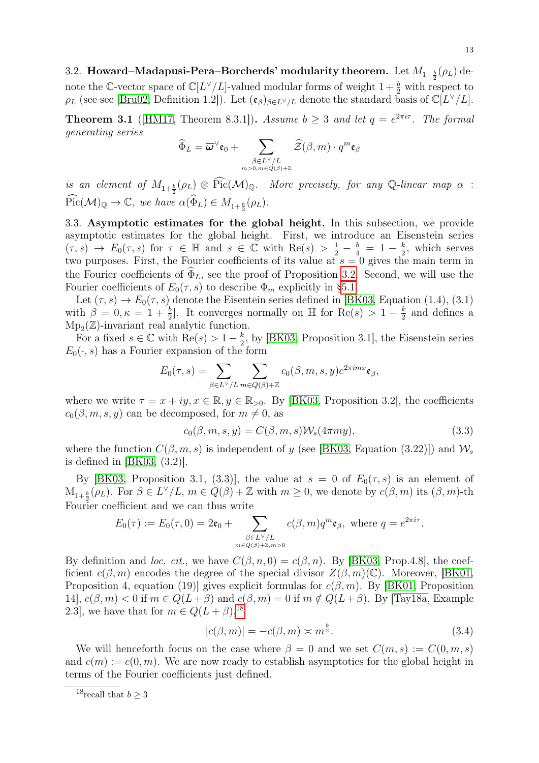3.2. **Howard–Madapusi-Pera–Borcherds' modularity theorem.** Let $M_{1+\frac{b}{2}}(\rho_L)$ denote the $\mathbb{C}$-vector space of $\mathbb{C}[L^\vee/L]$-valued modular forms of weight $1+\frac{b}{2}$ with respect to $\rho_L$ (see see [Bru02, Definition 1.2]). Let $(\mathfrak{e}_\beta)_{\beta\in L^\vee/L}$ denote the standard basis of $\mathbb{C}[L^\vee/L]$.

**Theorem 3.1** ([HM17, Theorem 8.3.1])**.** *Assume $b \geq 3$ and let $q = e^{2\pi i\tau}$. The formal generating series*

$$\widehat{\Phi}_L = \overline{\boldsymbol{\omega}}^\vee \mathfrak{e}_0 + \sum_{\substack{\beta\in L^\vee/L \\ m>0, m\in Q(\beta)+\mathbb{Z}}} \widehat{\mathcal{Z}}(\beta, m)\cdot q^m \mathfrak{e}_\beta$$

*is an element of $M_{1+\frac{b}{2}}(\rho_L) \otimes \widehat{\mathrm{Pic}}(\mathcal{M})_\mathbb{Q}$. More precisely, for any $\mathbb{Q}$-linear map $\alpha : \widehat{\mathrm{Pic}}(\mathcal{M})_\mathbb{Q} \to \mathbb{C}$, we have $\alpha(\widehat{\Phi}_L) \in M_{1+\frac{b}{2}}(\rho_L)$.*

3.3. **Asymptotic estimates for the global height.** In this subsection, we provide asymptotic estimates for the global height. First, we introduce an Eisenstein series $(\tau, s) \to E_0(\tau, s)$ for $\tau \in \mathbb{H}$ and $s \in \mathbb{C}$ with $\mathrm{Re}(s) > \frac{1}{2} - \frac{b}{4} = 1 - \frac{k}{2}$, which serves two purposes. First, the Fourier coefficients of its value at $s = 0$ gives the main term in the Fourier coefficients of $\widehat{\Phi}_L$, see the proof of Proposition 3.2. Second, we will use the Fourier coefficients of $E_0(\tau, s)$ to describe $\Phi_m$ explicitly in §5.1.

Let $(\tau, s) \to E_0(\tau, s)$ denote the Eisentein series defined in [BK03, Equation (1.4), (3.1) with $\beta = 0, \kappa = 1 + \frac{b}{2}$]. It converges normally on $\mathbb{H}$ for $\mathrm{Re}(s) > 1 - \frac{k}{2}$ and defines a $\mathrm{Mp}_2(\mathbb{Z})$-invariant real analytic function.

For a fixed $s \in \mathbb{C}$ with $\mathrm{Re}(s) > 1 - \frac{k}{2}$, by [BK03, Proposition 3.1], the Eisenstein series $E_0(\cdot, s)$ has a Fourier expansion of the form

$$E_0(\tau, s) = \sum_{\beta\in L^\vee/L} \sum_{m\in Q(\beta)+\mathbb{Z}} c_0(\beta, m, s, y) e^{2\pi i m x} \mathfrak{e}_\beta,$$

where we write $\tau = x + iy, x \in \mathbb{R}, y \in \mathbb{R}_{>0}$. By [BK03, Proposition 3.2], the coefficients $c_0(\beta, m, s, y)$ can be decomposed, for $m \neq 0$, as

$$c_0(\beta, m, s, y) = C(\beta, m, s)\mathcal{W}_s(4\pi m y), \tag{3.3}$$

where the function $C(\beta, m, s)$ is independent of $y$ (see [BK03, Equation (3.22)]) and $\mathcal{W}_s$ is defined in [BK03, (3.2)].

By [BK03, Proposition 3.1, (3.3)], the value at $s = 0$ of $E_0(\tau, s)$ is an element of $\mathrm{M}_{1+\frac{b}{2}}(\rho_L)$. For $\beta \in L^\vee/L$, $m \in Q(\beta) + \mathbb{Z}$ with $m \geq 0$, we denote by $c(\beta, m)$ its $(\beta, m)$-th Fourier coefficient and we can thus write

$$E_0(\tau) := E_0(\tau, 0) = 2\mathfrak{e}_0 + \sum_{\substack{\beta\in L^\vee/L \\ m\in Q(\beta)+\mathbb{Z}, m>0}} c(\beta, m) q^m \mathfrak{e}_\beta, \text{ where } q = e^{2\pi i\tau}.$$

By definition and *loc. cit.*, we have $C(\beta, n, 0) = c(\beta, n)$. By [BK03, Prop.4.8], the coefficient $c(\beta, m)$ encodes the degree of the special divisor $Z(\beta, m)(\mathbb{C})$. Moreover, [BK01, Proposition 4, equation (19)] gives explicit formulas for $c(\beta, m)$. By [BK01, Proposition 14], $c(\beta, m) < 0$ if $m \in Q(L + \beta)$ and $c(\beta, m) = 0$ if $m \notin Q(L + \beta)$. By [Tay18a, Example 2.3], we have that for $m \in Q(L + \beta)$,[18]

$$|c(\beta, m)| = -c(\beta, m) \asymp m^{\frac{b}{2}}. \tag{3.4}$$

We will henceforth focus on the case where $\beta = 0$ and we set $C(m, s) := C(0, m, s)$ and $c(m) := c(0, m)$. We are now ready to establish asymptotics for the global height in terms of the Fourier coefficients just defined.

[18] recall that $b \geq 3$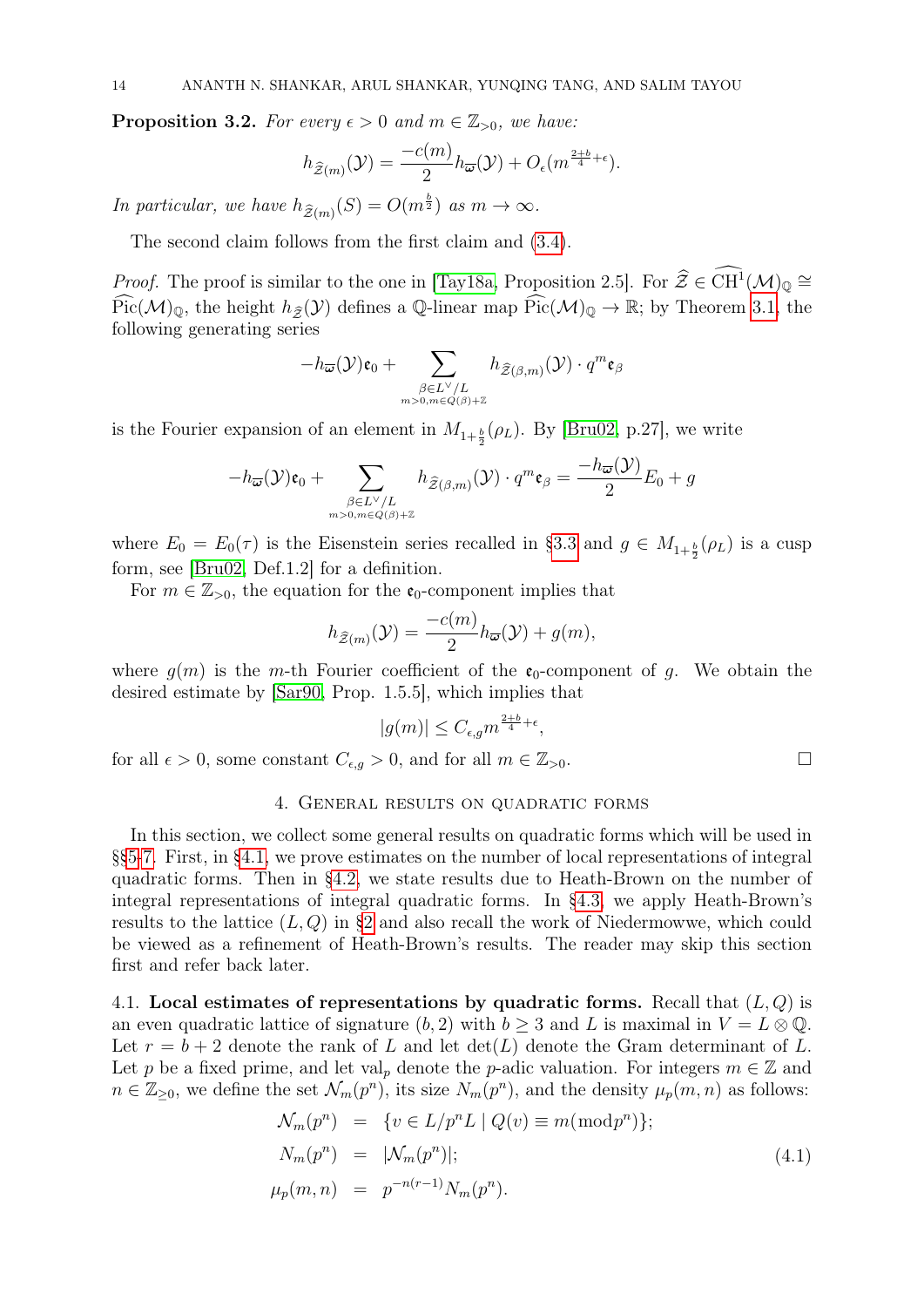**Proposition 3.2.** *For every $\epsilon > 0$ and $m \in \mathbb{Z}_{>0}$, we have:*

$$h_{\widehat{\mathcal{Z}}(m)}(\mathcal{Y}) = \frac{-c(m)}{2} h_{\overline{\omega}}(\mathcal{Y}) + O_\epsilon(m^{\frac{2+b}{4}+\epsilon}).$$

*In particular, we have $h_{\widehat{\mathcal{Z}}(m)}(S) = O(m^{\frac{b}{2}})$ as $m \to \infty$.*

The second claim follows from the first claim and (3.4).

*Proof.* The proof is similar to the one in [Tay18a, Proposition 2.5]. For $\widehat{\mathcal{Z}} \in \widehat{\mathrm{CH}}^1(\mathcal{M})_{\mathbb{Q}} \cong \widehat{\mathrm{Pic}}(\mathcal{M})_{\mathbb{Q}}$, the height $h_{\widehat{\mathcal{Z}}}(\mathcal{Y})$ defines a $\mathbb{Q}$-linear map $\widehat{\mathrm{Pic}}(\mathcal{M})_{\mathbb{Q}} \to \mathbb{R}$; by Theorem 3.1, the following generating series

$$-h_{\overline{\omega}}(\mathcal{Y})\mathfrak{e}_0 + \sum_{\substack{\beta \in L^\vee/L \\ m>0, m \in Q(\beta)+\mathbb{Z}}} h_{\widehat{\mathcal{Z}}(\beta,m)}(\mathcal{Y}) \cdot q^m \mathfrak{e}_\beta$$

is the Fourier expansion of an element in $M_{1+\frac{b}{2}}(\rho_L)$. By [Bru02, p.27], we write

$$-h_{\overline{\omega}}(\mathcal{Y})\mathfrak{e}_0 + \sum_{\substack{\beta \in L^\vee/L \\ m>0, m \in Q(\beta)+\mathbb{Z}}} h_{\widehat{\mathcal{Z}}(\beta,m)}(\mathcal{Y}) \cdot q^m \mathfrak{e}_\beta = \frac{-h_{\overline{\omega}}(\mathcal{Y})}{2} E_0 + g$$

where $E_0 = E_0(\tau)$ is the Eisenstein series recalled in §3.3 and $g \in M_{1+\frac{b}{2}}(\rho_L)$ is a cusp form, see [Bru02, Def.1.2] for a definition.

For $m \in \mathbb{Z}_{>0}$, the equation for the $\mathfrak{e}_0$-component implies that

$$h_{\widehat{\mathcal{Z}}(m)}(\mathcal{Y}) = \frac{-c(m)}{2} h_{\overline{\omega}}(\mathcal{Y}) + g(m),$$

where $g(m)$ is the $m$-th Fourier coefficient of the $\mathfrak{e}_0$-component of $g$. We obtain the desired estimate by [Sar90, Prop. 1.5.5], which implies that

$$|g(m)| \leq C_{\epsilon,g} m^{\frac{2+b}{4}+\epsilon},$$

for all $\epsilon > 0$, some constant $C_{\epsilon,g} > 0$, and for all $m \in \mathbb{Z}_{>0}$. ∎

## 4. General results on quadratic forms

In this section, we collect some general results on quadratic forms which will be used in §§5-7. First, in §4.1, we prove estimates on the number of local representations of integral quadratic forms. Then in §4.2, we state results due to Heath-Brown on the number of integral representations of integral quadratic forms. In §4.3, we apply Heath-Brown's results to the lattice $(L, Q)$ in §2 and also recall the work of Niedermowwe, which could be viewed as a refinement of Heath-Brown's results. The reader may skip this section first and refer back later.

### 4.1. Local estimates of representations by quadratic forms.

Recall that $(L, Q)$ is an even quadratic lattice of signature $(b, 2)$ with $b \geq 3$ and $L$ is maximal in $V = L \otimes \mathbb{Q}$. Let $r = b + 2$ denote the rank of $L$ and let $\det(L)$ denote the Gram determinant of $L$. Let $p$ be a fixed prime, and let $\mathrm{val}_p$ denote the $p$-adic valuation. For integers $m \in \mathbb{Z}$ and $n \in \mathbb{Z}_{\geq 0}$, we define the set $\mathcal{N}_m(p^n)$, its size $N_m(p^n)$, and the density $\mu_p(m, n)$ as follows:

$$\begin{aligned} \mathcal{N}_m(p^n) &= \{v \in L/p^n L \mid Q(v) \equiv m (\mathrm{mod}\, p^n)\}; \\ N_m(p^n) &= |\mathcal{N}_m(p^n)|; \\ \mu_p(m, n) &= p^{-n(r-1)} N_m(p^n). \end{aligned} \tag{4.1}$$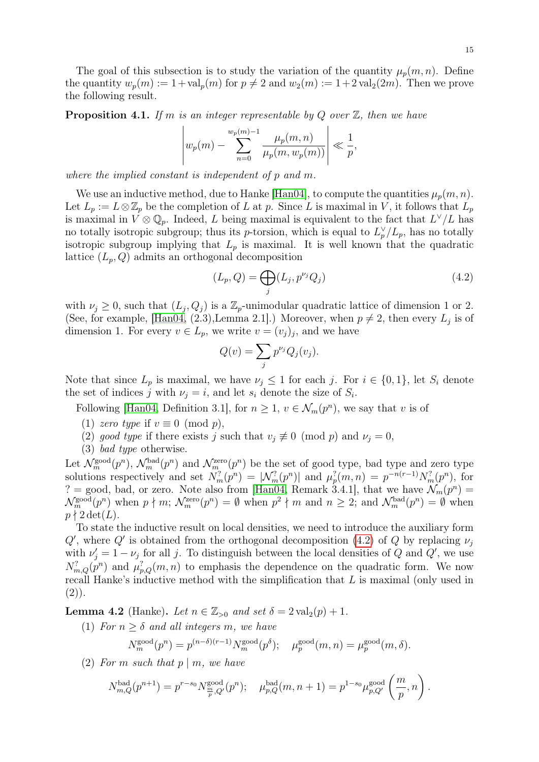The goal of this subsection is to study the variation of the quantity $\mu_p(m,n)$. Define the quantity $w_p(m) := 1 + \mathrm{val}_p(m)$ for $p \neq 2$ and $w_2(m) := 1 + 2\,\mathrm{val}_2(2m)$. Then we prove the following result.

**Proposition 4.1.** *If $m$ is an integer representable by $Q$ over $\mathbb{Z}$, then we have*

$$\left| w_p(m) - \sum_{n=0}^{w_p(m)-1} \frac{\mu_p(m,n)}{\mu_p(m, w_p(m))} \right| \ll \frac{1}{p},$$

*where the implied constant is independent of $p$ and $m$.*

We use an inductive method, due to Hanke [Han04], to compute the quantities $\mu_p(m,n)$. Let $L_p := L \otimes \mathbb{Z}_p$ be the completion of $L$ at $p$. Since $L$ is maximal in $V$, it follows that $L_p$ is maximal in $V \otimes \mathbb{Q}_p$. Indeed, $L$ being maximal is equivalent to the fact that $L^\vee/L$ has no totally isotropic subgroup; thus its $p$-torsion, which is equal to $L_p^\vee/L_p$, has no totally isotropic subgroup implying that $L_p$ is maximal. It is well known that the quadratic lattice $(L_p, Q)$ admits an orthogonal decomposition

$$(L_p, Q) = \bigoplus_j (L_j, p^{\nu_j} Q_j) \tag{4.2}$$

with $\nu_j \geq 0$, such that $(L_j, Q_j)$ is a $\mathbb{Z}_p$-unimodular quadratic lattice of dimension 1 or 2. (See, for example, [Han04, (2.3),Lemma 2.1].) Moreover, when $p \neq 2$, then every $L_j$ is of dimension 1. For every $v \in L_p$, we write $v = (v_j)_j$, and we have

$$Q(v) = \sum_j p^{\nu_j} Q_j(v_j).$$

Note that since $L_p$ is maximal, we have $\nu_j \leq 1$ for each $j$. For $i \in \{0,1\}$, let $S_i$ denote the set of indices $j$ with $\nu_j = i$, and let $s_i$ denote the size of $S_i$.

Following [Han04, Definition 3.1], for $n \geq 1$, $v \in \mathcal{N}_m(p^n)$, we say that $v$ is of

(1) *zero type* if $v \equiv 0 \pmod{p}$,
(2) *good type* if there exists $j$ such that $v_j \not\equiv 0 \pmod{p}$ and $\nu_j = 0$,
(3) *bad type* otherwise.

Let $\mathcal{N}_m^{\mathrm{good}}(p^n)$, $\mathcal{N}_m^{\mathrm{bad}}(p^n)$ and $\mathcal{N}_m^{\mathrm{zero}}(p^n)$ be the set of good type, bad type and zero type solutions respectively and set $N_m^?(p^n) = |\mathcal{N}_m^?(p^n)|$ and $\mu_p^?(m,n) = p^{-n(r-1)} N_m^?(p^n)$, for $? =$ good, bad, or zero. Note also from [Han04, Remark 3.4.1], that we have $\mathcal{N}_m(p^n) = \mathcal{N}_m^{\mathrm{good}}(p^n)$ when $p \nmid m$; $\mathcal{N}_m^{\mathrm{zero}}(p^n) = \emptyset$ when $p^2 \nmid m$ and $n \geq 2$; and $\mathcal{N}_m^{\mathrm{bad}}(p^n) = \emptyset$ when $p \nmid 2\det(L)$.

To state the inductive result on local densities, we need to introduce the auxiliary form $Q'$, where $Q'$ is obtained from the orthogonal decomposition (4.2) of $Q$ by replacing $\nu_j$ with $\nu_j' = 1 - \nu_j$ for all $j$. To distinguish between the local densities of $Q$ and $Q'$, we use $N_{m,Q}^?(p^n)$ and $\mu_{p,Q}^?(m,n)$ to emphasis the dependence on the quadratic form. We now recall Hanke's inductive method with the simplification that $L$ is maximal (only used in (2)).

**Lemma 4.2** (Hanke). *Let $n \in \mathbb{Z}_{>0}$ and set $\delta = 2\,\mathrm{val}_2(p) + 1$.*

(1) *For $n \geq \delta$ and all integers $m$, we have*

$$N_m^{\mathrm{good}}(p^n) = p^{(n-\delta)(r-1)} N_m^{\mathrm{good}}(p^\delta); \quad \mu_p^{\mathrm{good}}(m,n) = \mu_p^{\mathrm{good}}(m,\delta).$$

(2) *For $m$ such that $p \mid m$, we have*

$$N_{m,Q}^{\mathrm{bad}}(p^{n+1}) = p^{r-s_0} N_{\frac{m}{p},Q'}^{\mathrm{good}}(p^n); \quad \mu_{p,Q}^{\mathrm{bad}}(m,n+1) = p^{1-s_0} \mu_{p,Q'}^{\mathrm{good}}\left(\frac{m}{p}, n\right).$$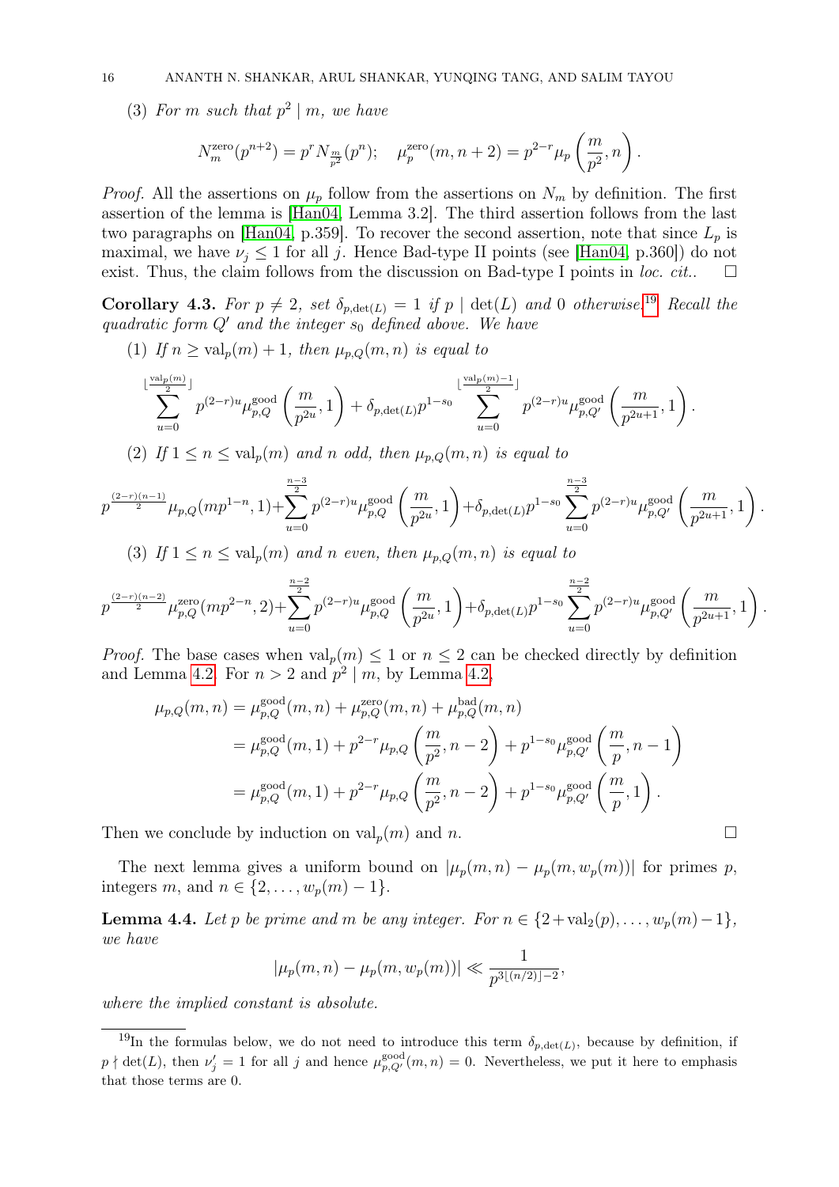(3) *For $m$ such that $p^2 \mid m$, we have*

$$N_m^{\text{zero}}(p^{n+2}) = p^r N_{\frac{m}{p^2}}(p^n); \quad \mu_p^{\text{zero}}(m, n+2) = p^{2-r} \mu_p\left(\frac{m}{p^2}, n\right).$$

*Proof.* All the assertions on $\mu_p$ follow from the assertions on $N_m$ by definition. The first assertion of the lemma is [Han04, Lemma 3.2]. The third assertion follows from the last two paragraphs on [Han04, p.359]. To recover the second assertion, note that since $L_p$ is maximal, we have $\nu_j \leq 1$ for all $j$. Hence Bad-type II points (see [Han04, p.360]) do not exist. Thus, the claim follows from the discussion on Bad-type I points in *loc. cit.*. □

**Corollary 4.3.** *For $p \neq 2$, set $\delta_{p,\det(L)} = 1$ if $p \mid \det(L)$ and $0$ otherwise.*[19] *Recall the quadratic form $Q'$ and the integer $s_0$ defined above. We have*

(1) *If $n \geq \text{val}_p(m) + 1$, then $\mu_{p,Q}(m, n)$ is equal to*

$$\sum_{u=0}^{\lfloor \frac{\text{val}_p(m)}{2} \rfloor} p^{(2-r)u} \mu_{p,Q}^{\text{good}}\left(\frac{m}{p^{2u}}, 1\right) + \delta_{p,\det(L)} p^{1-s_0} \sum_{u=0}^{\lfloor \frac{\text{val}_p(m)-1}{2} \rfloor} p^{(2-r)u} \mu_{p,Q'}^{\text{good}}\left(\frac{m}{p^{2u+1}}, 1\right).$$

(2) *If $1 \leq n \leq \text{val}_p(m)$ and $n$ odd, then $\mu_{p,Q}(m, n)$ is equal to*

$$p^{\frac{(2-r)(n-1)}{2}} \mu_{p,Q}(mp^{1-n}, 1) + \sum_{u=0}^{\frac{n-3}{2}} p^{(2-r)u} \mu_{p,Q}^{\text{good}}\left(\frac{m}{p^{2u}}, 1\right) + \delta_{p,\det(L)} p^{1-s_0} \sum_{u=0}^{\frac{n-3}{2}} p^{(2-r)u} \mu_{p,Q'}^{\text{good}}\left(\frac{m}{p^{2u+1}}, 1\right).$$

(3) *If $1 \leq n \leq \text{val}_p(m)$ and $n$ even, then $\mu_{p,Q}(m, n)$ is equal to*

$$p^{\frac{(2-r)(n-2)}{2}} \mu_{p,Q}^{\text{zero}}(mp^{2-n}, 2) + \sum_{u=0}^{\frac{n-2}{2}} p^{(2-r)u} \mu_{p,Q}^{\text{good}}\left(\frac{m}{p^{2u}}, 1\right) + \delta_{p,\det(L)} p^{1-s_0} \sum_{u=0}^{\frac{n-2}{2}} p^{(2-r)u} \mu_{p,Q'}^{\text{good}}\left(\frac{m}{p^{2u+1}}, 1\right).$$

*Proof.* The base cases when $\text{val}_p(m) \leq 1$ or $n \leq 2$ can be checked directly by definition and Lemma 4.2. For $n > 2$ and $p^2 \mid m$, by Lemma 4.2,

$$\begin{aligned}
\mu_{p,Q}(m, n) &= \mu_{p,Q}^{\text{good}}(m, n) + \mu_{p,Q}^{\text{zero}}(m, n) + \mu_{p,Q}^{\text{bad}}(m, n) \\
&= \mu_{p,Q}^{\text{good}}(m, 1) + p^{2-r} \mu_{p,Q}\left(\frac{m}{p^2}, n-2\right) + p^{1-s_0} \mu_{p,Q'}^{\text{good}}\left(\frac{m}{p}, n-1\right) \\
&= \mu_{p,Q}^{\text{good}}(m, 1) + p^{2-r} \mu_{p,Q}\left(\frac{m}{p^2}, n-2\right) + p^{1-s_0} \mu_{p,Q'}^{\text{good}}\left(\frac{m}{p}, 1\right).
\end{aligned}$$

Then we conclude by induction on $\text{val}_p(m)$ and $n$. □

The next lemma gives a uniform bound on $|\mu_p(m, n) - \mu_p(m, w_p(m))|$ for primes $p$, integers $m$, and $n \in \{2, \ldots, w_p(m) - 1\}$.

**Lemma 4.4.** *Let $p$ be prime and $m$ be any integer. For $n \in \{2 + \text{val}_2(p), \ldots, w_p(m) - 1\}$, we have*

$$|\mu_p(m, n) - \mu_p(m, w_p(m))| \ll \frac{1}{p^{3\lfloor (n/2) \rfloor - 2}},$$

*where the implied constant is absolute.*

[19] In the formulas below, we do not need to introduce this term $\delta_{p,\det(L)}$, because by definition, if $p \nmid \det(L)$, then $\nu'_j = 1$ for all $j$ and hence $\mu_{p,Q'}^{\text{good}}(m, n) = 0$. Nevertheless, we put it here to emphasis that those terms are 0.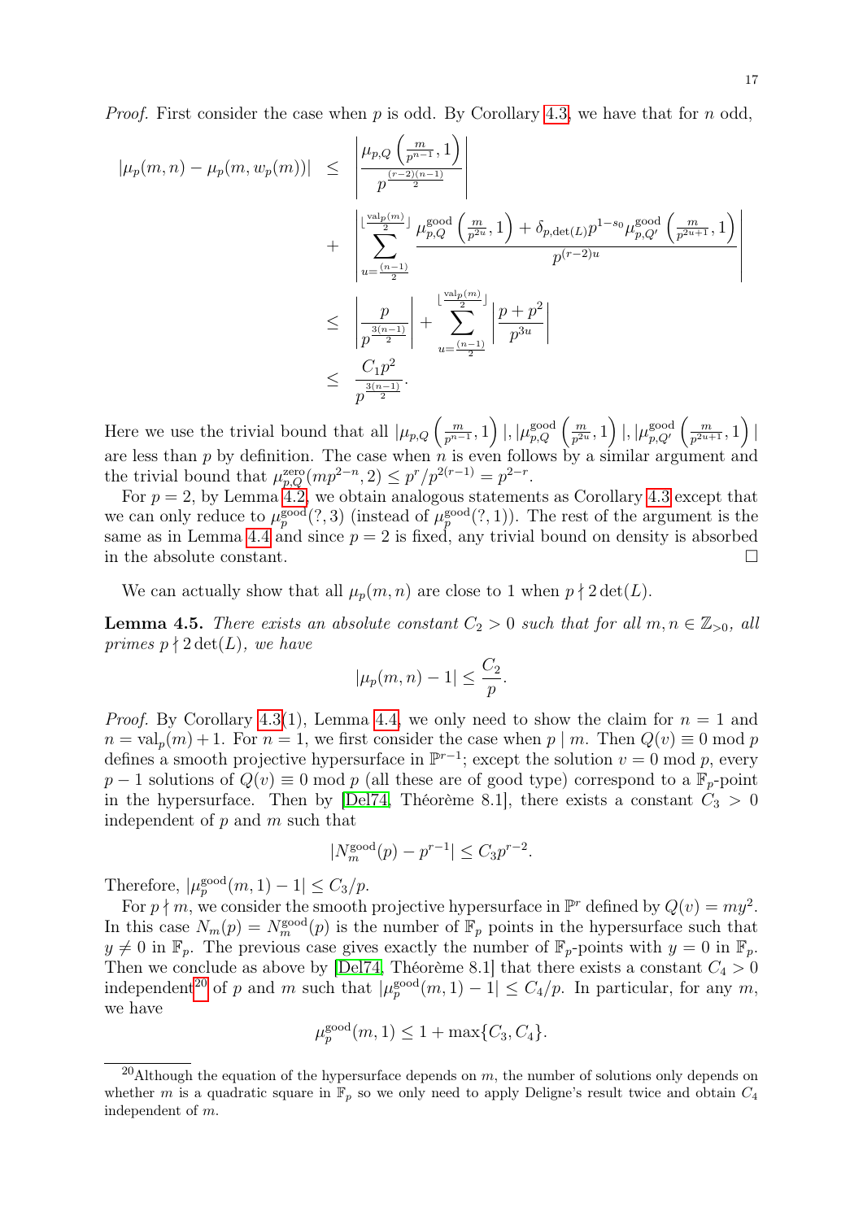*Proof.* First consider the case when $p$ is odd. By Corollary 4.3, we have that for $n$ odd,

$$
\begin{aligned}
|\mu_p(m,n) - \mu_p(m, w_p(m))| &\leq \left| \frac{\mu_{p,Q}\left(\frac{m}{p^{n-1}}, 1\right)}{p^{\frac{(r-2)(n-1)}{2}}} \right| \\
&\quad + \left| \sum_{u=\frac{(n-1)}{2}}^{\lfloor \frac{\mathrm{val}_p(m)}{2} \rfloor} \frac{\mu_{p,Q}^{\mathrm{good}}\left(\frac{m}{p^{2u}}, 1\right) + \delta_{p,\det(L)} p^{1-s_0} \mu_{p,Q'}^{\mathrm{good}}\left(\frac{m}{p^{2u+1}}, 1\right)}{p^{(r-2)u}} \right| \\
&\leq \left| \frac{p}{p^{\frac{3(n-1)}{2}}} \right| + \sum_{u=\frac{(n-1)}{2}}^{\lfloor \frac{\mathrm{val}_p(m)}{2} \rfloor} \left| \frac{p+p^2}{p^{3u}} \right| \\
&\leq \frac{C_1 p^2}{p^{\frac{3(n-1)}{2}}}.
\end{aligned}
$$

Here we use the trivial bound that all $|\mu_{p,Q}\left(\frac{m}{p^{n-1}}, 1\right)|$, $|\mu_{p,Q}^{\mathrm{good}}\left(\frac{m}{p^{2u}}, 1\right)|$, $|\mu_{p,Q'}^{\mathrm{good}}\left(\frac{m}{p^{2u+1}}, 1\right)|$ are less than $p$ by definition. The case when $n$ is even follows by a similar argument and the trivial bound that $\mu_{p,Q}^{\mathrm{zero}}(mp^{2-n}, 2) \leq p^r/p^{2(r-1)} = p^{2-r}$.

For $p = 2$, by Lemma 4.2, we obtain analogous statements as Corollary 4.3 except that we can only reduce to $\mu_p^{\mathrm{good}}(?, 3)$ (instead of $\mu_p^{\mathrm{good}}(?, 1)$). The rest of the argument is the same as in Lemma 4.4 and since $p = 2$ is fixed, any trivial bound on density is absorbed in the absolute constant. $\square$

We can actually show that all $\mu_p(m,n)$ are close to 1 when $p \nmid 2\det(L)$.

**Lemma 4.5.** *There exists an absolute constant $C_2 > 0$ such that for all $m, n \in \mathbb{Z}_{>0}$, all primes $p \nmid 2\det(L)$, we have*

$$
|\mu_p(m,n) - 1| \leq \frac{C_2}{p}.
$$

*Proof.* By Corollary 4.3(1), Lemma 4.4, we only need to show the claim for $n = 1$ and $n = \mathrm{val}_p(m) + 1$. For $n = 1$, we first consider the case when $p \mid m$. Then $Q(v) \equiv 0 \bmod p$ defines a smooth projective hypersurface in $\mathbb{P}^{r-1}$; except the solution $v = 0 \bmod p$, every $p - 1$ solutions of $Q(v) \equiv 0 \bmod p$ (all these are of good type) correspond to a $\mathbb{F}_p$-point in the hypersurface. Then by [Del74, Théorème 8.1], there exists a constant $C_3 > 0$ independent of $p$ and $m$ such that

$$
|N_m^{\mathrm{good}}(p) - p^{r-1}| \leq C_3 p^{r-2}.
$$

Therefore, $|\mu_p^{\mathrm{good}}(m,1) - 1| \leq C_3/p$.

For $p \nmid m$, we consider the smooth projective hypersurface in $\mathbb{P}^r$ defined by $Q(v) = my^2$. In this case $N_m(p) = N_m^{\mathrm{good}}(p)$ is the number of $\mathbb{F}_p$ points in the hypersurface such that $y \neq 0$ in $\mathbb{F}_p$. The previous case gives exactly the number of $\mathbb{F}_p$-points with $y = 0$ in $\mathbb{F}_p$. Then we conclude as above by [Del74, Théorème 8.1] that there exists a constant $C_4 > 0$ independent[20] of $p$ and $m$ such that $|\mu_p^{\mathrm{good}}(m,1) - 1| \leq C_4/p$. In particular, for any $m$, we have

$$
\mu_p^{\mathrm{good}}(m,1) \leq 1 + \max\{C_3, C_4\}.
$$

[20] Although the equation of the hypersurface depends on $m$, the number of solutions only depends on whether $m$ is a quadratic square in $\mathbb{F}_p$ so we only need to apply Deligne's result twice and obtain $C_4$ independent of $m$.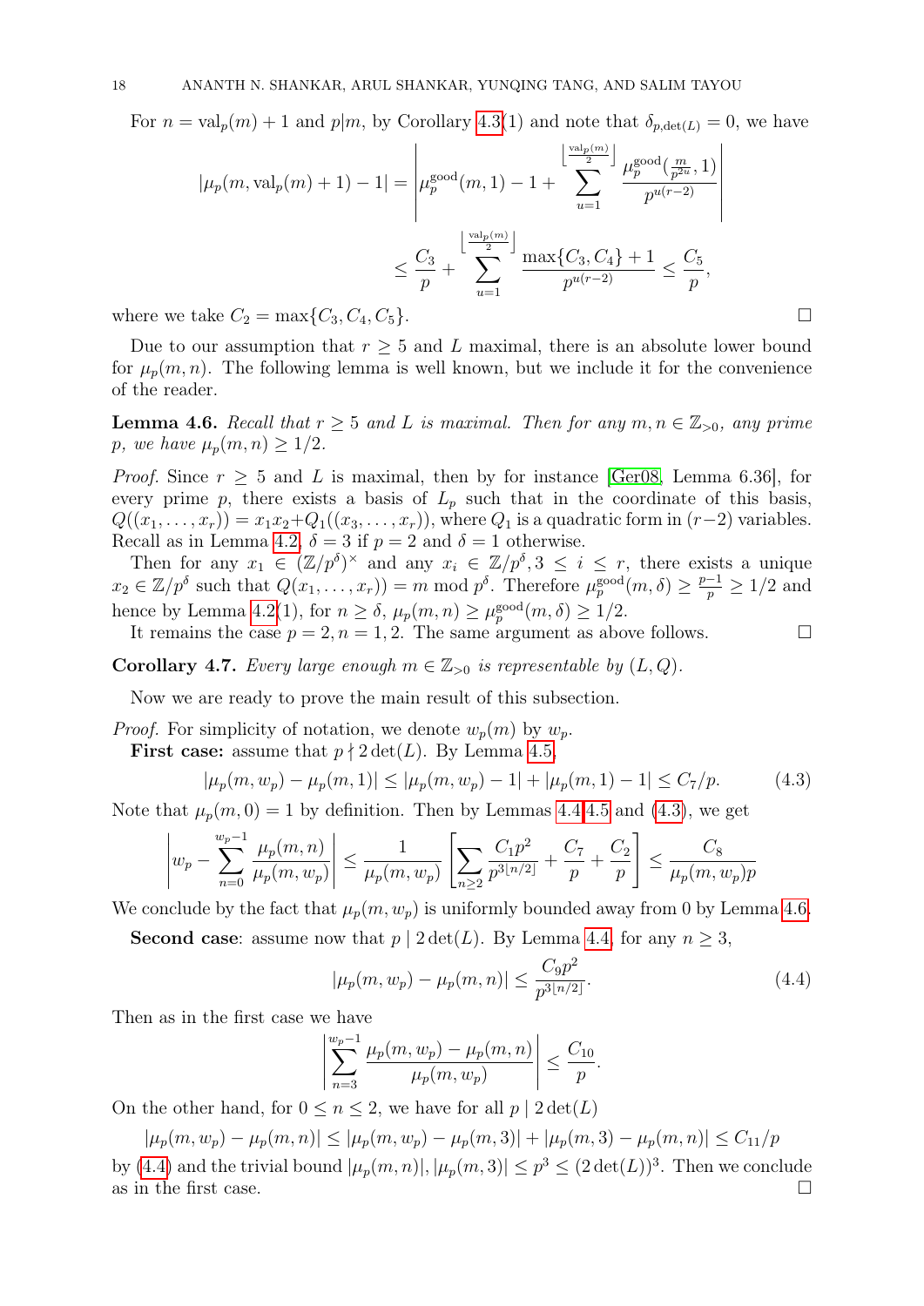For $n = \mathrm{val}_p(m) + 1$ and $p|m$, by Corollary 4.3(1) and note that $\delta_{p,\det(L)} = 0$, we have

$$|\mu_p(m, \mathrm{val}_p(m)+1) - 1| = \left| \mu_p^{\mathrm{good}}(m, 1) - 1 + \sum_{u=1}^{\left\lfloor \frac{\mathrm{val}_p(m)}{2} \right\rfloor} \frac{\mu_p^{\mathrm{good}}(\frac{m}{p^{2u}}, 1)}{p^{u(r-2)}} \right|$$

$$\leq \frac{C_3}{p} + \sum_{u=1}^{\left\lfloor \frac{\mathrm{val}_p(m)}{2} \right\rfloor} \frac{\max\{C_3, C_4\} + 1}{p^{u(r-2)}} \leq \frac{C_5}{p},$$

where we take $C_2 = \max\{C_3, C_4, C_5\}$. □

Due to our assumption that $r \geq 5$ and $L$ maximal, there is an absolute lower bound for $\mu_p(m, n)$. The following lemma is well known, but we include it for the convenience of the reader.

**Lemma 4.6.** *Recall that $r \geq 5$ and $L$ is maximal. Then for any $m, n \in \mathbb{Z}_{>0}$, any prime $p$, we have $\mu_p(m, n) \geq 1/2$.*

*Proof.* Since $r \geq 5$ and $L$ is maximal, then by for instance [Ger08, Lemma 6.36], for every prime $p$, there exists a basis of $L_p$ such that in the coordinate of this basis, $Q((x_1, \ldots, x_r)) = x_1x_2 + Q_1((x_3, \ldots, x_r))$, where $Q_1$ is a quadratic form in $(r-2)$ variables. Recall as in Lemma 4.2, $\delta = 3$ if $p = 2$ and $\delta = 1$ otherwise.

Then for any $x_1 \in (\mathbb{Z}/p^\delta)^\times$ and any $x_i \in \mathbb{Z}/p^\delta, 3 \leq i \leq r$, there exists a unique $x_2 \in \mathbb{Z}/p^\delta$ such that $Q(x_1, \ldots, x_r)) = m \bmod p^\delta$. Therefore $\mu_p^{\mathrm{good}}(m, \delta) \geq \frac{p-1}{p} \geq 1/2$ and hence by Lemma 4.2(1), for $n \geq \delta$, $\mu_p(m, n) \geq \mu_p^{\mathrm{good}}(m, \delta) \geq 1/2$.

It remains the case $p = 2, n = 1, 2$. The same argument as above follows. □

**Corollary 4.7.** *Every large enough $m \in \mathbb{Z}_{>0}$ is representable by $(L, Q)$.*

Now we are ready to prove the main result of this subsection.

*Proof.* For simplicity of notation, we denote $w_p(m)$ by $w_p$.

**First case:** assume that $p \nmid 2\det(L)$. By Lemma 4.5,

$$|\mu_p(m, w_p) - \mu_p(m, 1)| \leq |\mu_p(m, w_p) - 1| + |\mu_p(m, 1) - 1| \leq C_7/p. \tag{4.3}$$

Note that $\mu_p(m, 0) = 1$ by definition. Then by Lemmas 4.4 4.5 and (4.3), we get

$$\left| w_p - \sum_{n=0}^{w_p - 1} \frac{\mu_p(m, n)}{\mu_p(m, w_p)} \right| \leq \frac{1}{\mu_p(m, w_p)} \left[ \sum_{n \geq 2} \frac{C_1 p^2}{p^{3\lfloor n/2 \rfloor}} + \frac{C_7}{p} + \frac{C_2}{p} \right] \leq \frac{C_8}{\mu_p(m, w_p) p}$$

We conclude by the fact that $\mu_p(m, w_p)$ is uniformly bounded away from 0 by Lemma 4.6.

**Second case**: assume now that $p \mid 2\det(L)$. By Lemma 4.4, for any $n \geq 3$,

$$|\mu_p(m, w_p) - \mu_p(m, n)| \leq \frac{C_9 p^2}{p^{3\lfloor n/2 \rfloor}}. \tag{4.4}$$

Then as in the first case we have

$$\left| \sum_{n=3}^{w_p - 1} \frac{\mu_p(m, w_p) - \mu_p(m, n)}{\mu_p(m, w_p)} \right| \leq \frac{C_{10}}{p}.$$

On the other hand, for $0 \leq n \leq 2$, we have for all $p \mid 2\det(L)$

$$|\mu_p(m, w_p) - \mu_p(m, n)| \leq |\mu_p(m, w_p) - \mu_p(m, 3)| + |\mu_p(m, 3) - \mu_p(m, n)| \leq C_{11}/p$$

by (4.4) and the trivial bound $|\mu_p(m, n)|, |\mu_p(m, 3)| \leq p^3 \leq (2\det(L))^3$. Then we conclude as in the first case. □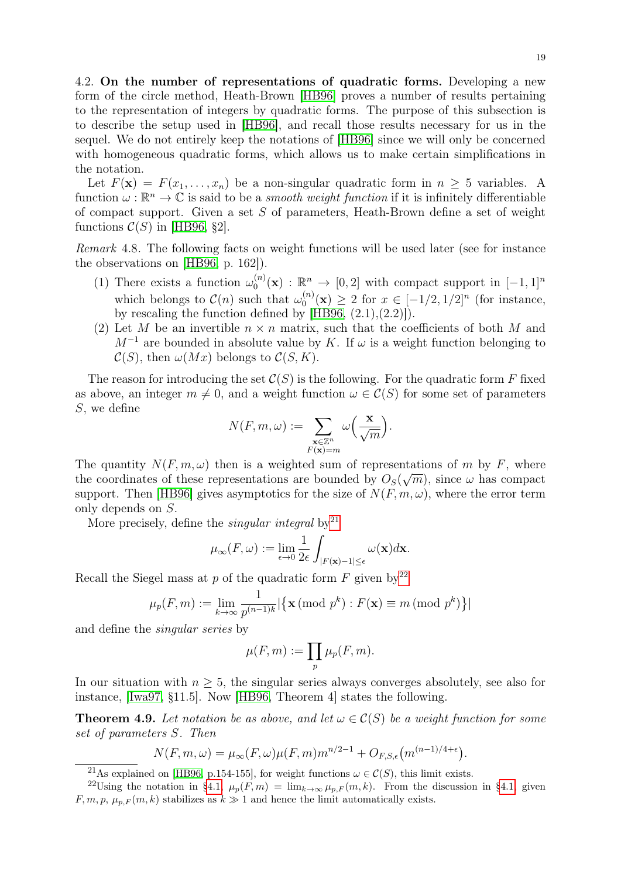4.2. **On the number of representations of quadratic forms.** Developing a new form of the circle method, Heath-Brown [HB96] proves a number of results pertaining to the representation of integers by quadratic forms. The purpose of this subsection is to describe the setup used in [HB96], and recall those results necessary for us in the sequel. We do not entirely keep the notations of [HB96] since we will only be concerned with homogeneous quadratic forms, which allows us to make certain simplifications in the notation.

Let $F(\mathbf{x}) = F(x_1, \dots, x_n)$ be a non-singular quadratic form in $n \geq 5$ variables. A function $\omega : \mathbb{R}^n \to \mathbb{C}$ is said to be a *smooth weight function* if it is infinitely differentiable of compact support. Given a set $S$ of parameters, Heath-Brown define a set of weight functions $\mathcal{C}(S)$ in [HB96, §2].

*Remark* 4.8. The following facts on weight functions will be used later (see for instance the observations on [HB96, p. 162]).

1. There exists a function $\omega_0^{(n)}(\mathbf{x}) : \mathbb{R}^n \to [0, 2]$ with compact support in $[-1, 1]^n$ which belongs to $\mathcal{C}(n)$ such that $\omega_0^{(n)}(\mathbf{x}) \geq 2$ for $x \in [-1/2, 1/2]^n$ (for instance, by rescaling the function defined by [HB96, (2.1),(2.2)]).
2. Let $M$ be an invertible $n \times n$ matrix, such that the coefficients of both $M$ and $M^{-1}$ are bounded in absolute value by $K$. If $\omega$ is a weight function belonging to $\mathcal{C}(S)$, then $\omega(Mx)$ belongs to $\mathcal{C}(S, K)$.

The reason for introducing the set $\mathcal{C}(S)$ is the following. For the quadratic form $F$ fixed as above, an integer $m \neq 0$, and a weight function $\omega \in \mathcal{C}(S)$ for some set of parameters $S$, we define

$$N(F, m, \omega) := \sum_{\substack{\mathbf{x} \in \mathbb{Z}^n \\ F(\mathbf{x}) = m}} \omega\Big(\frac{\mathbf{x}}{\sqrt{m}}\Big).$$

The quantity $N(F, m, \omega)$ then is a weighted sum of representations of $m$ by $F$, where the coordinates of these representations are bounded by $O_S(\sqrt{m})$, since $\omega$ has compact support. Then [HB96] gives asymptotics for the size of $N(F, m, \omega)$, where the error term only depends on $S$.

More precisely, define the *singular integral* by[21]

$$\mu_\infty(F, \omega) := \lim_{\epsilon \to 0} \frac{1}{2\epsilon} \int_{|F(\mathbf{x}) - 1| \leq \epsilon} \omega(\mathbf{x}) d\mathbf{x}.$$

Recall the Siegel mass at $p$ of the quadratic form $F$ given by[22]

$$\mu_p(F, m) := \lim_{k \to \infty} \frac{1}{p^{(n-1)k}} |\{\mathbf{x} \,(\mathrm{mod}\, p^k) : F(\mathbf{x}) \equiv m \,(\mathrm{mod}\, p^k)\}|$$

and define the *singular series* by

$$\mu(F, m) := \prod_p \mu_p(F, m).$$

In our situation with $n \geq 5$, the singular series always converges absolutely, see also for instance, [Iwa97, §11.5]. Now [HB96, Theorem 4] states the following.

**Theorem 4.9.** *Let notation be as above, and let $\omega \in \mathcal{C}(S)$ be a weight function for some set of parameters $S$. Then*

$$N(F, m, \omega) = \mu_\infty(F, \omega)\mu(F, m)m^{n/2-1} + O_{F,S,\epsilon}\big(m^{(n-1)/4+\epsilon}\big).$$

[21] As explained on [HB96, p.154-155], for weight functions $\omega \in \mathcal{C}(S)$, this limit exists.

[22] Using the notation in §4.1, $\mu_p(F, m) = \lim_{k \to \infty} \mu_{p,F}(m, k)$. From the discussion in §4.1, given $F, m, p$, $\mu_{p,F}(m, k)$ stabilizes as $k \gg 1$ and hence the limit automatically exists.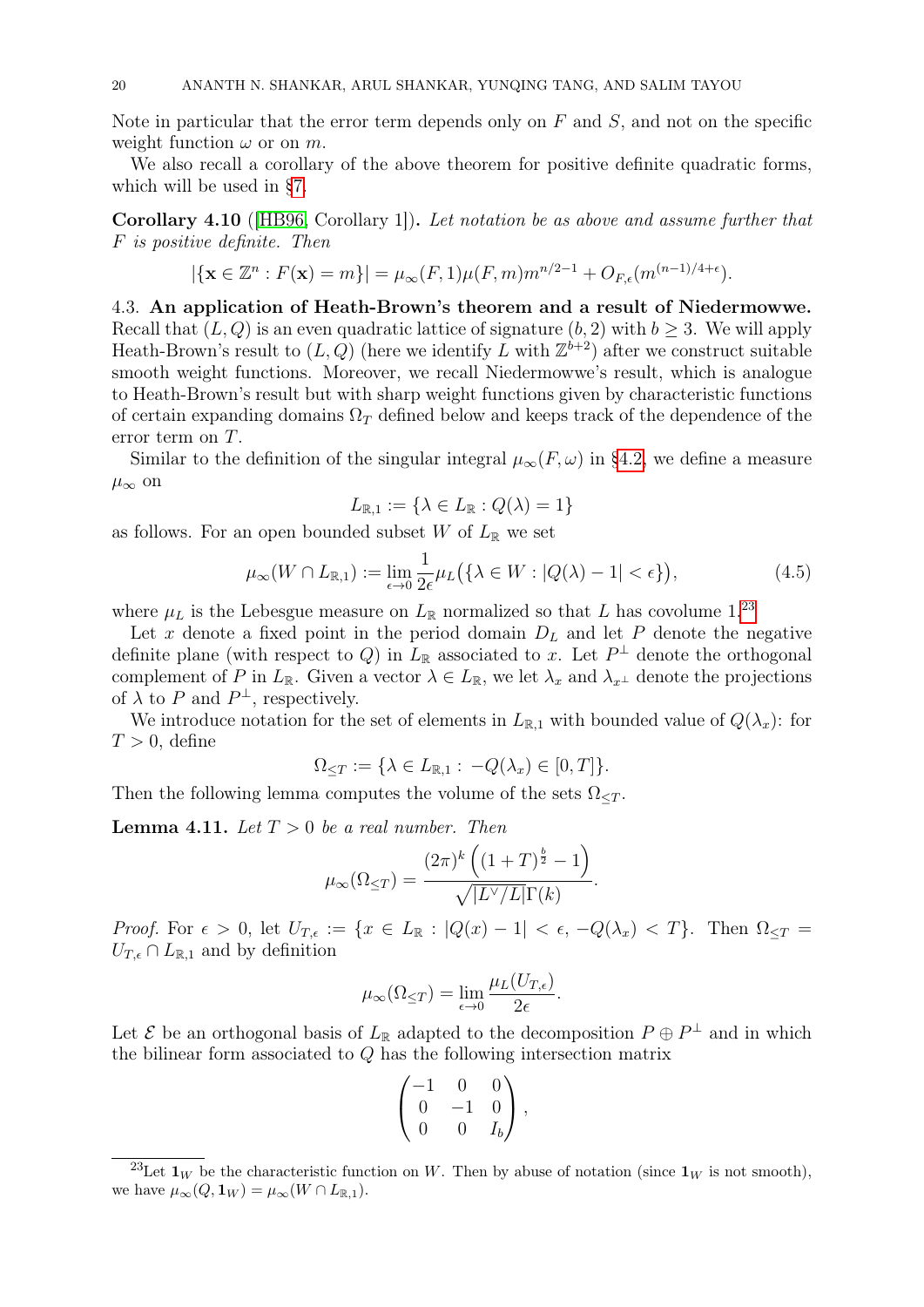Note in particular that the error term depends only on $F$ and $S$, and not on the specific weight function $\omega$ or on $m$.

We also recall a corollary of the above theorem for positive definite quadratic forms, which will be used in §7.

**Corollary 4.10** ([HB96, Corollary 1]). *Let notation be as above and assume further that $F$ is positive definite. Then*

$$|\{\mathbf{x} \in \mathbb{Z}^n : F(\mathbf{x}) = m\}| = \mu_\infty(F, 1)\mu(F, m)m^{n/2-1} + O_{F,\epsilon}(m^{(n-1)/4+\epsilon}).$$

4.3. **An application of Heath-Brown's theorem and a result of Niedermowwe.** Recall that $(L, Q)$ is an even quadratic lattice of signature $(b, 2)$ with $b \geq 3$. We will apply Heath-Brown's result to $(L, Q)$ (here we identify $L$ with $\mathbb{Z}^{b+2}$) after we construct suitable smooth weight functions. Moreover, we recall Niedermowwe's result, which is analogue to Heath-Brown's result but with sharp weight functions given by characteristic functions of certain expanding domains $\Omega_T$ defined below and keeps track of the dependence of the error term on $T$.

Similar to the definition of the singular integral $\mu_\infty(F, \omega)$ in §4.2, we define a measure $\mu_\infty$ on

$$L_{\mathbb{R},1} := \{\lambda \in L_\mathbb{R} : Q(\lambda) = 1\}$$

as follows. For an open bounded subset $W$ of $L_\mathbb{R}$ we set

$$\mu_\infty(W \cap L_{\mathbb{R},1}) := \lim_{\epsilon \to 0} \frac{1}{2\epsilon} \mu_L\big(\{\lambda \in W : |Q(\lambda) - 1| < \epsilon\}\big), \tag{4.5}$$

where $\mu_L$ is the Lebesgue measure on $L_\mathbb{R}$ normalized so that $L$ has covolume 1.[23]

Let $x$ denote a fixed point in the period domain $D_L$ and let $P$ denote the negative definite plane (with respect to $Q$) in $L_\mathbb{R}$ associated to $x$. Let $P^\perp$ denote the orthogonal complement of $P$ in $L_\mathbb{R}$. Given a vector $\lambda \in L_\mathbb{R}$, we let $\lambda_x$ and $\lambda_{x^\perp}$ denote the projections of $\lambda$ to $P$ and $P^\perp$, respectively.

We introduce notation for the set of elements in $L_{\mathbb{R},1}$ with bounded value of $Q(\lambda_x)$: for $T > 0$, define

$$\Omega_{\leq T} := \{\lambda \in L_{\mathbb{R},1} : -Q(\lambda_x) \in [0, T]\}.$$

Then the following lemma computes the volume of the sets $\Omega_{\leq T}$.

**Lemma 4.11.** *Let $T > 0$ be a real number. Then*

$$\mu_\infty(\Omega_{\leq T}) = \frac{(2\pi)^k \left((1 + T)^{\frac{b}{2}} - 1\right)}{\sqrt{|L^\vee/L|}\Gamma(k)}.$$

*Proof.* For $\epsilon > 0$, let $U_{T,\epsilon} := \{x \in L_\mathbb{R} : |Q(x) - 1| < \epsilon, -Q(\lambda_x) < T\}$. Then $\Omega_{\leq T} = U_{T,\epsilon} \cap L_{\mathbb{R},1}$ and by definition

$$\mu_\infty(\Omega_{\leq T}) = \lim_{\epsilon \to 0} \frac{\mu_L(U_{T,\epsilon})}{2\epsilon}.$$

Let $\mathcal{E}$ be an orthogonal basis of $L_\mathbb{R}$ adapted to the decomposition $P \oplus P^\perp$ and in which the bilinear form associated to $Q$ has the following intersection matrix

$$\begin{pmatrix} -1 & 0 & 0 \\ 0 & -1 & 0 \\ 0 & 0 & I_b \end{pmatrix},$$

[23] Let $\mathbf{1}_W$ be the characteristic function on $W$. Then by abuse of notation (since $\mathbf{1}_W$ is not smooth), we have $\mu_\infty(Q, \mathbf{1}_W) = \mu_\infty(W \cap L_{\mathbb{R},1})$.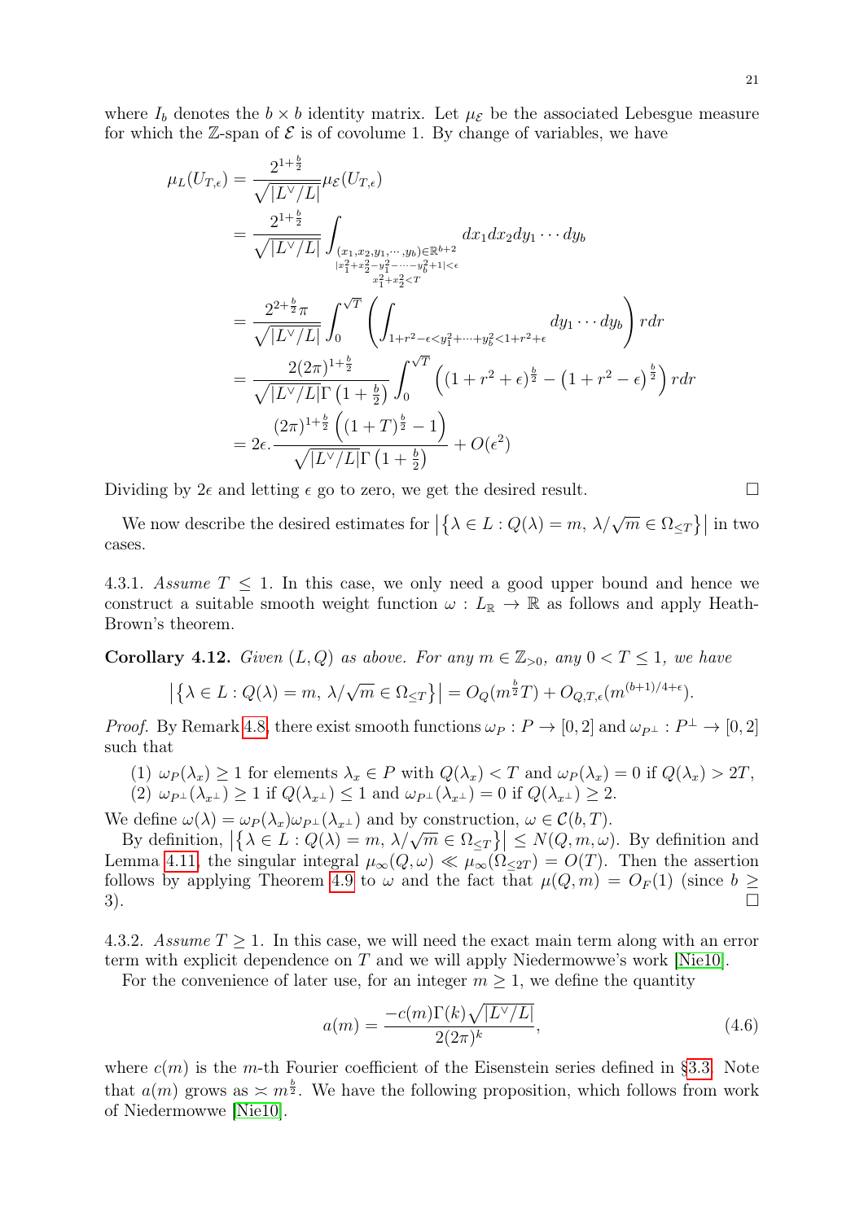where $I_b$ denotes the $b \times b$ identity matrix. Let $\mu_{\mathcal{E}}$ be the associated Lebesgue measure for which the $\mathbb{Z}$-span of $\mathcal{E}$ is of covolume 1. By change of variables, we have

$$
\begin{aligned}
\mu_L(U_{T,\epsilon}) &= \frac{2^{1+\frac{b}{2}}}{\sqrt{|L^\vee/L|}}\mu_{\mathcal{E}}(U_{T,\epsilon}) \\
&= \frac{2^{1+\frac{b}{2}}}{\sqrt{|L^\vee/L|}} \int_{\substack{(x_1,x_2,y_1,\cdots,y_b)\in\mathbb{R}^{b+2} \\ |x_1^2+x_2^2-y_1^2-\cdots-y_b^2+1|<\epsilon \\ x_1^2+x_2^2<T}} dx_1dx_2dy_1\cdots dy_b \\
&= \frac{2^{2+\frac{b}{2}}\pi}{\sqrt{|L^\vee/L|}} \int_0^{\sqrt{T}} \left( \int_{1+r^2-\epsilon<y_1^2+\cdots+y_b^2<1+r^2+\epsilon} dy_1\cdots dy_b \right) rdr \\
&= \frac{2(2\pi)^{1+\frac{b}{2}}}{\sqrt{|L^\vee/L|}\Gamma\left(1+\frac{b}{2}\right)} \int_0^{\sqrt{T}} \left( \left(1+r^2+\epsilon\right)^{\frac{b}{2}} - \left(1+r^2-\epsilon\right)^{\frac{b}{2}} \right) rdr \\
&= 2\epsilon.\frac{(2\pi)^{1+\frac{b}{2}}\left((1+T)^{\frac{b}{2}}-1\right)}{\sqrt{|L^\vee/L|}\Gamma\left(1+\frac{b}{2}\right)} + O(\epsilon^2)
\end{aligned}
$$

Dividing by $2\epsilon$ and letting $\epsilon$ go to zero, we get the desired result. $\square$

We now describe the desired estimates for $\left|\left\{\lambda \in L : Q(\lambda) = m,\ \lambda/\sqrt{m} \in \Omega_{\leq T}\right\}\right|$ in two cases.

4.3.1. *Assume* $T \leq 1$. In this case, we only need a good upper bound and hence we construct a suitable smooth weight function $\omega : L_{\mathbb{R}} \to \mathbb{R}$ as follows and apply Heath-Brown's theorem.

**Corollary 4.12.** *Given* $(L, Q)$ *as above. For any* $m \in \mathbb{Z}_{>0}$*, any* $0 < T \leq 1$*, we have*

$$
\left|\left\{\lambda \in L : Q(\lambda) = m,\ \lambda/\sqrt{m} \in \Omega_{\leq T}\right\}\right| = O_Q(m^{\frac{b}{2}}T) + O_{Q,T,\epsilon}(m^{(b+1)/4+\epsilon}).
$$

*Proof.* By Remark 4.8, there exist smooth functions $\omega_P : P \to [0, 2]$ and $\omega_{P^\perp} : P^\perp \to [0, 2]$ such that

1. $\omega_P(\lambda_x) \geq 1$ for elements $\lambda_x \in P$ with $Q(\lambda_x) < T$ and $\omega_P(\lambda_x) = 0$ if $Q(\lambda_x) > 2T$,
2. $\omega_{P^\perp}(\lambda_{x^\perp}) \geq 1$ if $Q(\lambda_{x^\perp}) \leq 1$ and $\omega_{P^\perp}(\lambda_{x^\perp}) = 0$ if $Q(\lambda_{x^\perp}) \geq 2$.

We define $\omega(\lambda) = \omega_P(\lambda_x)\omega_{P^\perp}(\lambda_{x^\perp})$ and by construction, $\omega \in \mathcal{C}(b, T)$.

By definition, $\left|\left\{\lambda \in L : Q(\lambda) = m,\ \lambda/\sqrt{m} \in \Omega_{\leq T}\right\}\right| \leq N(Q, m, \omega)$. By definition and Lemma 4.11, the singular integral $\mu_\infty(Q, \omega) \ll \mu_\infty(\Omega_{\leq 2T}) = O(T)$. Then the assertion follows by applying Theorem 4.9 to $\omega$ and the fact that $\mu(Q, m) = O_F(1)$ (since $b \geq 3$). $\square$

4.3.2. *Assume* $T \geq 1$. In this case, we will need the exact main term along with an error term with explicit dependence on $T$ and we will apply Niedermowwe's work [Nie10].

For the convenience of later use, for an integer $m \geq 1$, we define the quantity

$$
a(m) = \frac{-c(m)\Gamma(k)\sqrt{|L^\vee/L|}}{2(2\pi)^k}, \tag{4.6}
$$

where $c(m)$ is the $m$-th Fourier coefficient of the Eisenstein series defined in §3.3. Note that $a(m)$ grows as $\asymp m^{\frac{b}{2}}$. We have the following proposition, which follows from work of Niedermowwe [Nie10].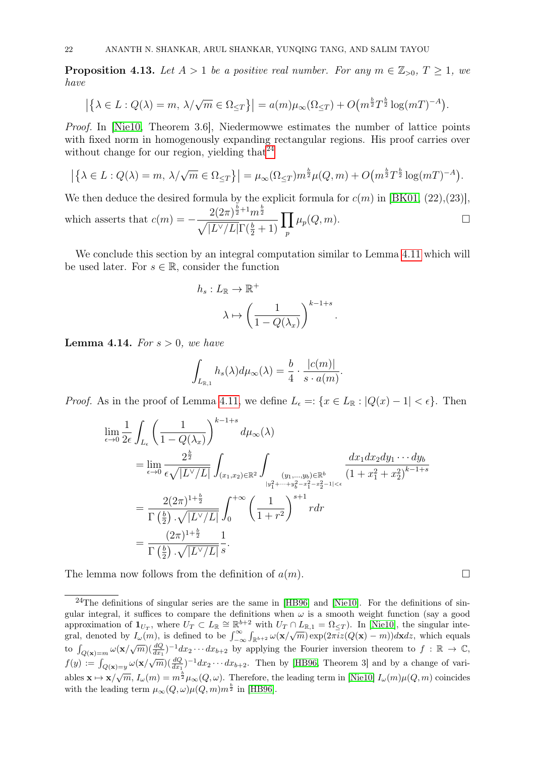**Proposition 4.13.** *Let $A > 1$ be a positive real number. For any $m \in \mathbb{Z}_{>0}$, $T \geq 1$, we have*

$$\left|\left\{\lambda \in L : Q(\lambda) = m,\ \lambda/\sqrt{m} \in \Omega_{\leq T}\right\}\right| = a(m)\mu_\infty(\Omega_{\leq T}) + O\big(m^{\frac{b}{2}} T^{\frac{b}{2}} \log(mT)^{-A}\big).$$

*Proof.* In [Nie10, Theorem 3.6], Niedermowwe estimates the number of lattice points with fixed norm in homogenously expanding rectangular regions. His proof carries over without change for our region, yielding that[24]

$$\left|\left\{\lambda \in L : Q(\lambda) = m,\ \lambda/\sqrt{m} \in \Omega_{\leq T}\right\}\right| = \mu_\infty(\Omega_{\leq T}) m^{\frac{b}{2}} \mu(Q,m) + O\big(m^{\frac{b}{2}} T^{\frac{b}{2}} \log(mT)^{-A}\big).$$

We then deduce the desired formula by the explicit formula for $c(m)$ in [BK01, (22),(23)], which asserts that $c(m) = -\dfrac{2(2\pi)^{\frac{b}{2}+1} m^{\frac{b}{2}}}{\sqrt{|L^\vee/L|}\Gamma(\frac{b}{2}+1)} \prod_p \mu_p(Q,m)$. □

We conclude this section by an integral computation similar to Lemma 4.11 which will be used later. For $s \in \mathbb{R}$, consider the function

$$h_s : L_{\mathbb{R}} \to \mathbb{R}^+$$
$$\lambda \mapsto \left(\frac{1}{1 - Q(\lambda_x)}\right)^{k-1+s}.$$

**Lemma 4.14.** *For $s > 0$, we have*

$$\int_{L_{\mathbb{R},1}} h_s(\lambda) d\mu_\infty(\lambda) = \frac{b}{4} \cdot \frac{|c(m)|}{s \cdot a(m)}.$$

*Proof.* As in the proof of Lemma 4.11, we define $L_\epsilon =: \{x \in L_{\mathbb{R}} : |Q(x) - 1| < \epsilon\}$. Then

$$\begin{aligned}
&\lim_{\epsilon \to 0} \frac{1}{2\epsilon} \int_{L_\epsilon} \left(\frac{1}{1 - Q(\lambda_x)}\right)^{k-1+s} d\mu_\infty(\lambda) \\
&= \lim_{\epsilon \to 0} \frac{2^{\frac{b}{2}}}{\epsilon \sqrt{|L^\vee/L|}} \int_{(x_1,x_2)\in\mathbb{R}^2} \int_{\substack{(y_1,\ldots,y_b)\in\mathbb{R}^b \\ |y_1^2+\cdots+y_b^2 - x_1^2 - x_2^2 - 1| < \epsilon}} \frac{dx_1 dx_2 dy_1 \cdots dy_b}{(1 + x_1^2 + x_2^2)^{k-1+s}} \\
&= \frac{2(2\pi)^{1+\frac{b}{2}}}{\Gamma\left(\frac{b}{2}\right) . \sqrt{|L^\vee/L|}} \int_0^{+\infty} \left(\frac{1}{1+r^2}\right)^{s+1} r dr \\
&= \frac{(2\pi)^{1+\frac{b}{2}}}{\Gamma\left(\frac{b}{2}\right) . \sqrt{|L^\vee/L|}} \frac{1}{s}.
\end{aligned}$$

The lemma now follows from the definition of $a(m)$. □

---

[24] The definitions of singular series are the same in [HB96] and [Nie10]. For the definitions of singular integral, it suffices to compare the definitions when $\omega$ is a smooth weight function (say a good approximation of $\mathbf{1}_{U_T}$, where $U_T \subset L_{\mathbb{R}} \cong \mathbb{R}^{b+2}$ with $U_T \cap L_{\mathbb{R},1} = \Omega_{\leq T}$). In [Nie10], the singular integral, denoted by $I_\omega(m)$, is defined to be $\int_{-\infty}^{\infty} \int_{\mathbb{R}^{b+2}} \omega(\mathbf{x}/\sqrt{m}) \exp(2\pi i z(Q(\mathbf{x}) - m)) d\mathbf{x} dz$, which equals to $\int_{Q(\mathbf{x})=m} \omega(\mathbf{x}/\sqrt{m}) (\frac{dQ}{dx_1})^{-1} dx_2 \cdots dx_{b+2}$ by applying the Fourier inversion theorem to $f : \mathbb{R} \to \mathbb{C}$, $f(y) := \int_{Q(\mathbf{x})=y} \omega(\mathbf{x}/\sqrt{m}) (\frac{dQ}{dx_1})^{-1} dx_2 \cdots dx_{b+2}$. Then by [HB96, Theorem 3] and by a change of variables $\mathbf{x} \mapsto \mathbf{x}/\sqrt{m}$, $I_\omega(m) = m^{\frac{b}{2}} \mu_\infty(Q,\omega)$. Therefore, the leading term in [Nie10] $I_\omega(m)\mu(Q,m)$ coincides with the leading term $\mu_\infty(Q,\omega)\mu(Q,m)m^{\frac{b}{2}}$ in [HB96].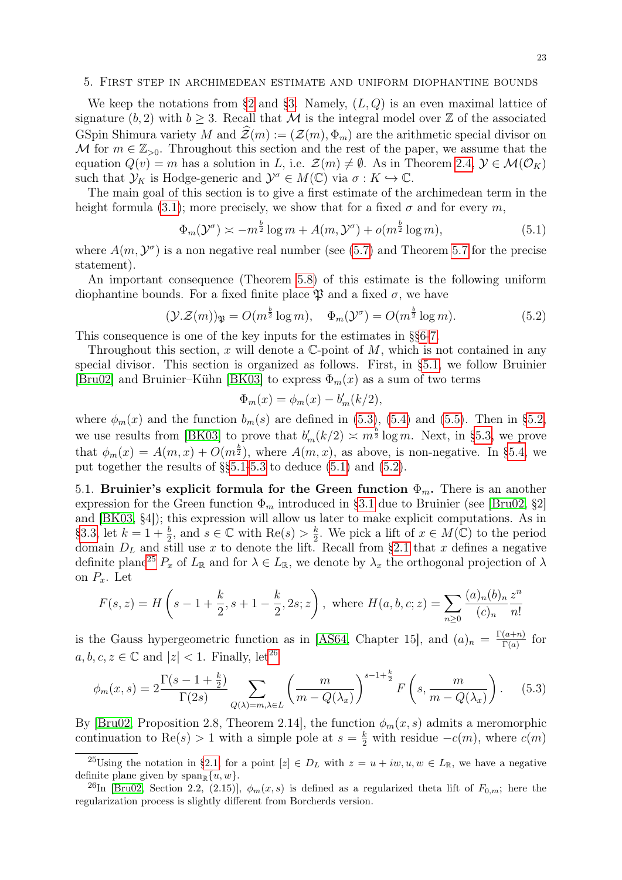## 5. First step in archimedean estimate and uniform diophantine bounds

We keep the notations from §2 and §3. Namely, $(L, Q)$ is an even maximal lattice of signature $(b, 2)$ with $b \geq 3$. Recall that $\mathcal{M}$ is the integral model over $\mathbb{Z}$ of the associated GSpin Shimura variety $M$ and $\widehat{\mathcal{Z}}(m) := (\mathcal{Z}(m), \Phi_m)$ are the arithmetic special divisor on $\mathcal{M}$ for $m \in \mathbb{Z}_{>0}$. Throughout this section and the rest of the paper, we assume that the equation $Q(v) = m$ has a solution in $L$, i.e. $\mathcal{Z}(m) \neq \emptyset$. As in Theorem 2.4, $\mathcal{Y} \in \mathcal{M}(\mathcal{O}_K)$ such that $\mathcal{Y}_K$ is Hodge-generic and $\mathcal{Y}^\sigma \in M(\mathbb{C})$ via $\sigma : K \hookrightarrow \mathbb{C}$.

The main goal of this section is to give a first estimate of the archimedean term in the height formula (3.1); more precisely, we show that for a fixed $\sigma$ and for every $m$,

$$\Phi_m(\mathcal{Y}^\sigma) \asymp -m^{\frac{b}{2}} \log m + A(m, \mathcal{Y}^\sigma) + o(m^{\frac{b}{2}} \log m), \tag{5.1}$$

where $A(m, \mathcal{Y}^\sigma)$ is a non negative real number (see (5.7) and Theorem 5.7 for the precise statement).

An important consequence (Theorem 5.8) of this estimate is the following uniform diophantine bounds. For a fixed finite place $\mathfrak{P}$ and a fixed $\sigma$, we have

$$(\mathcal{Y}.\mathcal{Z}(m))_{\mathfrak{P}} = O(m^{\frac{b}{2}} \log m), \quad \Phi_m(\mathcal{Y}^\sigma) = O(m^{\frac{b}{2}} \log m). \tag{5.2}$$

This consequence is one of the key inputs for the estimates in §§6-7.

Throughout this section, $x$ will denote a $\mathbb{C}$-point of $M$, which is not contained in any special divisor. This section is organized as follows. First, in §5.1, we follow Bruinier [Bru02] and Bruinier–Kühn [BK03] to express $\Phi_m(x)$ as a sum of two terms

$$\Phi_m(x) = \phi_m(x) - b_m'(k/2),$$

where $\phi_m(x)$ and the function $b_m(s)$ are defined in (5.3), (5.4) and (5.5). Then in §5.2, we use results from [BK03] to prove that $b_m'(k/2) \asymp m^{\frac{b}{2}} \log m$. Next, in §5.3, we prove that $\phi_m(x) = A(m, x) + O(m^{\frac{b}{2}})$, where $A(m, x)$, as above, is non-negative. In §5.4, we put together the results of §§5.1-5.3 to deduce (5.1) and (5.2).

### 5.1. Bruinier's explicit formula for the Green function $\Phi_m$.

There is an another expression for the Green function $\Phi_m$ introduced in §3.1 due to Bruinier (see [Bru02, §2] and [BK03, §4]); this expression will allow us later to make explicit computations. As in §3.3, let $k = 1 + \frac{b}{2}$, and $s \in \mathbb{C}$ with $\mathrm{Re}(s) > \frac{k}{2}$. We pick a lift of $x \in M(\mathbb{C})$ to the period domain $D_L$ and still use $x$ to denote the lift. Recall from §2.1 that $x$ defines a negative definite plane[25] $P_x$ of $L_\mathbb{R}$ and for $\lambda \in L_\mathbb{R}$, we denote by $\lambda_x$ the orthogonal projection of $\lambda$ on $P_x$. Let

$$F(s, z) = H\left(s - 1 + \frac{k}{2}, s + 1 - \frac{k}{2}, 2s; z\right), \text{ where } H(a, b, c; z) = \sum_{n \geq 0} \frac{(a)_n (b)_n}{(c)_n} \frac{z^n}{n!}$$

is the Gauss hypergeometric function as in [AS64, Chapter 15], and $(a)_n = \frac{\Gamma(a+n)}{\Gamma(a)}$ for $a, b, c, z \in \mathbb{C}$ and $|z| < 1$. Finally, let[26]

$$\phi_m(x, s) = 2\frac{\Gamma(s - 1 + \frac{k}{2})}{\Gamma(2s)} \sum_{Q(\lambda) = m, \lambda \in L} \left(\frac{m}{m - Q(\lambda_x)}\right)^{s - 1 + \frac{k}{2}} F\left(s, \frac{m}{m - Q(\lambda_x)}\right). \tag{5.3}$$

By [Bru02, Proposition 2.8, Theorem 2.14], the function $\phi_m(x, s)$ admits a meromorphic continuation to $\mathrm{Re}(s) > 1$ with a simple pole at $s = \frac{k}{2}$ with residue $-c(m)$, where $c(m)$

---

[25] Using the notation in §2.1, for a point $[z] \in D_L$ with $z = u + iw, u, w \in L_\mathbb{R}$, we have a negative definite plane given by $\mathrm{span}_\mathbb{R}\{u, w\}$.

[26] In [Bru02, Section 2.2, (2.15)], $\phi_m(x, s)$ is defined as a regularized theta lift of $F_{0,m}$; here the regularization process is slightly different from Borcherds version.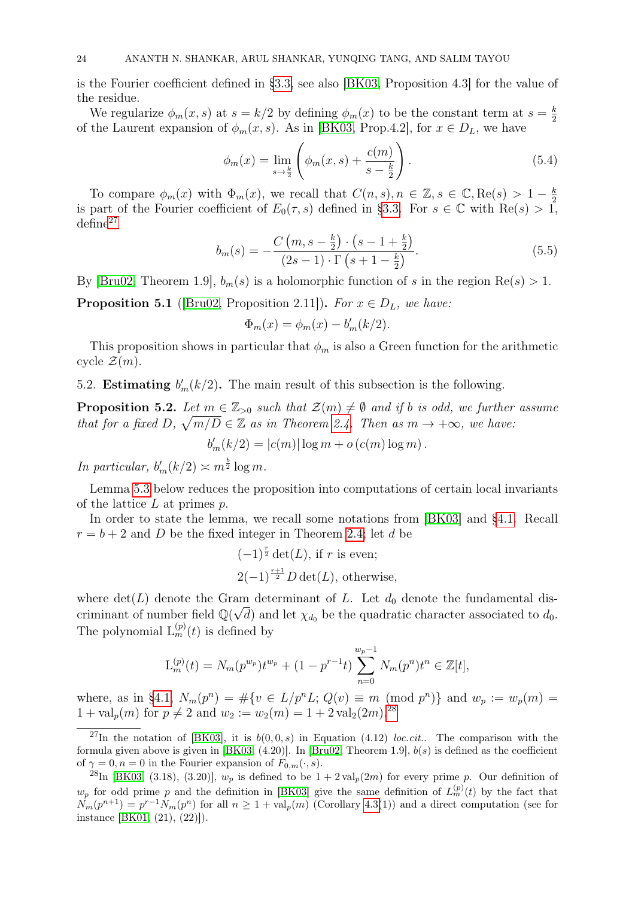is the Fourier coefficient defined in §3.3, see also [BK03, Proposition 4.3] for the value of the residue.

We regularize $\phi_m(x,s)$ at $s = k/2$ by defining $\phi_m(x)$ to be the constant term at $s = \frac{k}{2}$ of the Laurent expansion of $\phi_m(x,s)$. As in [BK03, Prop.4.2], for $x \in D_L$, we have

$$\phi_m(x) = \lim_{s\to\frac{k}{2}} \left( \phi_m(x,s) + \frac{c(m)}{s-\frac{k}{2}} \right). \tag{5.4}$$

To compare $\phi_m(x)$ with $\Phi_m(x)$, we recall that $C(n,s), n \in \mathbb{Z}, s \in \mathbb{C}, \mathrm{Re}(s) > 1 - \frac{k}{2}$ is part of the Fourier coefficient of $E_0(\tau, s)$ defined in §3.3. For $s \in \mathbb{C}$ with $\mathrm{Re}(s) > 1$, define[27]

$$b_m(s) = -\frac{C\left(m, s-\frac{k}{2}\right)\cdot\left(s-1+\frac{k}{2}\right)}{(2s-1)\cdot\Gamma\left(s+1-\frac{k}{2}\right)}. \tag{5.5}$$

By [Bru02, Theorem 1.9], $b_m(s)$ is a holomorphic function of $s$ in the region $\mathrm{Re}(s) > 1$.

**Proposition 5.1** ([Bru02, Proposition 2.11])**.** *For $x \in D_L$, we have:*

$$\Phi_m(x) = \phi_m(x) - b_m'(k/2).$$

This proposition shows in particular that $\phi_m$ is also a Green function for the arithmetic cycle $\mathcal{Z}(m)$.

5.2. **Estimating $b_m'(k/2)$.** The main result of this subsection is the following.

**Proposition 5.2.** *Let $m \in \mathbb{Z}_{>0}$ such that $\mathcal{Z}(m) \neq \emptyset$ and if $b$ is odd, we further assume that for a fixed $D$, $\sqrt{m/D} \in \mathbb{Z}$ as in Theorem 2.4. Then as $m \to +\infty$, we have:*

$$b_m'(k/2) = |c(m)|\log m + o\left(c(m)\log m\right).$$

*In particular, $b_m'(k/2) \asymp m^{\frac{b}{2}}\log m$.*

Lemma 5.3 below reduces the proposition into computations of certain local invariants of the lattice $L$ at primes $p$.

In order to state the lemma, we recall some notations from [BK03] and §4.1. Recall $r = b+2$ and $D$ be the fixed integer in Theorem 2.4; let $d$ be

$$(-1)^{\frac{r}{2}}\det(L), \text{ if } r \text{ is even};$$

$$2(-1)^{\frac{r+1}{2}}D\det(L), \text{ otherwise},$$

where $\det(L)$ denote the Gram determinant of $L$. Let $d_0$ denote the fundamental discriminant of number field $\mathbb{Q}(\sqrt{d})$ and let $\chi_{d_0}$ be the quadratic character associated to $d_0$. The polynomial $\mathrm{L}_m^{(p)}(t)$ is defined by

$$\mathrm{L}_m^{(p)}(t) = N_m(p^{w_p})t^{w_p} + (1-p^{r-1}t)\sum_{n=0}^{w_p-1} N_m(p^n)t^n \in \mathbb{Z}[t],$$

where, as in §4.1, $N_m(p^n) = \#\{v \in L/p^nL;\, Q(v) \equiv m \pmod{p^n}\}$ and $w_p := w_p(m) = 1 + \mathrm{val}_p(m)$ for $p \neq 2$ and $w_2 := w_2(m) = 1 + 2\,\mathrm{val}_2(2m)$.[28]

[27] In the notation of [BK03], it is $b(0,0,s)$ in Equation (4.12) *loc.cit.*. The comparison with the formula given above is given in [BK03, (4.20)]. In [Bru02, Theorem 1.9], $b(s)$ is defined as the coefficient of $\gamma = 0, n = 0$ in the Fourier expansion of $F_{0,m}(\cdot, s)$.

[28] In [BK03, (3.18), (3.20)], $w_p$ is defined to be $1 + 2\,\mathrm{val}_p(2m)$ for every prime $p$. Our definition of $w_p$ for odd prime $p$ and the definition in [BK03] give the same definition of $L_m^{(p)}(t)$ by the fact that $N_m(p^{n+1}) = p^{r-1}N_m(p^n)$ for all $n \geq 1 + \mathrm{val}_p(m)$ (Corollary 4.3(1)) and a direct computation (see for instance [BK01, (21), (22)]).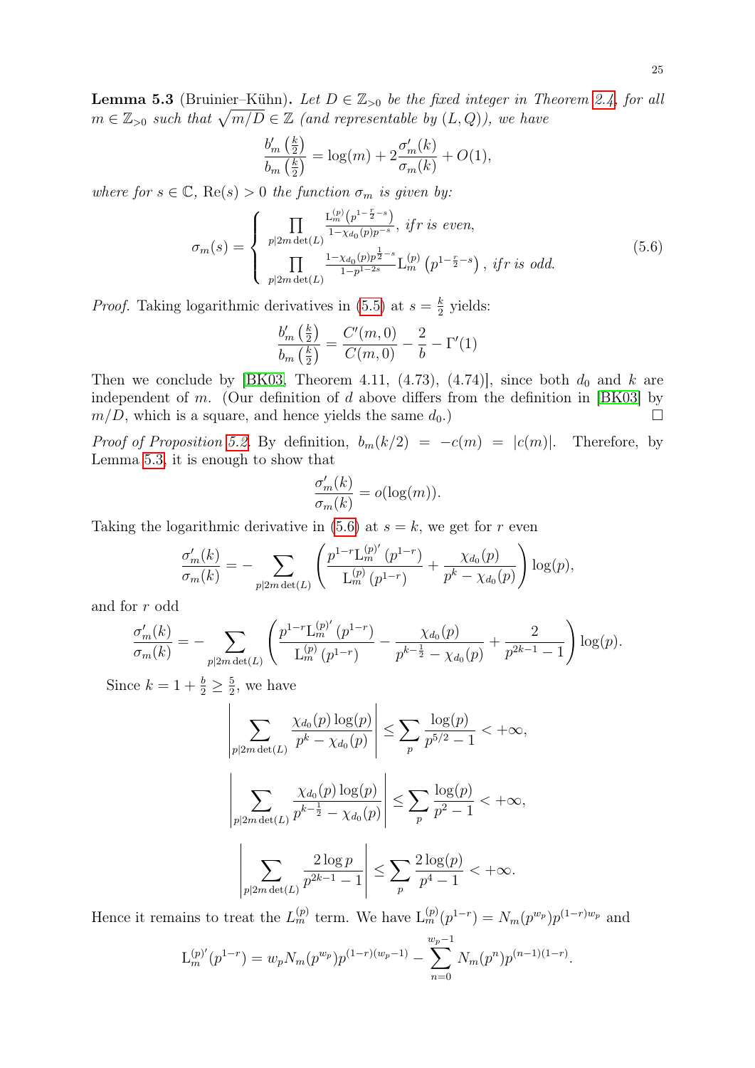**Lemma 5.3** (Bruinier–Kühn)**.** *Let $D \in \mathbb{Z}_{>0}$ be the fixed integer in Theorem 2.4, for all $m \in \mathbb{Z}_{>0}$ such that $\sqrt{m/D} \in \mathbb{Z}$ (and representable by $(L, Q)$), we have*

$$\frac{b'_m\left(\frac{k}{2}\right)}{b_m\left(\frac{k}{2}\right)} = \log(m) + 2\frac{\sigma'_m(k)}{\sigma_m(k)} + O(1),$$

*where for $s \in \mathbb{C}$, $\mathrm{Re}(s) > 0$ the function $\sigma_m$ is given by:*

$$\sigma_m(s) = \begin{cases} \prod\limits_{p \mid 2m\det(L)} \frac{\mathrm{L}_m^{(p)}\left(p^{1-\frac{r}{2}-s}\right)}{1-\chi_{d_0}(p)p^{-s}}, & \text{if } r \text{ is even}, \\ \prod\limits_{p \mid 2m\det(L)} \frac{1-\chi_{d_0}(p)p^{\frac{1}{2}-s}}{1-p^{1-2s}} \mathrm{L}_m^{(p)}\left(p^{1-\frac{r}{2}-s}\right), & \text{if } r \text{ is odd}. \end{cases} \tag{5.6}$$

*Proof.* Taking logarithmic derivatives in (5.5) at $s = \frac{k}{2}$ yields:

$$\frac{b'_m\left(\frac{k}{2}\right)}{b_m\left(\frac{k}{2}\right)} = \frac{C'(m,0)}{C(m,0)} - \frac{2}{b} - \Gamma'(1)$$

Then we conclude by [BK03, Theorem 4.11, (4.73), (4.74)], since both $d_0$ and $k$ are independent of $m$. (Our definition of $d$ above differs from the definition in [BK03] by $m/D$, which is a square, and hence yields the same $d_0$.) $\square$

*Proof of Proposition 5.2.* By definition, $b_m(k/2) = -c(m) = |c(m)|$. Therefore, by Lemma 5.3, it is enough to show that

$$\frac{\sigma'_m(k)}{\sigma_m(k)} = o(\log(m)).$$

Taking the logarithmic derivative in (5.6) at $s = k$, we get for $r$ even

$$\frac{\sigma'_m(k)}{\sigma_m(k)} = -\sum_{p \mid 2m\det(L)} \left( \frac{p^{1-r}\mathrm{L}_m^{(p)\prime}\left(p^{1-r}\right)}{\mathrm{L}_m^{(p)}\left(p^{1-r}\right)} + \frac{\chi_{d_0}(p)}{p^k - \chi_{d_0}(p)} \right) \log(p),$$

and for $r$ odd

$$\frac{\sigma'_m(k)}{\sigma_m(k)} = -\sum_{p \mid 2m\det(L)} \left( \frac{p^{1-r}\mathrm{L}_m^{(p)\prime}\left(p^{1-r}\right)}{\mathrm{L}_m^{(p)}\left(p^{1-r}\right)} - \frac{\chi_{d_0}(p)}{p^{k-\frac{1}{2}} - \chi_{d_0}(p)} + \frac{2}{p^{2k-1}-1} \right) \log(p).$$

Since $k = 1 + \frac{b}{2} \geq \frac{5}{2}$, we have

$$\left| \sum_{p \mid 2m\det(L)} \frac{\chi_{d_0}(p)\log(p)}{p^k - \chi_{d_0}(p)} \right| \leq \sum_p \frac{\log(p)}{p^{5/2}-1} < +\infty,$$

$$\left| \sum_{p \mid 2m\det(L)} \frac{\chi_{d_0}(p)\log(p)}{p^{k-\frac{1}{2}} - \chi_{d_0}(p)} \right| \leq \sum_p \frac{\log(p)}{p^2-1} < +\infty,$$

$$\left| \sum_{p \mid 2m\det(L)} \frac{2\log p}{p^{2k-1}-1} \right| \leq \sum_p \frac{2\log(p)}{p^4-1} < +\infty.$$

Hence it remains to treat the $L_m^{(p)}$ term. We have $\mathrm{L}_m^{(p)}(p^{1-r}) = N_m(p^{w_p})p^{(1-r)w_p}$ and

$$\mathrm{L}_m^{(p)\prime}(p^{1-r}) = w_p N_m(p^{w_p})p^{(1-r)(w_p-1)} - \sum_{n=0}^{w_p-1} N_m(p^n)p^{(n-1)(1-r)}.$$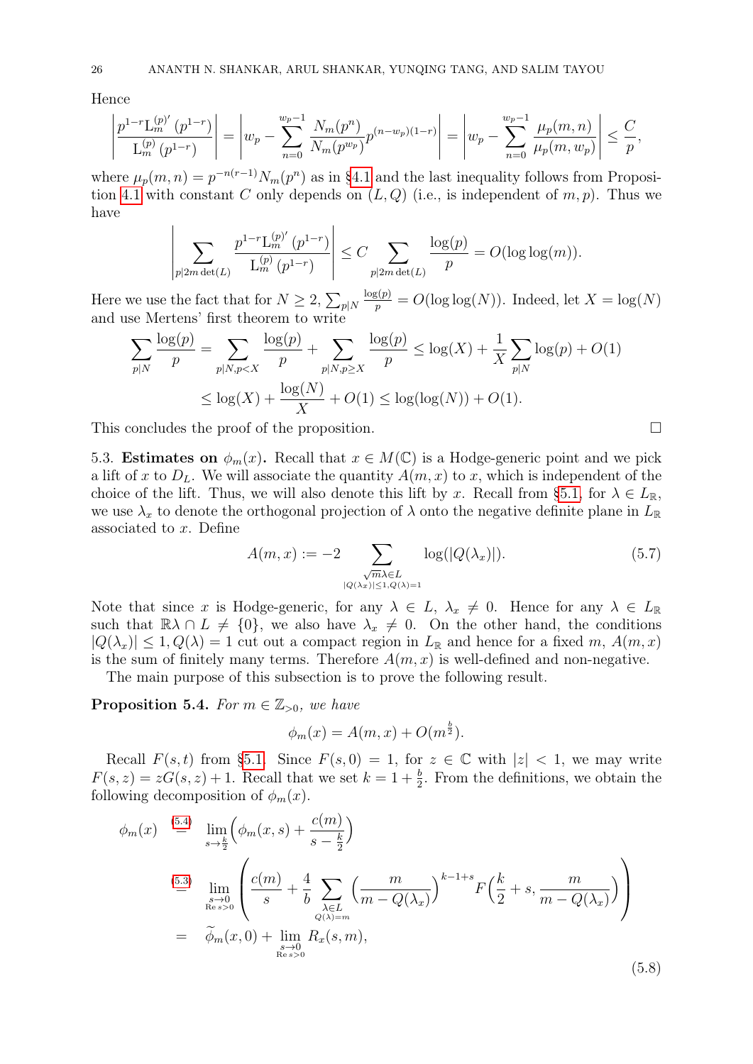Hence

$$\left|\frac{p^{1-r}\mathrm{L}_m^{(p)'}(p^{1-r})}{\mathrm{L}_m^{(p)}(p^{1-r})}\right| = \left|w_p - \sum_{n=0}^{w_p-1}\frac{N_m(p^n)}{N_m(p^{w_p})}p^{(n-w_p)(1-r)}\right| = \left|w_p - \sum_{n=0}^{w_p-1}\frac{\mu_p(m,n)}{\mu_p(m,w_p)}\right| \le \frac{C}{p},$$

where $\mu_p(m,n) = p^{-n(r-1)}N_m(p^n)$ as in §4.1 and the last inequality follows from Proposition 4.1 with constant $C$ only depends on $(L,Q)$ (i.e., is independent of $m,p$). Thus we have

$$\left|\sum_{p|2m\det(L)}\frac{p^{1-r}\mathrm{L}_m^{(p)'}(p^{1-r})}{\mathrm{L}_m^{(p)}(p^{1-r})}\right| \le C\sum_{p|2m\det(L)}\frac{\log(p)}{p} = O(\log\log(m)).$$

Here we use the fact that for $N\ge 2$, $\sum_{p|N}\frac{\log(p)}{p} = O(\log\log(N))$. Indeed, let $X=\log(N)$ and use Mertens' first theorem to write

$$\begin{aligned}\sum_{p|N}\frac{\log(p)}{p} &= \sum_{p|N,p<X}\frac{\log(p)}{p} + \sum_{p|N,p\ge X}\frac{\log(p)}{p} \le \log(X) + \frac{1}{X}\sum_{p|N}\log(p) + O(1)\\ &\le \log(X) + \frac{\log(N)}{X} + O(1) \le \log(\log(N)) + O(1).\end{aligned}$$

This concludes the proof of the proposition. □

5.3. **Estimates on $\phi_m(x)$.** Recall that $x\in M(\mathbb{C})$ is a Hodge-generic point and we pick a lift of $x$ to $D_L$. We will associate the quantity $A(m,x)$ to $x$, which is independent of the choice of the lift. Thus, we will also denote this lift by $x$. Recall from §5.1, for $\lambda\in L_{\mathbb{R}}$, we use $\lambda_x$ to denote the orthogonal projection of $\lambda$ onto the negative definite plane in $L_{\mathbb{R}}$ associated to $x$. Define

$$A(m,x) := -2\sum_{\substack{\sqrt{m}\lambda\in L\\ |Q(\lambda_x)|\le 1, Q(\lambda)=1}}\log(|Q(\lambda_x)|). \tag{5.7}$$

Note that since $x$ is Hodge-generic, for any $\lambda\in L$, $\lambda_x\neq 0$. Hence for any $\lambda\in L_{\mathbb{R}}$ such that $\mathbb{R}\lambda\cap L\neq\{0\}$, we also have $\lambda_x\neq 0$. On the other hand, the conditions $|Q(\lambda_x)|\le 1, Q(\lambda)=1$ cut out a compact region in $L_{\mathbb{R}}$ and hence for a fixed $m$, $A(m,x)$ is the sum of finitely many terms. Therefore $A(m,x)$ is well-defined and non-negative.

The main purpose of this subsection is to prove the following result.

**Proposition 5.4.** *For $m\in\mathbb{Z}_{>0}$, we have*

$$\phi_m(x) = A(m,x) + O(m^{\frac{b}{2}}).$$

Recall $F(s,t)$ from §5.1. Since $F(s,0)=1$, for $z\in\mathbb{C}$ with $|z|<1$, we may write $F(s,z) = zG(s,z)+1$. Recall that we set $k = 1+\frac{b}{2}$. From the definitions, we obtain the following decomposition of $\phi_m(x)$.

$$\begin{aligned}\phi_m(x) &\overset{(5.4)}{=} \lim_{s\to\frac{k}{2}}\Big(\phi_m(x,s) + \frac{c(m)}{s-\frac{k}{2}}\Big)\\ &\overset{(5.3)}{=} \lim_{\substack{s\to 0\\ \mathrm{Re}\, s>0}}\left(\frac{c(m)}{s} + \frac{4}{b}\sum_{\substack{\lambda\in L\\ Q(\lambda)=m}}\Big(\frac{m}{m-Q(\lambda_x)}\Big)^{k-1+s}F\Big(\frac{k}{2}+s,\frac{m}{m-Q(\lambda_x)}\Big)\right)\\ &= \widetilde{\phi}_m(x,0) + \lim_{\substack{s\to 0\\ \mathrm{Re}\, s>0}}R_x(s,m),\end{aligned} \tag{5.8}$$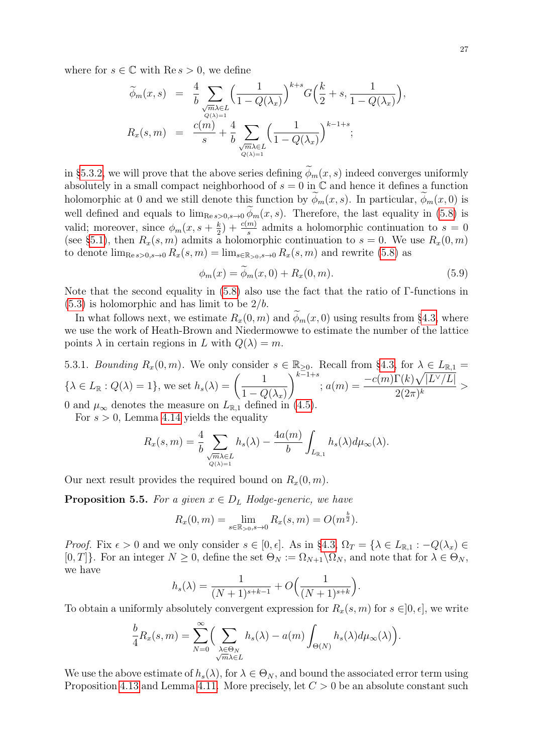where for $s \in \mathbb{C}$ with $\operatorname{Re} s > 0$, we define

$$\begin{aligned}
\widetilde{\phi}_m(x,s) &= \frac{4}{b} \sum_{\substack{\sqrt{m}\lambda \in L \\ Q(\lambda)=1}} \Big(\frac{1}{1-Q(\lambda_x)}\Big)^{k+s} G\Big(\frac{k}{2}+s, \frac{1}{1-Q(\lambda_x)}\Big), \\
R_x(s,m) &= \frac{c(m)}{s} + \frac{4}{b} \sum_{\substack{\sqrt{m}\lambda \in L \\ Q(\lambda)=1}} \Big(\frac{1}{1-Q(\lambda_x)}\Big)^{k-1+s};
\end{aligned}$$

in §5.3.2, we will prove that the above series defining $\widetilde{\phi}_m(x,s)$ indeed converges uniformly absolutely in a small compact neighborhood of $s=0$ in $\mathbb{C}$ and hence it defines a function holomorphic at 0 and we still denote this function by $\widetilde{\phi}_m(x,s)$. In particular, $\widetilde{\phi}_m(x,0)$ is well defined and equals to $\lim_{\operatorname{Re} s>0, s\to 0} \widetilde{\phi}_m(x,s)$. Therefore, the last equality in (5.8) is valid; moreover, since $\phi_m(x, s+\frac{k}{2}) + \frac{c(m)}{s}$ admits a holomorphic continuation to $s=0$ (see §5.1), then $R_x(s,m)$ admits a holomorphic continuation to $s=0$. We use $R_x(0,m)$ to denote $\lim_{\operatorname{Re} s>0, s\to 0} R_x(s,m) = \lim_{s\in\mathbb{R}_{>0}, s\to 0} R_x(s,m)$ and rewrite (5.8) as

$$\phi_m(x) = \widetilde{\phi}_m(x,0) + R_x(0,m). \tag{5.9}$$

Note that the second equality in (5.8) also use the fact that the ratio of $\Gamma$-functions in (5.3) is holomorphic and has limit to be $2/b$.

In what follows next, we estimate $R_x(0,m)$ and $\widetilde{\phi}_m(x,0)$ using results from §4.3, where we use the work of Heath-Brown and Niedermowwe to estimate the number of the lattice points $\lambda$ in certain regions in $L$ with $Q(\lambda) = m$.

5.3.1. *Bounding $R_x(0,m)$.* We only consider $s \in \mathbb{R}_{\geq 0}$. Recall from §4.3, for $\lambda \in L_{\mathbb{R},1} = \{\lambda \in L_{\mathbb{R}} : Q(\lambda) = 1\}$, we set $h_s(\lambda) = \left(\dfrac{1}{1-Q(\lambda_x)}\right)^{k-1+s}$; $a(m) = \dfrac{-c(m)\Gamma(k)\sqrt{|L^\vee/L|}}{2(2\pi)^k} > 0$ and $\mu_\infty$ denotes the measure on $L_{\mathbb{R},1}$ defined in (4.5).

For $s > 0$, Lemma 4.14 yields the equality

$$R_x(s,m) = \frac{4}{b} \sum_{\substack{\sqrt{m}\lambda \in L \\ Q(\lambda)=1}} h_s(\lambda) - \frac{4a(m)}{b} \int_{L_{\mathbb{R},1}} h_s(\lambda) d\mu_\infty(\lambda).$$

Our next result provides the required bound on $R_x(0,m)$.

**Proposition 5.5.** *For a given $x \in D_L$ Hodge-generic, we have*

$$R_x(0,m) = \lim_{s\in\mathbb{R}_{>0}, s\to 0} R_x(s,m) = O(m^{\frac{b}{2}}).$$

*Proof.* Fix $\epsilon > 0$ and we only consider $s \in [0,\epsilon]$. As in §4.3, $\Omega_T = \{\lambda \in L_{\mathbb{R},1} : -Q(\lambda_x) \in [0,T]\}$. For an integer $N \geq 0$, define the set $\Theta_N := \Omega_{N+1} \backslash \Omega_N$, and note that for $\lambda \in \Theta_N$, we have

$$h_s(\lambda) = \frac{1}{(N+1)^{s+k-1}} + O\Big(\frac{1}{(N+1)^{s+k}}\Big).$$

To obtain a uniformly absolutely convergent expression for $R_x(s,m)$ for $s \in ]0,\epsilon]$, we write

$$\frac{b}{4} R_x(s,m) = \sum_{N=0}^{\infty} \Big( \sum_{\substack{\lambda\in\Theta_N \\ \sqrt{m}\lambda \in L}} h_s(\lambda) - a(m) \int_{\Theta(N)} h_s(\lambda) d\mu_\infty(\lambda) \Big).$$

We use the above estimate of $h_s(\lambda)$, for $\lambda \in \Theta_N$, and bound the associated error term using Proposition 4.13 and Lemma 4.11. More precisely, let $C > 0$ be an absolute constant such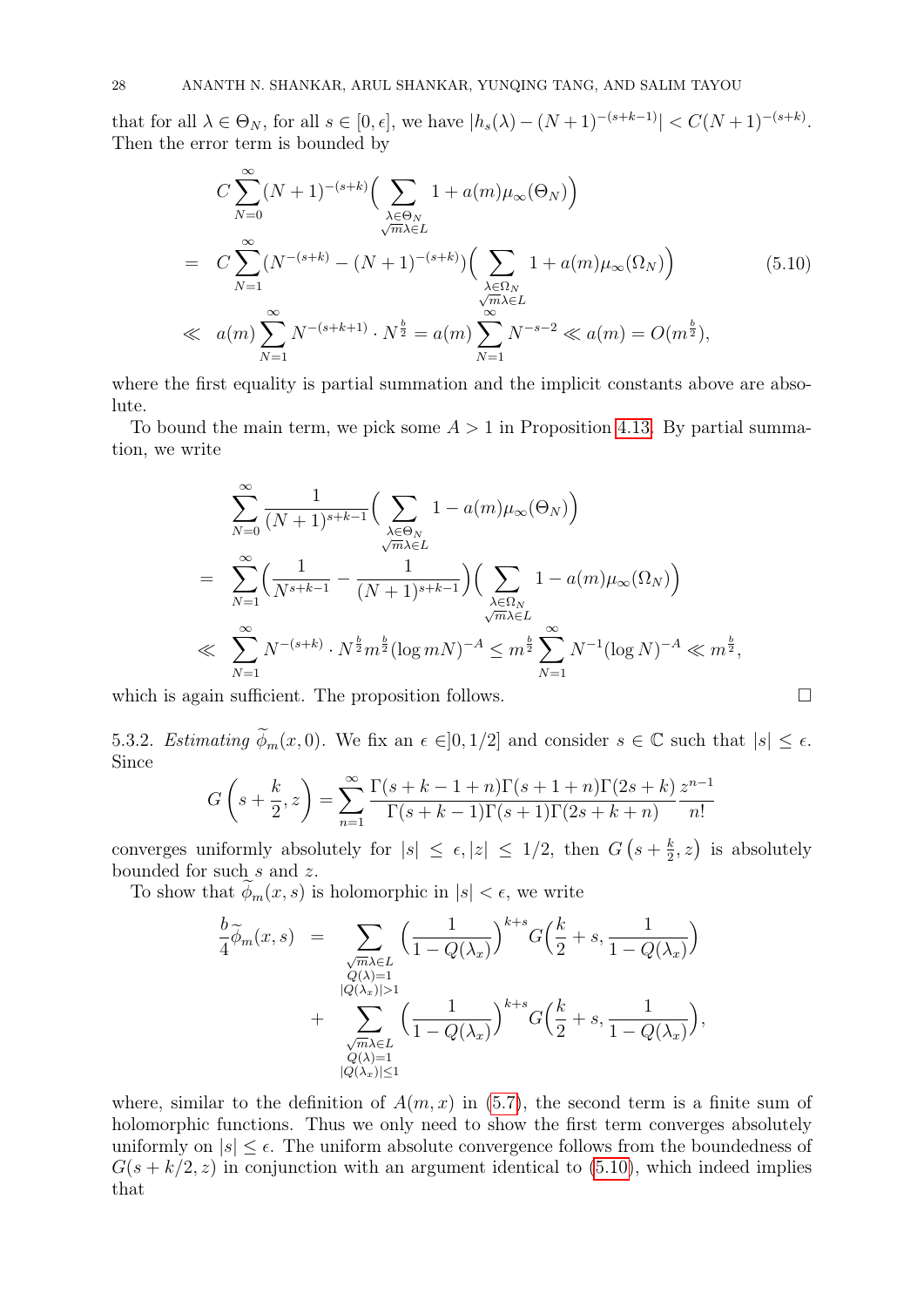that for all $\lambda \in \Theta_N$, for all $s \in [0, \epsilon]$, we have $|h_s(\lambda) - (N+1)^{-(s+k-1)}| < C(N+1)^{-(s+k)}$. Then the error term is bounded by

$$
\begin{aligned}
& C\sum_{N=0}^{\infty}(N+1)^{-(s+k)}\Big(\sum_{\substack{\lambda\in\Theta_N\\ \sqrt{m}\lambda\in L}} 1 + a(m)\mu_\infty(\Theta_N)\Big) \\
= \;& C\sum_{N=1}^{\infty}(N^{-(s+k)} - (N+1)^{-(s+k)})\Big(\sum_{\substack{\lambda\in\Omega_N\\ \sqrt{m}\lambda\in L}} 1 + a(m)\mu_\infty(\Omega_N)\Big) \qquad (5.10)\\
\ll \;& a(m)\sum_{N=1}^{\infty} N^{-(s+k+1)}\cdot N^{\frac{b}{2}} = a(m)\sum_{N=1}^{\infty} N^{-s-2} \ll a(m) = O(m^{\frac{b}{2}}),
\end{aligned}
$$

where the first equality is partial summation and the implicit constants above are absolute.

To bound the main term, we pick some $A > 1$ in Proposition 4.13. By partial summation, we write

$$
\begin{aligned}
& \sum_{N=0}^{\infty}\frac{1}{(N+1)^{s+k-1}}\Big(\sum_{\substack{\lambda\in\Theta_N\\ \sqrt{m}\lambda\in L}} 1 - a(m)\mu_\infty(\Theta_N)\Big) \\
= \;& \sum_{N=1}^{\infty}\Big(\frac{1}{N^{s+k-1}} - \frac{1}{(N+1)^{s+k-1}}\Big)\Big(\sum_{\substack{\lambda\in\Omega_N\\ \sqrt{m}\lambda\in L}} 1 - a(m)\mu_\infty(\Omega_N)\Big) \\
\ll \;& \sum_{N=1}^{\infty} N^{-(s+k)}\cdot N^{\frac{b}{2}}m^{\frac{b}{2}}(\log mN)^{-A} \le m^{\frac{b}{2}}\sum_{N=1}^{\infty} N^{-1}(\log N)^{-A} \ll m^{\frac{b}{2}},
\end{aligned}
$$

which is again sufficient. The proposition follows. $\square$

5.3.2. *Estimating $\widetilde{\phi}_m(x, 0)$.* We fix an $\epsilon \in ]0, 1/2]$ and consider $s \in \mathbb{C}$ such that $|s| \le \epsilon$. Since

$$
G\left(s + \frac{k}{2}, z\right) = \sum_{n=1}^{\infty}\frac{\Gamma(s+k-1+n)\Gamma(s+1+n)\Gamma(2s+k)}{\Gamma(s+k-1)\Gamma(s+1)\Gamma(2s+k+n)}\frac{z^{n-1}}{n!}
$$

converges uniformly absolutely for $|s| \le \epsilon, |z| \le 1/2$, then $G\left(s + \frac{k}{2}, z\right)$ is absolutely bounded for such $s$ and $z$.

To show that $\widetilde{\phi}_m(x, s)$ is holomorphic in $|s| < \epsilon$, we write

$$
\begin{aligned}
\frac{b}{4}\widetilde{\phi}_m(x, s) \;=\; & \sum_{\substack{\sqrt{m}\lambda\in L\\ Q(\lambda)=1\\ |Q(\lambda_x)|>1}}\Big(\frac{1}{1-Q(\lambda_x)}\Big)^{k+s} G\Big(\frac{k}{2} + s, \frac{1}{1-Q(\lambda_x)}\Big) \\
& + \sum_{\substack{\sqrt{m}\lambda\in L\\ Q(\lambda)=1\\ |Q(\lambda_x)|\le 1}}\Big(\frac{1}{1-Q(\lambda_x)}\Big)^{k+s} G\Big(\frac{k}{2} + s, \frac{1}{1-Q(\lambda_x)}\Big),
\end{aligned}
$$

where, similar to the definition of $A(m, x)$ in (5.7), the second term is a finite sum of holomorphic functions. Thus we only need to show the first term converges absolutely uniformly on $|s| \le \epsilon$. The uniform absolute convergence follows from the boundedness of $G(s + k/2, z)$ in conjunction with an argument identical to (5.10), which indeed implies that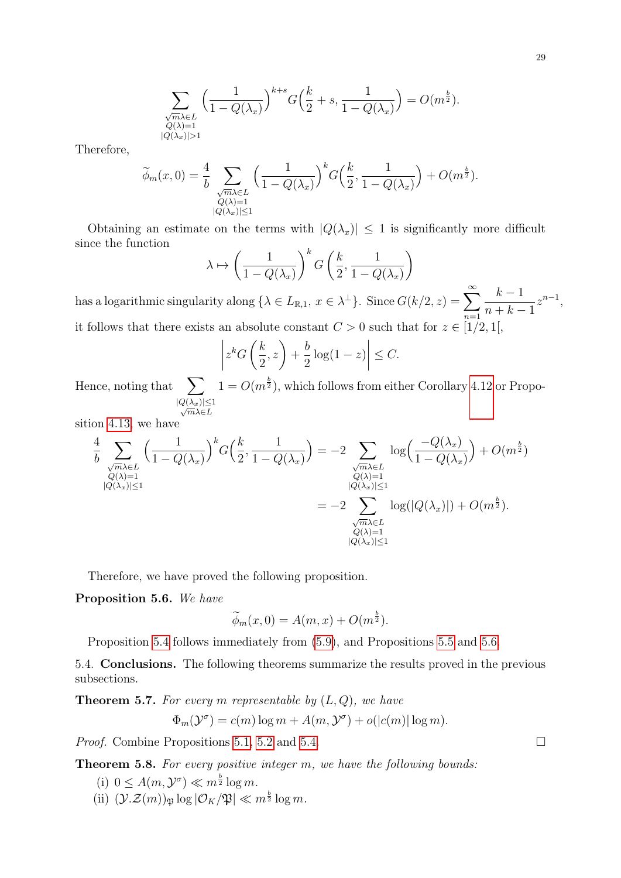$$\sum_{\substack{\sqrt{m}\lambda \in L \\ Q(\lambda)=1 \\ |Q(\lambda_x)|>1}} \Big(\frac{1}{1-Q(\lambda_x)}\Big)^{k+s} G\Big(\frac{k}{2}+s, \frac{1}{1-Q(\lambda_x)}\Big) = O(m^{\frac{b}{2}}).$$

Therefore,

$$\widetilde{\phi}_m(x,0) = \frac{4}{b} \sum_{\substack{\sqrt{m}\lambda \in L \\ Q(\lambda)=1 \\ |Q(\lambda_x)|\leq 1}} \Big(\frac{1}{1-Q(\lambda_x)}\Big)^{k} G\Big(\frac{k}{2}, \frac{1}{1-Q(\lambda_x)}\Big) + O(m^{\frac{b}{2}}).$$

Obtaining an estimate on the terms with $|Q(\lambda_x)| \leq 1$ is significantly more difficult since the function

$$\lambda \mapsto \left(\frac{1}{1-Q(\lambda_x)}\right)^k G\left(\frac{k}{2}, \frac{1}{1-Q(\lambda_x)}\right)$$

has a logarithmic singularity along $\{\lambda \in L_{\mathbb{R},1},\ x \in \lambda^{\perp}\}$. Since $G(k/2, z) = \displaystyle\sum_{n=1}^{\infty} \frac{k-1}{n+k-1} z^{n-1}$, it follows that there exists an absolute constant $C > 0$ such that for $z \in [1/2, 1[$,

$$\left| z^k G\left(\frac{k}{2}, z\right) + \frac{b}{2}\log(1-z) \right| \leq C.$$

Hence, noting that $\displaystyle\sum_{\substack{|Q(\lambda_x)|\leq 1 \\ \sqrt{m}\lambda \in L}} 1 = O(m^{\frac{b}{2}})$, which follows from either Corollary 4.12 or Proposition 4.13, we have

$$\begin{aligned}
\frac{4}{b} \sum_{\substack{\sqrt{m}\lambda \in L \\ Q(\lambda)=1 \\ |Q(\lambda_x)|\leq 1}} \Big(\frac{1}{1-Q(\lambda_x)}\Big)^{k} G\Big(\frac{k}{2}, \frac{1}{1-Q(\lambda_x)}\Big) &= -2 \sum_{\substack{\sqrt{m}\lambda \in L \\ Q(\lambda)=1 \\ |Q(\lambda_x)|\leq 1}} \log\Big(\frac{-Q(\lambda_x)}{1-Q(\lambda_x)}\Big) + O(m^{\frac{b}{2}}) \\
&= -2 \sum_{\substack{\sqrt{m}\lambda \in L \\ Q(\lambda)=1 \\ |Q(\lambda_x)|\leq 1}} \log(|Q(\lambda_x)|) + O(m^{\frac{b}{2}}).
\end{aligned}$$

Therefore, we have proved the following proposition.

**Proposition 5.6.** *We have*

$$\widetilde{\phi}_m(x,0) = A(m,x) + O(m^{\frac{b}{2}}).$$

Proposition 5.4 follows immediately from (5.9), and Propositions 5.5 and 5.6.

5.4. **Conclusions.** The following theorems summarize the results proved in the previous subsections.

**Theorem 5.7.** *For every $m$ representable by $(L,Q)$, we have*

$$\Phi_m(\mathcal{Y}^{\sigma}) = c(m)\log m + A(m, \mathcal{Y}^{\sigma}) + o(|c(m)|\log m).$$

*Proof.* Combine Propositions 5.1, 5.2 and 5.4. □

**Theorem 5.8.** *For every positive integer $m$, we have the following bounds:*

(i) $0 \leq A(m, \mathcal{Y}^{\sigma}) \ll m^{\frac{b}{2}} \log m$.

(ii) $(\mathcal{Y}.\mathcal{Z}(m))_{\mathfrak{P}} \log |\mathcal{O}_K/\mathfrak{P}| \ll m^{\frac{b}{2}} \log m$.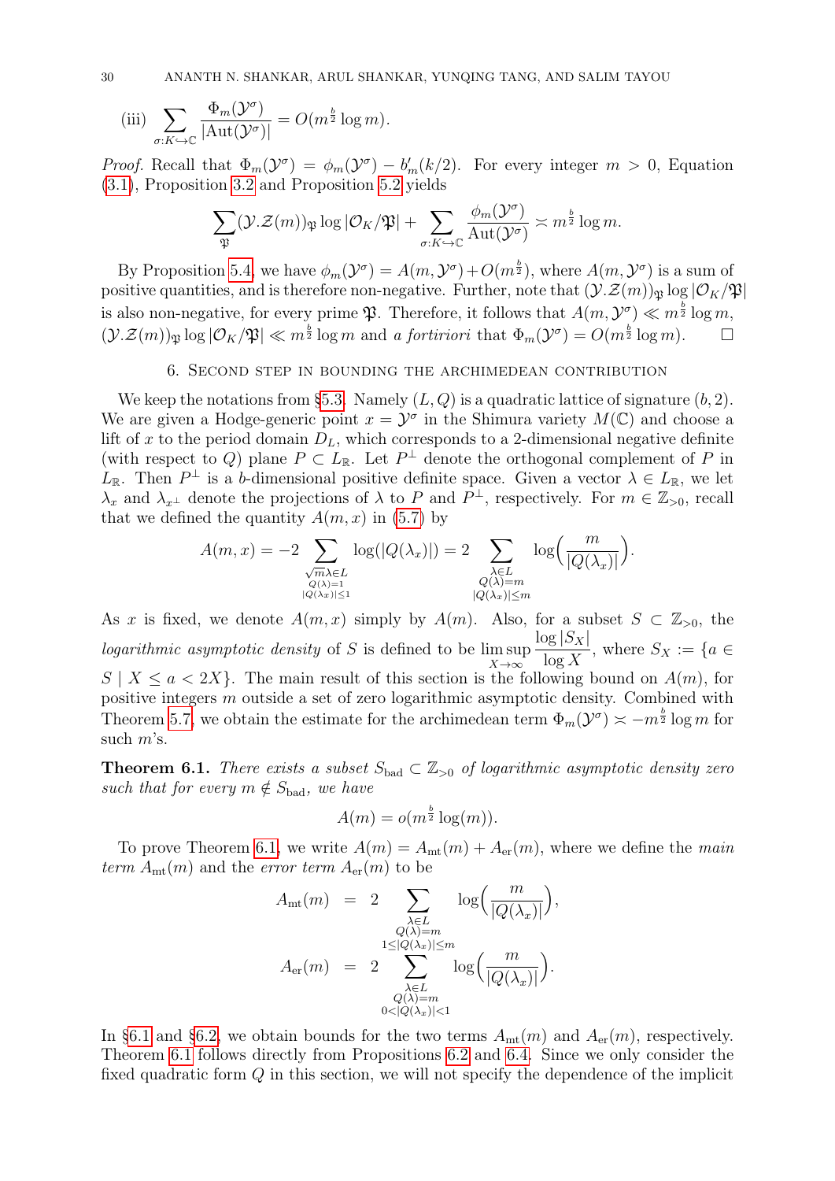(iii) $\displaystyle\sum_{\sigma:K\hookrightarrow\mathbb{C}} \frac{\Phi_m(\mathcal{Y}^\sigma)}{|\mathrm{Aut}(\mathcal{Y}^\sigma)|} = O(m^{\frac{b}{2}}\log m)$.

*Proof.* Recall that $\Phi_m(\mathcal{Y}^\sigma) = \phi_m(\mathcal{Y}^\sigma) - b'_m(k/2)$. For every integer $m > 0$, Equation (3.1), Proposition 3.2 and Proposition 5.2 yields

$$\sum_{\mathfrak{P}} (\mathcal{Y}.\mathcal{Z}(m))_{\mathfrak{P}} \log|\mathcal{O}_K/\mathfrak{P}| + \sum_{\sigma:K\hookrightarrow\mathbb{C}} \frac{\phi_m(\mathcal{Y}^\sigma)}{\mathrm{Aut}(\mathcal{Y}^\sigma)} \asymp m^{\frac{b}{2}}\log m.$$

By Proposition 5.4, we have $\phi_m(\mathcal{Y}^\sigma) = A(m,\mathcal{Y}^\sigma) + O(m^{\frac{b}{2}})$, where $A(m,\mathcal{Y}^\sigma)$ is a sum of positive quantities, and is therefore non-negative. Further, note that $(\mathcal{Y}.\mathcal{Z}(m))_{\mathfrak{P}} \log|\mathcal{O}_K/\mathfrak{P}|$ is also non-negative, for every prime $\mathfrak{P}$. Therefore, it follows that $A(m,\mathcal{Y}^\sigma) \ll m^{\frac{b}{2}}\log m$, $(\mathcal{Y}.\mathcal{Z}(m))_{\mathfrak{P}} \log|\mathcal{O}_K/\mathfrak{P}| \ll m^{\frac{b}{2}}\log m$ and *a fortiori* that $\Phi_m(\mathcal{Y}^\sigma) = O(m^{\frac{b}{2}}\log m)$. $\square$

## 6. Second step in bounding the archimedean contribution

We keep the notations from §5.3. Namely $(L,Q)$ is a quadratic lattice of signature $(b,2)$. We are given a Hodge-generic point $x = \mathcal{Y}^\sigma$ in the Shimura variety $M(\mathbb{C})$ and choose a lift of $x$ to the period domain $D_L$, which corresponds to a 2-dimensional negative definite (with respect to $Q$) plane $P \subset L_{\mathbb{R}}$. Let $P^\perp$ denote the orthogonal complement of $P$ in $L_{\mathbb{R}}$. Then $P^\perp$ is a $b$-dimensional positive definite space. Given a vector $\lambda \in L_{\mathbb{R}}$, we let $\lambda_x$ and $\lambda_{x^\perp}$ denote the projections of $\lambda$ to $P$ and $P^\perp$, respectively. For $m \in \mathbb{Z}_{>0}$, recall that we defined the quantity $A(m,x)$ in (5.7) by

$$A(m,x) = -2\sum_{\substack{\sqrt{m}\lambda\in L\\ Q(\lambda)=1\\ |Q(\lambda_x)|\le 1}} \log(|Q(\lambda_x)|) = 2\sum_{\substack{\lambda\in L\\ Q(\lambda)=m\\ |Q(\lambda_x)|\le m}} \log\Big(\frac{m}{|Q(\lambda_x)|}\Big).$$

As $x$ is fixed, we denote $A(m,x)$ simply by $A(m)$. Also, for a subset $S \subset \mathbb{Z}_{>0}$, the *logarithmic asymptotic density* of $S$ is defined to be $\displaystyle\limsup_{X\to\infty} \frac{\log|S_X|}{\log X}$, where $S_X := \{a \in S \mid X \le a < 2X\}$. The main result of this section is the following bound on $A(m)$, for positive integers $m$ outside a set of zero logarithmic asymptotic density. Combined with Theorem 5.7, we obtain the estimate for the archimedean term $\Phi_m(\mathcal{Y}^\sigma) \asymp -m^{\frac{b}{2}}\log m$ for such $m$'s.

**Theorem 6.1.** *There exists a subset $S_{\mathrm{bad}} \subset \mathbb{Z}_{>0}$ of logarithmic asymptotic density zero such that for every $m \notin S_{\mathrm{bad}}$, we have*

$$A(m) = o(m^{\frac{b}{2}}\log(m)).$$

To prove Theorem 6.1, we write $A(m) = A_{\mathrm{mt}}(m) + A_{\mathrm{er}}(m)$, where we define the *main term* $A_{\mathrm{mt}}(m)$ and the *error term* $A_{\mathrm{er}}(m)$ to be

$$\begin{aligned}
A_{\mathrm{mt}}(m) &= 2\sum_{\substack{\lambda\in L\\ Q(\lambda)=m\\ 1\le|Q(\lambda_x)|\le m}} \log\Big(\frac{m}{|Q(\lambda_x)|}\Big),\\
A_{\mathrm{er}}(m) &= 2\sum_{\substack{\lambda\in L\\ Q(\lambda)=m\\ 0<|Q(\lambda_x)|<1}} \log\Big(\frac{m}{|Q(\lambda_x)|}\Big).
\end{aligned}$$

In §6.1 and §6.2, we obtain bounds for the two terms $A_{\mathrm{mt}}(m)$ and $A_{\mathrm{er}}(m)$, respectively. Theorem 6.1 follows directly from Propositions 6.2 and 6.4. Since we only consider the fixed quadratic form $Q$ in this section, we will not specify the dependence of the implicit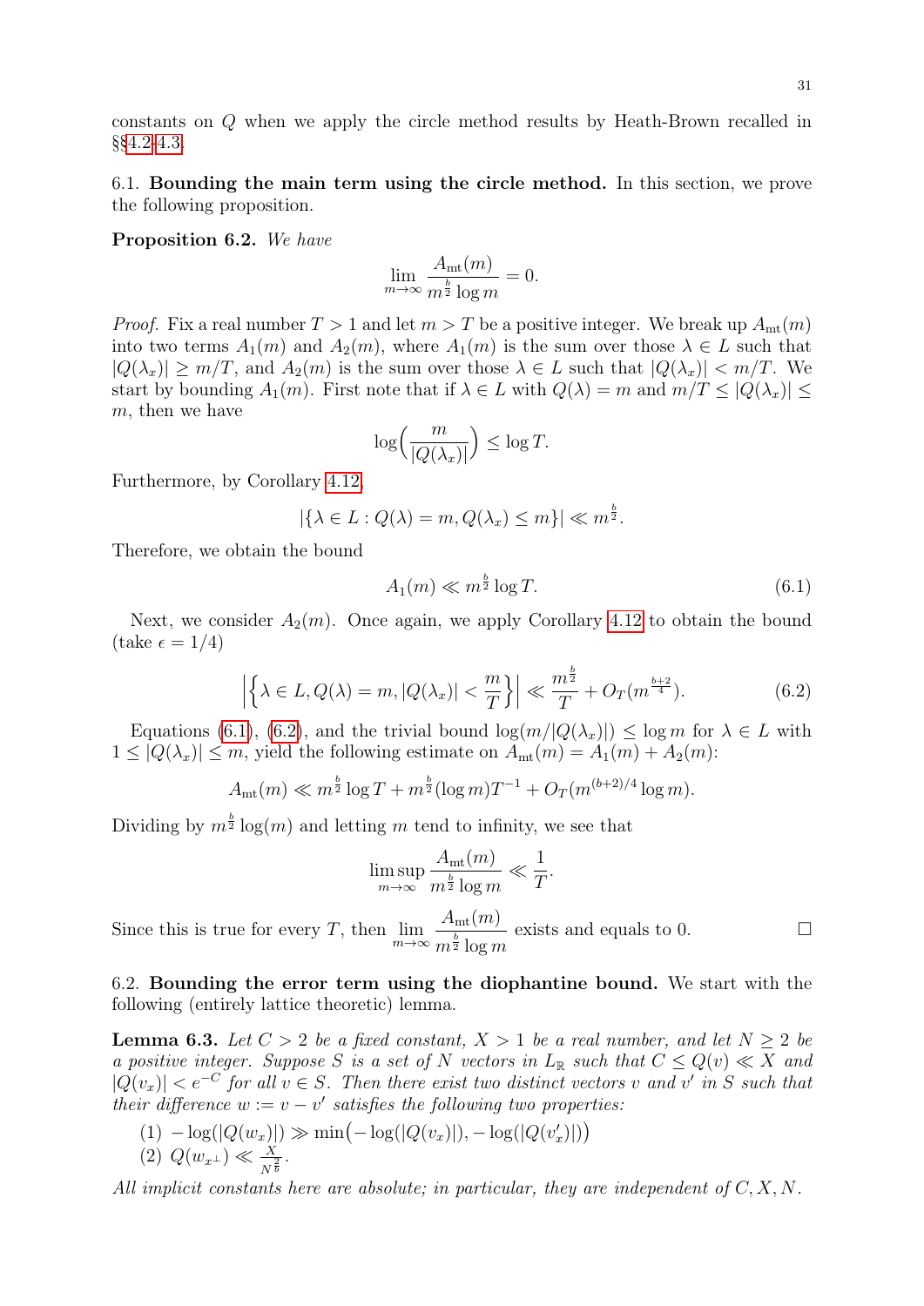constants on $Q$ when we apply the circle method results by Heath-Brown recalled in §§4.2-4.3.

6.1. **Bounding the main term using the circle method.** In this section, we prove the following proposition.

**Proposition 6.2.** *We have*

$$\lim_{m\to\infty} \frac{A_{\mathrm{mt}}(m)}{m^{\frac{b}{2}}\log m} = 0.$$

*Proof.* Fix a real number $T > 1$ and let $m > T$ be a positive integer. We break up $A_{\mathrm{mt}}(m)$ into two terms $A_1(m)$ and $A_2(m)$, where $A_1(m)$ is the sum over those $\lambda \in L$ such that $|Q(\lambda_x)| \geq m/T$, and $A_2(m)$ is the sum over those $\lambda \in L$ such that $|Q(\lambda_x)| < m/T$. We start by bounding $A_1(m)$. First note that if $\lambda \in L$ with $Q(\lambda) = m$ and $m/T \leq |Q(\lambda_x)| \leq m$, then we have

$$\log\Big(\frac{m}{|Q(\lambda_x)|}\Big) \leq \log T.$$

Furthermore, by Corollary 4.12,

$$|\{\lambda \in L : Q(\lambda) = m, Q(\lambda_x) \leq m\}| \ll m^{\frac{b}{2}}.$$

Therefore, we obtain the bound

$$A_1(m) \ll m^{\frac{b}{2}} \log T. \tag{6.1}$$

Next, we consider $A_2(m)$. Once again, we apply Corollary 4.12 to obtain the bound (take $\epsilon = 1/4$)

$$\Big|\Big\{\lambda \in L, Q(\lambda) = m, |Q(\lambda_x)| < \frac{m}{T}\Big\}\Big| \ll \frac{m^{\frac{b}{2}}}{T} + O_T(m^{\frac{b+2}{4}}). \tag{6.2}$$

Equations (6.1), (6.2), and the trivial bound $\log(m/|Q(\lambda_x)|) \leq \log m$ for $\lambda \in L$ with $1 \leq |Q(\lambda_x)| \leq m$, yield the following estimate on $A_{\mathrm{mt}}(m) = A_1(m) + A_2(m)$:

$$A_{\mathrm{mt}}(m) \ll m^{\frac{b}{2}} \log T + m^{\frac{b}{2}} (\log m) T^{-1} + O_T(m^{(b+2)/4} \log m).$$

Dividing by $m^{\frac{b}{2}}\log(m)$ and letting $m$ tend to infinity, we see that

$$\limsup_{m\to\infty} \frac{A_{\mathrm{mt}}(m)}{m^{\frac{b}{2}}\log m} \ll \frac{1}{T}.$$

Since this is true for every $T$, then $\lim_{m\to\infty} \frac{A_{\mathrm{mt}}(m)}{m^{\frac{b}{2}}\log m}$ exists and equals to 0. $\square$

6.2. **Bounding the error term using the diophantine bound.** We start with the following (entirely lattice theoretic) lemma.

**Lemma 6.3.** *Let $C > 2$ be a fixed constant, $X > 1$ be a real number, and let $N \geq 2$ be a positive integer. Suppose $S$ is a set of $N$ vectors in $L_{\mathbb{R}}$ such that $C \leq Q(v) \ll X$ and $|Q(v_x)| < e^{-C}$ for all $v \in S$. Then there exist two distinct vectors $v$ and $v'$ in $S$ such that their difference $w := v - v'$ satisfies the following two properties:*

1. $-\log(|Q(w_x)|) \gg \min\big(-\log(|Q(v_x)|), -\log(|Q(v'_x)|)\big)$
2. $Q(w_{x^\perp}) \ll \frac{X}{N^{\frac{2}{b}}}$.

*All implicit constants here are absolute; in particular, they are independent of $C, X, N$.*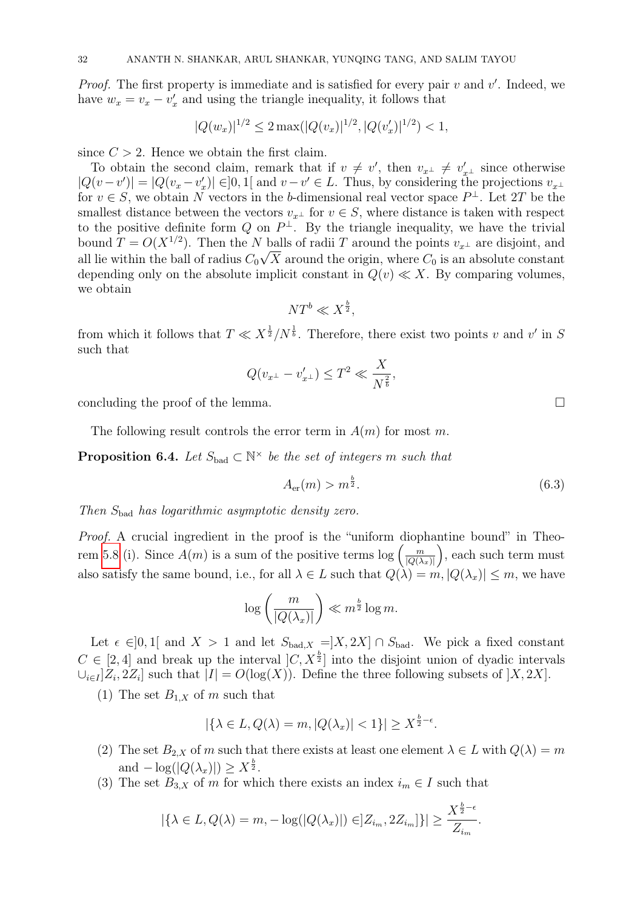*Proof.* The first property is immediate and is satisfied for every pair $v$ and $v'$. Indeed, we have $w_x = v_x - v'_x$ and using the triangle inequality, it follows that

$$|Q(w_x)|^{1/2} \leq 2\max(|Q(v_x)|^{1/2}, |Q(v'_x)|^{1/2}) < 1,$$

since $C > 2$. Hence we obtain the first claim.

To obtain the second claim, remark that if $v \neq v'$, then $v_{x^\perp} \neq v'_{x^\perp}$ since otherwise $|Q(v - v')| = |Q(v_x - v'_x)| \in ]0, 1[$ and $v - v' \in L$. Thus, by considering the projections $v_{x^\perp}$ for $v \in S$, we obtain $N$ vectors in the $b$-dimensional real vector space $P^\perp$. Let $2T$ be the smallest distance between the vectors $v_{x^\perp}$ for $v \in S$, where distance is taken with respect to the positive definite form $Q$ on $P^\perp$. By the triangle inequality, we have the trivial bound $T = O(X^{1/2})$. Then the $N$ balls of radii $T$ around the points $v_{x^\perp}$ are disjoint, and all lie within the ball of radius $C_0\sqrt{X}$ around the origin, where $C_0$ is an absolute constant depending only on the absolute implicit constant in $Q(v) \ll X$. By comparing volumes, we obtain

$$NT^b \ll X^{\frac{b}{2}},$$

from which it follows that $T \ll X^{\frac{1}{2}}/N^{\frac{1}{b}}$. Therefore, there exist two points $v$ and $v'$ in $S$ such that

$$Q(v_{x^\perp} - v'_{x^\perp}) \leq T^2 \ll \frac{X}{N^{\frac{2}{b}}},$$

concluding the proof of the lemma. □

The following result controls the error term in $A(m)$ for most $m$.

**Proposition 6.4.** *Let $S_{\text{bad}} \subset \mathbb{N}^\times$ be the set of integers $m$ such that*

$$A_{\text{er}}(m) > m^{\frac{b}{2}}. \tag{6.3}$$

*Then $S_{\text{bad}}$ has logarithmic asymptotic density zero.*

*Proof.* A crucial ingredient in the proof is the "uniform diophantine bound" in Theorem 5.8 (i). Since $A(m)$ is a sum of the positive terms $\log\left(\frac{m}{|Q(\lambda_x)|}\right)$, each such term must also satisfy the same bound, i.e., for all $\lambda \in L$ such that $Q(\lambda) = m, |Q(\lambda_x)| \leq m$, we have

$$\log\left(\frac{m}{|Q(\lambda_x)|}\right) \ll m^{\frac{b}{2}} \log m.$$

Let $\epsilon \in ]0, 1[$ and $X > 1$ and let $S_{\text{bad},X} = ]X, 2X] \cap S_{\text{bad}}$. We pick a fixed constant $C \in [2, 4]$ and break up the interval $]C, X^{\frac{b}{2}}]$ into the disjoint union of dyadic intervals $\cup_{i \in I} ]Z_i, 2Z_i]$ such that $|I| = O(\log(X))$. Define the three following subsets of $]X, 2X]$.

1. The set $B_{1,X}$ of $m$ such that
$$|\{\lambda \in L, Q(\lambda) = m, |Q(\lambda_x)| < 1\}| \geq X^{\frac{b}{2} - \epsilon}.$$
2. The set $B_{2,X}$ of $m$ such that there exists at least one element $\lambda \in L$ with $Q(\lambda) = m$ and $-\log(|Q(\lambda_x)|) \geq X^{\frac{b}{2}}$.
3. The set $B_{3,X}$ of $m$ for which there exists an index $i_m \in I$ such that
$$|\{\lambda \in L, Q(\lambda) = m, -\log(|Q(\lambda_x)|) \in ]Z_{i_m}, 2Z_{i_m}]\}| \geq \frac{X^{\frac{b}{2} - \epsilon}}{Z_{i_m}}.$$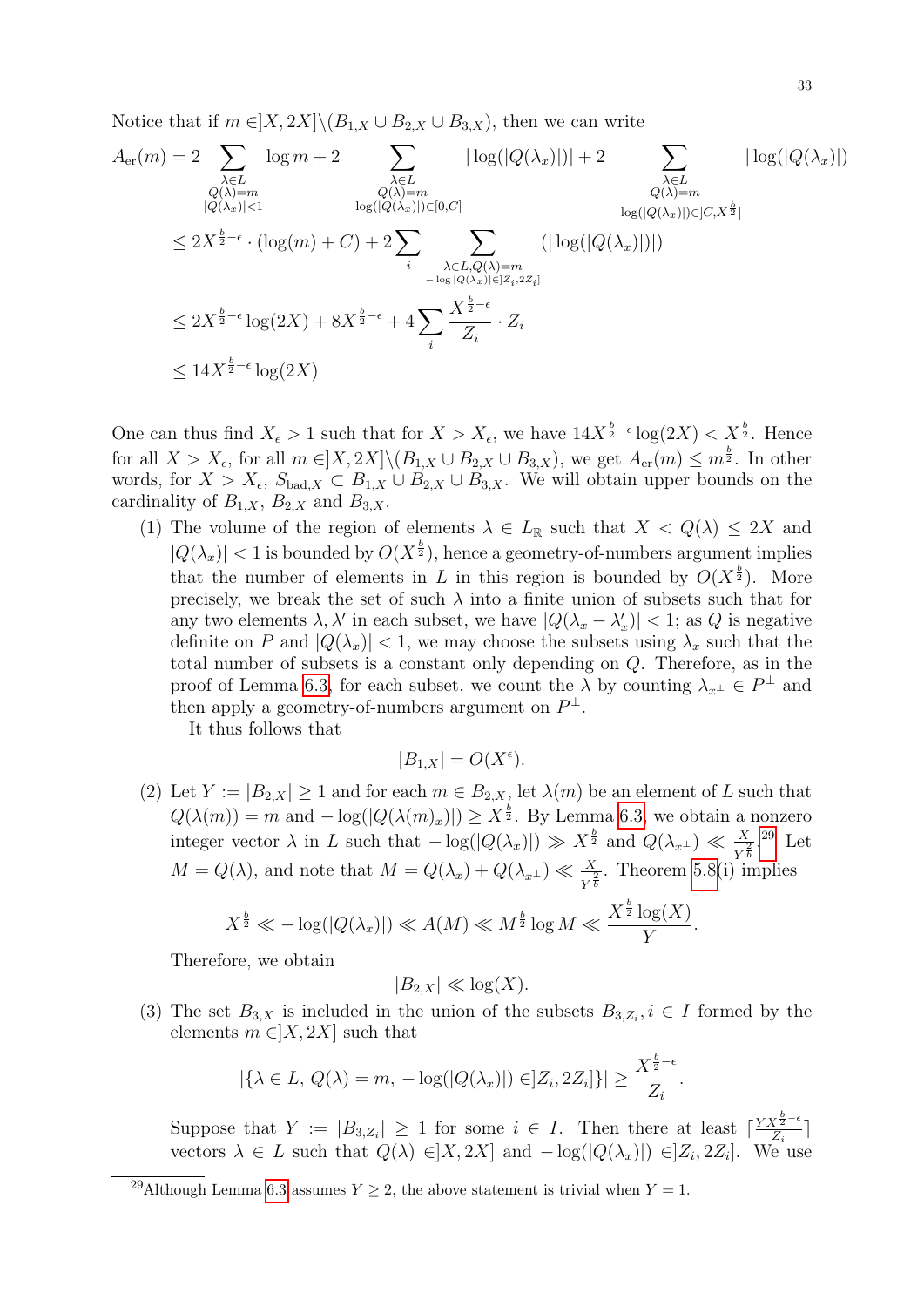Notice that if $m \in ]X, 2X] \backslash (B_{1,X} \cup B_{2,X} \cup B_{3,X})$, then we can write

$$
\begin{aligned}
A_{\mathrm{er}}(m) &= 2 \sum_{\substack{\lambda \in L \\ Q(\lambda)=m \\ |Q(\lambda_x)|<1}} \log m + 2 \sum_{\substack{\lambda \in L \\ Q(\lambda)=m \\ -\log(|Q(\lambda_x)|) \in [0,C]}} |\log(|Q(\lambda_x)|)| + 2 \sum_{\substack{\lambda \in L \\ Q(\lambda)=m \\ -\log(|Q(\lambda_x)|) \in ]C, X^{\frac{b}{2}}]}} |\log(|Q(\lambda_x)|) \\
&\leq 2X^{\frac{b}{2}-\epsilon} \cdot (\log(m) + C) + 2 \sum_i \sum_{\substack{\lambda \in L, Q(\lambda)=m \\ -\log|Q(\lambda_x)| \in ]Z_i, 2Z_i]}} (|\log(|Q(\lambda_x)|)|) \\
&\leq 2X^{\frac{b}{2}-\epsilon} \log(2X) + 8X^{\frac{b}{2}-\epsilon} + 4 \sum_i \frac{X^{\frac{b}{2}-\epsilon}}{Z_i} \cdot Z_i \\
&\leq 14 X^{\frac{b}{2}-\epsilon} \log(2X)
\end{aligned}
$$

One can thus find $X_\epsilon > 1$ such that for $X > X_\epsilon$, we have $14X^{\frac{b}{2}-\epsilon} \log(2X) < X^{\frac{b}{2}}$. Hence for all $X > X_\epsilon$, for all $m \in ]X, 2X] \backslash (B_{1,X} \cup B_{2,X} \cup B_{3,X})$, we get $A_{\mathrm{er}}(m) \leq m^{\frac{b}{2}}$. In other words, for $X > X_\epsilon$, $S_{\mathrm{bad},X} \subset B_{1,X} \cup B_{2,X} \cup B_{3,X}$. We will obtain upper bounds on the cardinality of $B_{1,X}$, $B_{2,X}$ and $B_{3,X}$.

(1) The volume of the region of elements $\lambda \in L_{\mathbb{R}}$ such that $X < Q(\lambda) \leq 2X$ and $|Q(\lambda_x)| < 1$ is bounded by $O(X^{\frac{b}{2}})$, hence a geometry-of-numbers argument implies that the number of elements in $L$ in this region is bounded by $O(X^{\frac{b}{2}})$. More precisely, we break the set of such $\lambda$ into a finite union of subsets such that for any two elements $\lambda, \lambda'$ in each subset, we have $|Q(\lambda_x - \lambda'_x)| < 1$; as $Q$ is negative definite on $P$ and $|Q(\lambda_x)| < 1$, we may choose the subsets using $\lambda_x$ such that the total number of subsets is a constant only depending on $Q$. Therefore, as in the proof of Lemma 6.3, for each subset, we count the $\lambda$ by counting $\lambda_{x^\perp} \in P^\perp$ and then apply a geometry-of-numbers argument on $P^\perp$.

   It thus follows that
$$|B_{1,X}| = O(X^\epsilon).$$

(2) Let $Y := |B_{2,X}| \geq 1$ and for each $m \in B_{2,X}$, let $\lambda(m)$ be an element of $L$ such that $Q(\lambda(m)) = m$ and $-\log(|Q(\lambda(m)_x|) \geq X^{\frac{b}{2}}$. By Lemma 6.3, we obtain a nonzero integer vector $\lambda$ in $L$ such that $-\log(|Q(\lambda_x)|) \gg X^{\frac{b}{2}}$ and $Q(\lambda_{x^\perp}) \ll \frac{X}{Y^{\frac{2}{b}}}$.[29] Let $M = Q(\lambda)$, and note that $M = Q(\lambda_x) + Q(\lambda_{x^\perp}) \ll \frac{X}{Y^{\frac{2}{b}}}$. Theorem 5.8(i) implies
$$X^{\frac{b}{2}} \ll -\log(|Q(\lambda_x)|) \ll A(M) \ll M^{\frac{b}{2}} \log M \ll \frac{X^{\frac{b}{2}} \log(X)}{Y}.$$
   Therefore, we obtain
$$|B_{2,X}| \ll \log(X).$$

(3) The set $B_{3,X}$ is included in the union of the subsets $B_{3,Z_i}, i \in I$ formed by the elements $m \in ]X, 2X]$ such that
$$|\{\lambda \in L,\, Q(\lambda) = m,\, -\log(|Q(\lambda_x)|) \in ]Z_i, 2Z_i]\}| \geq \frac{X^{\frac{b}{2}-\epsilon}}{Z_i}.$$
   Suppose that $Y := |B_{3,Z_i}| \geq 1$ for some $i \in I$. Then there at least $\lceil \frac{YX^{\frac{b}{2}-\epsilon}}{Z_i} \rceil$ vectors $\lambda \in L$ such that $Q(\lambda) \in ]X, 2X]$ and $-\log(|Q(\lambda_x)|) \in ]Z_i, 2Z_i]$. We use

[29] Although Lemma 6.3 assumes $Y \geq 2$, the above statement is trivial when $Y = 1$.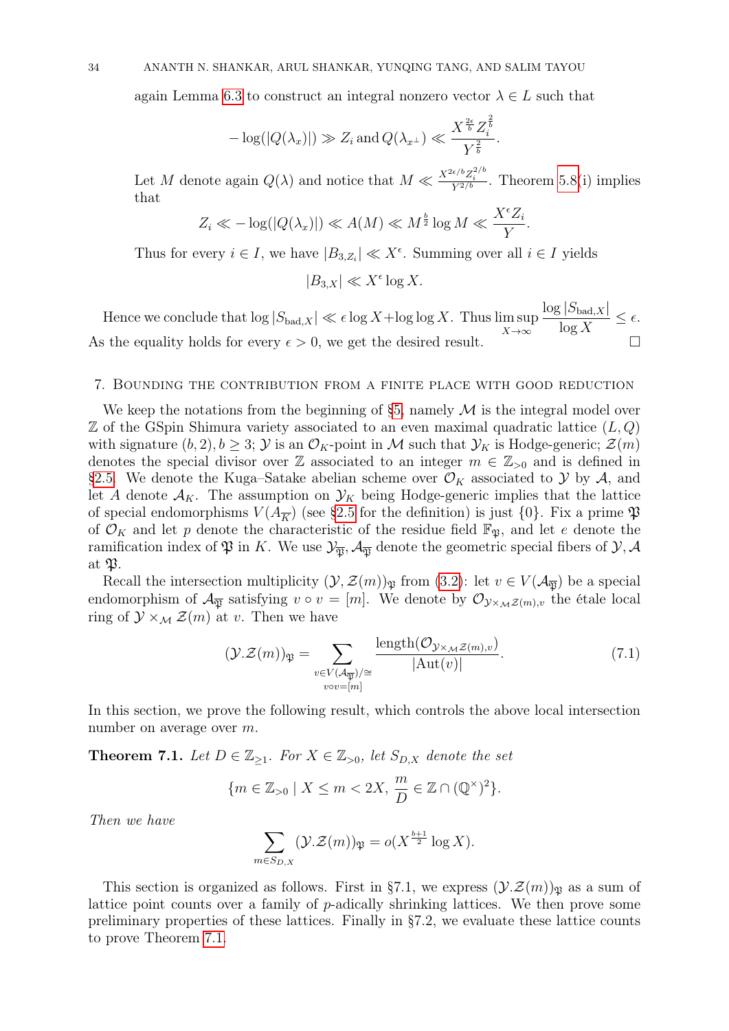again Lemma 6.3 to construct an integral nonzero vector $\lambda \in L$ such that

$$-\log(|Q(\lambda_x)|) \gg Z_i \text{ and } Q(\lambda_{x^\perp}) \ll \frac{X^{\frac{2\epsilon}{b}} Z_i^{\frac{2}{b}}}{Y^{\frac{2}{b}}}.$$

Let $M$ denote again $Q(\lambda)$ and notice that $M \ll \frac{X^{2\epsilon/b} Z_i^{2/b}}{Y^{2/b}}$. Theorem 5.8(i) implies that

$$Z_i \ll -\log(|Q(\lambda_x)|) \ll A(M) \ll M^{\frac{b}{2}} \log M \ll \frac{X^\epsilon Z_i}{Y}.$$

Thus for every $i \in I$, we have $|B_{3,Z_i}| \ll X^\epsilon$. Summing over all $i \in I$ yields

$$|B_{3,X}| \ll X^\epsilon \log X.$$

Hence we conclude that $\log |S_{\mathrm{bad},X}| \ll \epsilon \log X + \log\log X$. Thus $\limsup_{X\to\infty} \frac{\log |S_{\mathrm{bad},X}|}{\log X} \leq \epsilon$. As the equality holds for every $\epsilon > 0$, we get the desired result. $\square$

## 7. Bounding the contribution from a finite place with good reduction

We keep the notations from the beginning of §5, namely $\mathcal{M}$ is the integral model over $\mathbb{Z}$ of the GSpin Shimura variety associated to an even maximal quadratic lattice $(L, Q)$ with signature $(b, 2), b \geq 3$; $\mathcal{Y}$ is an $\mathcal{O}_K$-point in $\mathcal{M}$ such that $\mathcal{Y}_K$ is Hodge-generic; $\mathcal{Z}(m)$ denotes the special divisor over $\mathbb{Z}$ associated to an integer $m \in \mathbb{Z}_{>0}$ and is defined in §2.5. We denote the Kuga–Satake abelian scheme over $\mathcal{O}_K$ associated to $\mathcal{Y}$ by $\mathcal{A}$, and let $A$ denote $\mathcal{A}_K$. The assumption on $\mathcal{Y}_K$ being Hodge-generic implies that the lattice of special endomorphisms $V(A_{\overline{K}})$ (see §2.5 for the definition) is just $\{0\}$. Fix a prime $\mathfrak{P}$ of $\mathcal{O}_K$ and let $p$ denote the characteristic of the residue field $\mathbb{F}_\mathfrak{P}$, and let $e$ denote the ramification index of $\mathfrak{P}$ in $K$. We use $\mathcal{Y}_{\overline{\mathfrak{P}}}, \mathcal{A}_{\overline{\mathfrak{P}}}$ denote the geometric special fibers of $\mathcal{Y}, \mathcal{A}$ at $\mathfrak{P}$.

Recall the intersection multiplicity $(\mathcal{Y}, \mathcal{Z}(m))_\mathfrak{P}$ from (3.2): let $v \in V(\mathcal{A}_{\overline{\mathfrak{P}}})$ be a special endomorphism of $\mathcal{A}_{\overline{\mathfrak{P}}}$ satisfying $v \circ v = [m]$. We denote by $\mathcal{O}_{\mathcal{Y}\times_\mathcal{M}\mathcal{Z}(m),v}$ the étale local ring of $\mathcal{Y} \times_\mathcal{M} \mathcal{Z}(m)$ at $v$. Then we have

$$(\mathcal{Y}.\mathcal{Z}(m))_\mathfrak{P} = \sum_{\substack{v \in V(\mathcal{A}_{\overline{\mathfrak{P}}})/\cong \\ v\circ v = [m]}} \frac{\mathrm{length}(\mathcal{O}_{\mathcal{Y}\times_\mathcal{M}\mathcal{Z}(m),v})}{|\mathrm{Aut}(v)|}. \tag{7.1}$$

In this section, we prove the following result, which controls the above local intersection number on average over $m$.

**Theorem 7.1.** *Let $D \in \mathbb{Z}_{\geq 1}$. For $X \in \mathbb{Z}_{>0}$, let $S_{D,X}$ denote the set*

$$\{m \in \mathbb{Z}_{>0} \mid X \leq m < 2X, \frac{m}{D} \in \mathbb{Z} \cap (\mathbb{Q}^\times)^2\}.$$

*Then we have*

$$\sum_{m \in S_{D,X}} (\mathcal{Y}.\mathcal{Z}(m))_\mathfrak{P} = o(X^{\frac{b+1}{2}} \log X).$$

This section is organized as follows. First in §7.1, we express $(\mathcal{Y}.\mathcal{Z}(m))_\mathfrak{P}$ as a sum of lattice point counts over a family of $p$-adically shrinking lattices. We then prove some preliminary properties of these lattices. Finally in §7.2, we evaluate these lattice counts to prove Theorem 7.1.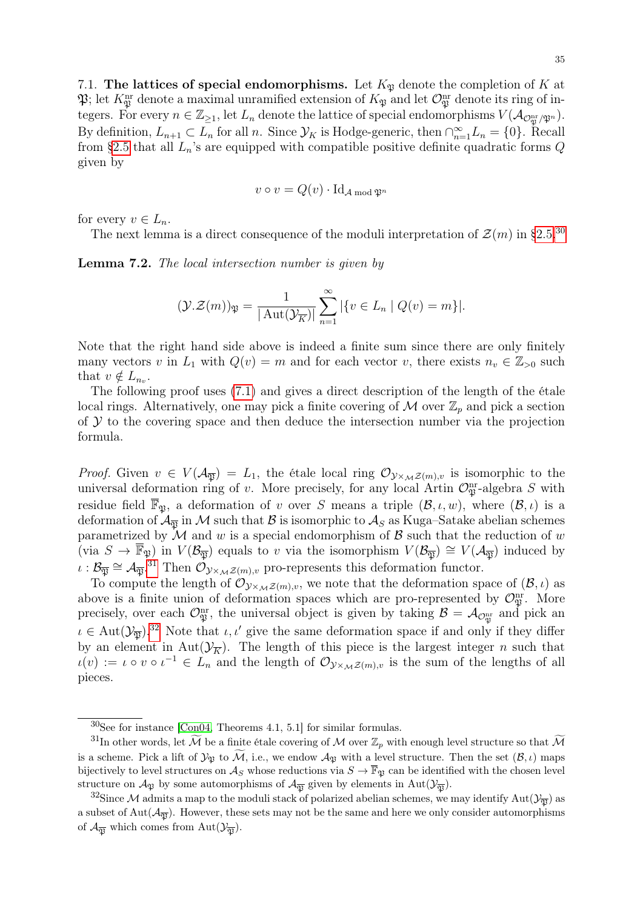7.1. **The lattices of special endomorphisms.** Let $K_{\mathfrak{P}}$ denote the completion of $K$ at $\mathfrak{P}$; let $K_{\mathfrak{P}}^{\mathrm{nr}}$ denote a maximal unramified extension of $K_{\mathfrak{P}}$ and let $\mathcal{O}_{\mathfrak{P}}^{\mathrm{nr}}$ denote its ring of integers. For every $n \in \mathbb{Z}_{\geq 1}$, let $L_n$ denote the lattice of special endomorphisms $V(\mathcal{A}_{\mathcal{O}_{\mathfrak{P}}^{\mathrm{nr}}/\mathfrak{P}^n})$. By definition, $L_{n+1} \subset L_n$ for all $n$. Since $\mathcal{Y}_K$ is Hodge-generic, then $\cap_{n=1}^{\infty} L_n = \{0\}$. Recall from §2.5 that all $L_n$'s are equipped with compatible positive definite quadratic forms $Q$ given by

$$v \circ v = Q(v) \cdot \mathrm{Id}_{\mathcal{A} \bmod \mathfrak{P}^n}$$

for every $v \in L_n$.

The next lemma is a direct consequence of the moduli interpretation of $\mathcal{Z}(m)$ in §2.5.[30]

**Lemma 7.2.** *The local intersection number is given by*

$$(\mathcal{Y}.\mathcal{Z}(m))_{\mathfrak{P}} = \frac{1}{|\operatorname{Aut}(\mathcal{Y}_{\overline{K}})|} \sum_{n=1}^{\infty} |\{v \in L_n \mid Q(v) = m\}|.$$

Note that the right hand side above is indeed a finite sum since there are only finitely many vectors $v$ in $L_1$ with $Q(v) = m$ and for each vector $v$, there exists $n_v \in \mathbb{Z}_{>0}$ such that $v \notin L_{n_v}$.

The following proof uses (7.1) and gives a direct description of the length of the étale local rings. Alternatively, one may pick a finite covering of $\mathcal{M}$ over $\mathbb{Z}_p$ and pick a section of $\mathcal{Y}$ to the covering space and then deduce the intersection number via the projection formula.

*Proof.* Given $v \in V(\mathcal{A}_{\overline{\mathfrak{P}}}) = L_1$, the étale local ring $\mathcal{O}_{\mathcal{Y} \times_{\mathcal{M}} \mathcal{Z}(m), v}$ is isomorphic to the universal deformation ring of $v$. More precisely, for any local Artin $\mathcal{O}_{\mathfrak{P}}^{\mathrm{nr}}$-algebra $S$ with residue field $\overline{\mathbb{F}}_{\mathfrak{P}}$, a deformation of $v$ over $S$ means a triple $(\mathcal{B}, \iota, w)$, where $(\mathcal{B}, \iota)$ is a deformation of $\mathcal{A}_{\overline{\mathfrak{P}}}$ in $\mathcal{M}$ such that $\mathcal{B}$ is isomorphic to $\mathcal{A}_S$ as Kuga–Satake abelian schemes parametrized by $\mathcal{M}$ and $w$ is a special endomorphism of $\mathcal{B}$ such that the reduction of $w$ (via $S \to \overline{\mathbb{F}}_{\mathfrak{P}}$) in $V(\mathcal{B}_{\overline{\mathfrak{P}}})$ equals to $v$ via the isomorphism $V(\mathcal{B}_{\overline{\mathfrak{P}}}) \cong V(\mathcal{A}_{\overline{\mathfrak{P}}})$ induced by $\iota : \mathcal{B}_{\overline{\mathfrak{P}}} \cong \mathcal{A}_{\overline{\mathfrak{P}}}$.[31] Then $\mathcal{O}_{\mathcal{Y} \times_{\mathcal{M}} \mathcal{Z}(m), v}$ pro-represents this deformation functor.

To compute the length of $\mathcal{O}_{\mathcal{Y} \times_{\mathcal{M}} \mathcal{Z}(m), v}$, we note that the deformation space of $(\mathcal{B}, \iota)$ as above is a finite union of deformation spaces which are pro-represented by $\mathcal{O}_{\mathfrak{P}}^{\mathrm{nr}}$. More precisely, over each $\mathcal{O}_{\mathfrak{P}}^{\mathrm{nr}}$, the universal object is given by taking $\mathcal{B} = \mathcal{A}_{\mathcal{O}_{\mathfrak{P}}^{\mathrm{nr}}}$ and pick an $\iota \in \operatorname{Aut}(\mathcal{Y}_{\overline{\mathfrak{P}}})$.[32] Note that $\iota, \iota'$ give the same deformation space if and only if they differ by an element in $\operatorname{Aut}(\mathcal{Y}_{\overline{K}})$. The length of this piece is the largest integer $n$ such that $\iota(v) := \iota \circ v \circ \iota^{-1} \in L_n$ and the length of $\mathcal{O}_{\mathcal{Y} \times_{\mathcal{M}} \mathcal{Z}(m), v}$ is the sum of the lengths of all pieces.

---

[30] See for instance [Con04, Theorems 4.1, 5.1] for similar formulas.

[31] In other words, let $\widetilde{\mathcal{M}}$ be a finite étale covering of $\mathcal{M}$ over $\mathbb{Z}_p$ with enough level structure so that $\widetilde{\mathcal{M}}$ is a scheme. Pick a lift of $\mathcal{Y}_{\mathfrak{P}}$ to $\widetilde{\mathcal{M}}$, i.e., we endow $\mathcal{A}_{\mathfrak{P}}$ with a level structure. Then the set $(\mathcal{B}, \iota)$ maps bijectively to level structures on $\mathcal{A}_S$ whose reductions via $S \to \overline{\mathbb{F}}_{\mathfrak{P}}$ can be identified with the chosen level structure on $\mathcal{A}_{\mathfrak{P}}$ by some automorphisms of $\mathcal{A}_{\overline{\mathfrak{P}}}$ given by elements in $\operatorname{Aut}(\mathcal{Y}_{\overline{\mathfrak{P}}})$.

[32] Since $\mathcal{M}$ admits a map to the moduli stack of polarized abelian schemes, we may identify $\operatorname{Aut}(\mathcal{Y}_{\overline{\mathfrak{P}}})$ as a subset of $\operatorname{Aut}(\mathcal{A}_{\overline{\mathfrak{P}}})$. However, these sets may not be the same and here we only consider automorphisms of $\mathcal{A}_{\overline{\mathfrak{P}}}$ which comes from $\operatorname{Aut}(\mathcal{Y}_{\overline{\mathfrak{P}}})$.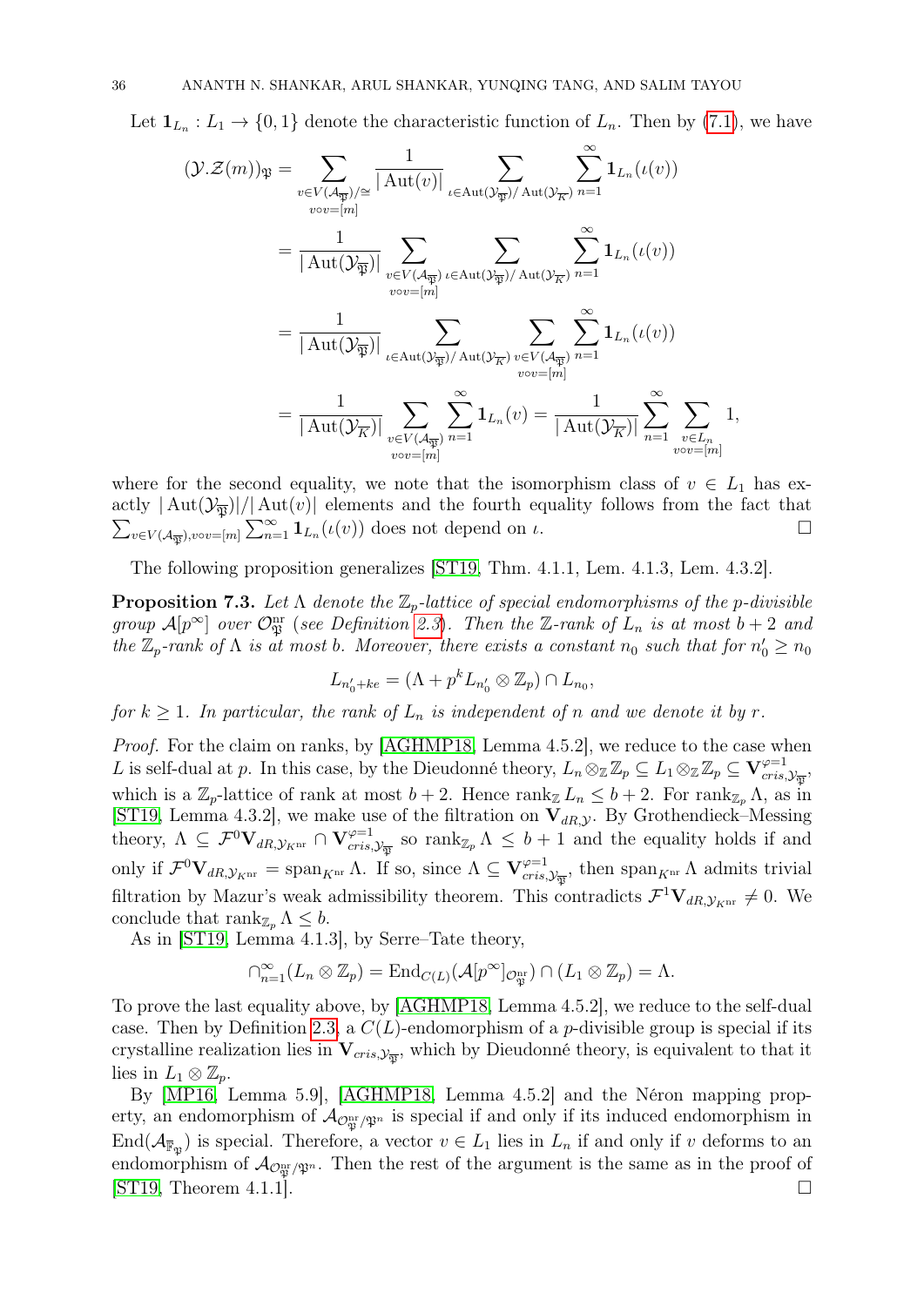Let $\mathbf{1}_{L_n} : L_1 \to \{0, 1\}$ denote the characteristic function of $L_n$. Then by (7.1), we have

$$
\begin{aligned}
(\mathcal{Y}.\mathcal{Z}(m))_{\mathfrak{P}} &= \sum_{\substack{v \in V(\mathcal{A}_{\overline{\mathfrak{P}}})/\cong \\ v \circ v = [m]}} \frac{1}{|\operatorname{Aut}(v)|} \sum_{\iota \in \operatorname{Aut}(\mathcal{Y}_{\overline{\mathfrak{P}}})/\operatorname{Aut}(\mathcal{Y}_{\overline{K}})} \sum_{n=1}^{\infty} \mathbf{1}_{L_n}(\iota(v)) \\
&= \frac{1}{|\operatorname{Aut}(\mathcal{Y}_{\overline{\mathfrak{P}}})|} \sum_{\substack{v \in V(\mathcal{A}_{\overline{\mathfrak{P}}}) \\ v \circ v = [m]}} \sum_{\iota \in \operatorname{Aut}(\mathcal{Y}_{\overline{\mathfrak{P}}})/\operatorname{Aut}(\mathcal{Y}_{\overline{K}})} \sum_{n=1}^{\infty} \mathbf{1}_{L_n}(\iota(v)) \\
&= \frac{1}{|\operatorname{Aut}(\mathcal{Y}_{\overline{\mathfrak{P}}})|} \sum_{\iota \in \operatorname{Aut}(\mathcal{Y}_{\overline{\mathfrak{P}}})/\operatorname{Aut}(\mathcal{Y}_{\overline{K}})} \sum_{\substack{v \in V(\mathcal{A}_{\overline{\mathfrak{P}}}) \\ v \circ v = [m]}} \sum_{n=1}^{\infty} \mathbf{1}_{L_n}(\iota(v)) \\
&= \frac{1}{|\operatorname{Aut}(\mathcal{Y}_{\overline{K}})|} \sum_{\substack{v \in V(\mathcal{A}_{\overline{\mathfrak{P}}}) \\ v \circ v = [m]}} \sum_{n=1}^{\infty} \mathbf{1}_{L_n}(v) = \frac{1}{|\operatorname{Aut}(\mathcal{Y}_{\overline{K}})|} \sum_{n=1}^{\infty} \sum_{\substack{v \in L_n \\ v \circ v = [m]}} 1,
\end{aligned}
$$

where for the second equality, we note that the isomorphism class of $v \in L_1$ has exactly $|\operatorname{Aut}(\mathcal{Y}_{\overline{\mathfrak{P}}})|/|\operatorname{Aut}(v)|$ elements and the fourth equality follows from the fact that $\sum_{v \in V(\mathcal{A}_{\overline{\mathfrak{P}}}), v \circ v = [m]} \sum_{n=1}^{\infty} \mathbf{1}_{L_n}(\iota(v))$ does not depend on $\iota$. $\square$

The following proposition generalizes [ST19, Thm. 4.1.1, Lem. 4.1.3, Lem. 4.3.2].

**Proposition 7.3.** *Let $\Lambda$ denote the $\mathbb{Z}_p$-lattice of special endomorphisms of the $p$-divisible group $\mathcal{A}[p^\infty]$ over $\mathcal{O}_{\mathfrak{P}}^{\mathrm{nr}}$ (see Definition 2.3). Then the $\mathbb{Z}$-rank of $L_n$ is at most $b+2$ and the $\mathbb{Z}_p$-rank of $\Lambda$ is at most $b$. Moreover, there exists a constant $n_0$ such that for $n_0' \geq n_0$*

$$L_{n_0'+ke} = (\Lambda + p^k L_{n_0'} \otimes \mathbb{Z}_p) \cap L_{n_0},$$

*for $k \geq 1$. In particular, the rank of $L_n$ is independent of $n$ and we denote it by $r$.*

*Proof.* For the claim on ranks, by [AGHMP18, Lemma 4.5.2], we reduce to the case when $L$ is self-dual at $p$. In this case, by the Dieudonné theory, $L_n \otimes_{\mathbb{Z}} \mathbb{Z}_p \subseteq L_1 \otimes_{\mathbb{Z}} \mathbb{Z}_p \subseteq \mathbf{V}_{cris, \mathcal{Y}_{\overline{\mathfrak{P}}}}^{\varphi=1}$, which is a $\mathbb{Z}_p$-lattice of rank at most $b+2$. Hence $\operatorname{rank}_{\mathbb{Z}} L_n \leq b+2$. For $\operatorname{rank}_{\mathbb{Z}_p} \Lambda$, as in [ST19, Lemma 4.3.2], we make use of the filtration on $\mathbf{V}_{dR,\mathcal{Y}}$. By Grothendieck–Messing theory, $\Lambda \subseteq \mathcal{F}^0 \mathbf{V}_{dR, \mathcal{Y}_{K^{\mathrm{nr}}}} \cap \mathbf{V}_{cris, \mathcal{Y}_{\overline{\mathfrak{P}}}}^{\varphi=1}$ so $\operatorname{rank}_{\mathbb{Z}_p} \Lambda \leq b+1$ and the equality holds if and only if $\mathcal{F}^0 \mathbf{V}_{dR, \mathcal{Y}_{K^{\mathrm{nr}}}} = \operatorname{span}_{K^{\mathrm{nr}}} \Lambda$. If so, since $\Lambda \subseteq \mathbf{V}_{cris, \mathcal{Y}_{\overline{\mathfrak{P}}}}^{\varphi=1}$, then $\operatorname{span}_{K^{\mathrm{nr}}} \Lambda$ admits trivial filtration by Mazur's weak admissibility theorem. This contradicts $\mathcal{F}^1 \mathbf{V}_{dR, \mathcal{Y}_{K^{\mathrm{nr}}}} \neq 0$. We conclude that $\operatorname{rank}_{\mathbb{Z}_p} \Lambda \leq b$.

As in [ST19, Lemma 4.1.3], by Serre–Tate theory,

$$\cap_{n=1}^{\infty} (L_n \otimes \mathbb{Z}_p) = \operatorname{End}_{C(L)}(\mathcal{A}[p^\infty]_{\mathcal{O}_{\mathfrak{P}}^{\mathrm{nr}}}) \cap (L_1 \otimes \mathbb{Z}_p) = \Lambda.$$

To prove the last equality above, by [AGHMP18, Lemma 4.5.2], we reduce to the self-dual case. Then by Definition 2.3, a $C(L)$-endomorphism of a $p$-divisible group is special if its crystalline realization lies in $\mathbf{V}_{cris, \mathcal{Y}_{\overline{\mathfrak{P}}}}$, which by Dieudonné theory, is equivalent to that it lies in $L_1 \otimes \mathbb{Z}_p$.

By [MP16, Lemma 5.9], [AGHMP18, Lemma 4.5.2] and the Néron mapping property, an endomorphism of $\mathcal{A}_{\mathcal{O}_{\mathfrak{P}}^{\mathrm{nr}}/\mathfrak{P}^n}$ is special if and only if its induced endomorphism in $\operatorname{End}(\mathcal{A}_{\overline{\mathbb{F}}_{\mathfrak{P}}})$ is special. Therefore, a vector $v \in L_1$ lies in $L_n$ if and only if $v$ deforms to an endomorphism of $\mathcal{A}_{\mathcal{O}_{\mathfrak{P}}^{\mathrm{nr}}/\mathfrak{P}^n}$. Then the rest of the argument is the same as in the proof of [ST19, Theorem 4.1.1]. $\square$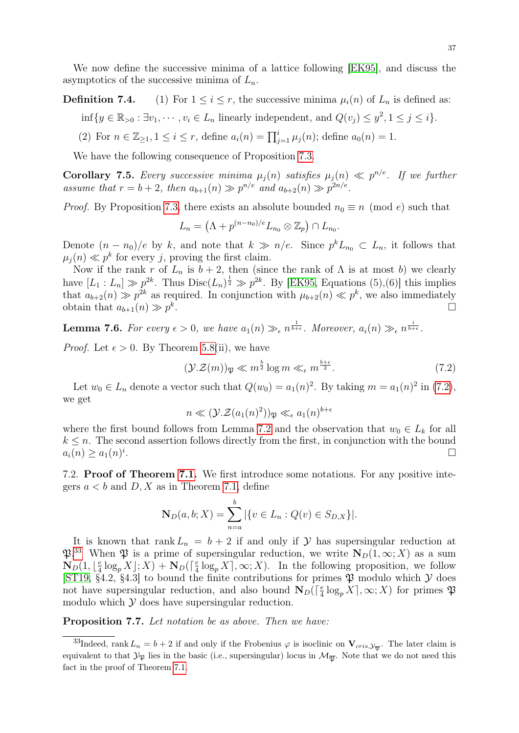We now define the successive minima of a lattice following [EK95], and discuss the asymptotics of the successive minima of $L_n$.

**Definition 7.4.** (1) For $1 \le i \le r$, the successive minima $\mu_i(n)$ of $L_n$ is defined as:

$\inf\{y \in \mathbb{R}_{>0} : \exists v_1, \cdots, v_i \in L_n \text{ linearly independent, and } Q(v_j) \le y^2, 1 \le j \le i\}$.

(2) For $n \in \mathbb{Z}_{\ge 1}, 1 \le i \le r$, define $a_i(n) = \prod_{j=1}^{i} \mu_j(n)$; define $a_0(n) = 1$.

We have the following consequence of Proposition 7.3.

**Corollary 7.5.** *Every successive minima $\mu_j(n)$ satisfies $\mu_j(n) \ll p^{n/e}$. If we further assume that $r = b+2$, then $a_{b+1}(n) \gg p^{n/e}$ and $a_{b+2}(n) \gg p^{2n/e}$.*

*Proof.* By Proposition 7.3, there exists an absolute bounded $n_0 \equiv n \pmod e$ such that

$$L_n = \left(\Lambda + p^{(n-n_0)/e} L_{n_0} \otimes \mathbb{Z}_p\right) \cap L_{n_0}.$$

Denote $(n - n_0)/e$ by $k$, and note that $k \gg n/e$. Since $p^k L_{n_0} \subset L_n$, it follows that $\mu_j(n) \ll p^k$ for every $j$, proving the first claim.

Now if the rank $r$ of $L_n$ is $b+2$, then (since the rank of $\Lambda$ is at most $b$) we clearly have $[L_1 : L_n] \gg p^{2k}$. Thus $\mathrm{Disc}(L_n)^{\frac{1}{2}} \gg p^{2k}$. By [EK95, Equations (5),(6)] this implies that $a_{b+2}(n) \gg p^{2k}$ as required. In conjunction with $\mu_{b+2}(n) \ll p^k$, we also immediately obtain that $a_{b+1}(n) \gg p^k$. $\square$

**Lemma 7.6.** *For every $\epsilon > 0$, we have $a_1(n) \gg_\epsilon n^{\frac{1}{b+\epsilon}}$. Moreover, $a_i(n) \gg_\epsilon n^{\frac{i}{b+\epsilon}}$.*

*Proof.* Let $\epsilon > 0$. By Theorem 5.8(ii), we have

$$(\mathcal{Y}.\mathcal{Z}(m))_{\mathfrak{P}} \ll m^{\frac{b}{2}} \log m \ll_\epsilon m^{\frac{b+\epsilon}{2}}. \tag{7.2}$$

Let $w_0 \in L_n$ denote a vector such that $Q(w_0) = a_1(n)^2$. By taking $m = a_1(n)^2$ in (7.2), we get

$$n \ll (\mathcal{Y}.\mathcal{Z}(a_1(n)^2))_{\mathfrak{P}} \ll_\epsilon a_1(n)^{b+\epsilon}$$

where the first bound follows from Lemma 7.2 and the observation that $w_0 \in L_k$ for all $k \le n$. The second assertion follows directly from the first, in conjunction with the bound $a_i(n) \ge a_1(n)^i$. $\square$

7.2. **Proof of Theorem 7.1.** We first introduce some notations. For any positive integers $a < b$ and $D, X$ as in Theorem 7.1, define

$$\mathbf{N}_D(a, b; X) = \sum_{n=a}^{b} |\{v \in L_n : Q(v) \in S_{D,X}\}|.$$

It is known that $\operatorname{rank} L_n = b+2$ if and only if $\mathcal{Y}$ has supersingular reduction at $\mathfrak{P}$.[33] When $\mathfrak{P}$ is a prime of supersingular reduction, we write $\mathbf{N}_D(1,\infty;X)$ as a sum $\mathbf{N}_D(1, \lfloor \frac{e}{4} \log_p X \rfloor; X) + \mathbf{N}_D(\lceil \frac{e}{4} \log_p X \rceil, \infty; X)$. In the following proposition, we follow [ST19, §4.2, §4.3] to bound the finite contributions for primes $\mathfrak{P}$ modulo which $\mathcal{Y}$ does not have supersingular reduction, and also bound $\mathbf{N}_D(\lceil \frac{e}{4} \log_p X \rceil, \infty; X)$ for primes $\mathfrak{P}$ modulo which $\mathcal{Y}$ does have supersingular reduction.

**Proposition 7.7.** *Let notation be as above. Then we have:*

[33] Indeed, $\operatorname{rank} L_n = b+2$ if and only if the Frobenius $\varphi$ is isoclinic on $\mathbf{V}_{cris, \mathcal{Y}_{\overline{\mathfrak{P}}}}$. The later claim is equivalent to that $\mathcal{Y}_{\overline{\mathfrak{P}}}$ lies in the basic (i.e., supersingular) locus in $\mathcal{M}_{\overline{\mathfrak{P}}}$. Note that we do not need this fact in the proof of Theorem 7.1.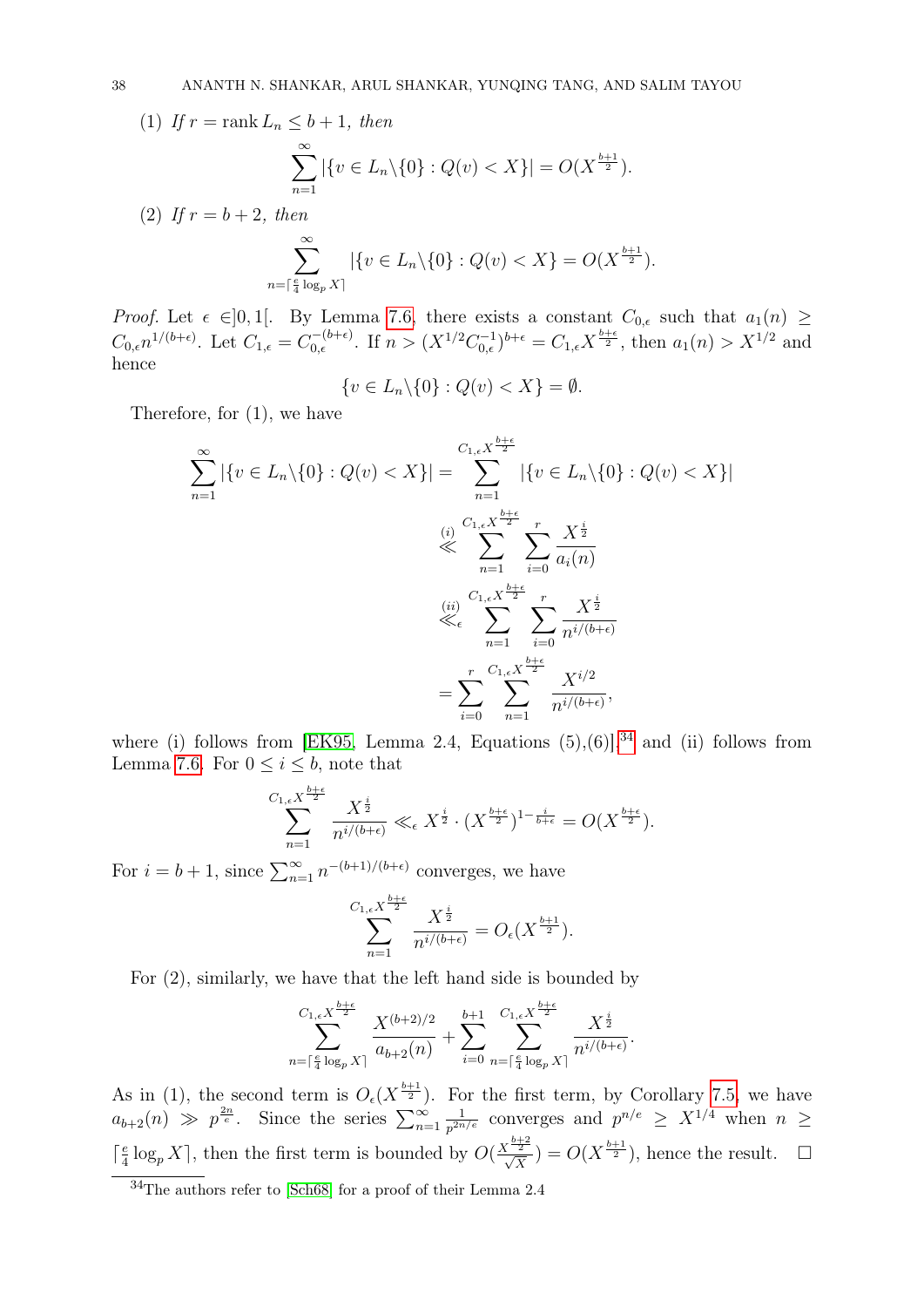(1) *If $r = \operatorname{rank} L_n \leq b+1$, then*

$$\sum_{n=1}^{\infty} |\{v \in L_n \backslash \{0\} : Q(v) < X\}| = O(X^{\frac{b+1}{2}}).$$

(2) *If $r = b+2$, then*

$$\sum_{n=\lceil \frac{e}{4} \log_p X \rceil}^{\infty} |\{v \in L_n \backslash \{0\} : Q(v) < X\} = O(X^{\frac{b+1}{2}}).$$

*Proof.* Let $\epsilon \in ]0,1[$. By Lemma 7.6, there exists a constant $C_{0,\epsilon}$ such that $a_1(n) \geq C_{0,\epsilon} n^{1/(b+\epsilon)}$. Let $C_{1,\epsilon} = C_{0,\epsilon}^{-(b+\epsilon)}$. If $n > (X^{1/2} C_{0,\epsilon}^{-1})^{b+\epsilon} = C_{1,\epsilon} X^{\frac{b+\epsilon}{2}}$, then $a_1(n) > X^{1/2}$ and hence

$$\{v \in L_n \backslash \{0\} : Q(v) < X\} = \emptyset.$$

Therefore, for (1), we have

$$\begin{aligned}
\sum_{n=1}^{\infty} |\{v \in L_n \backslash \{0\} : Q(v) < X\}| &= \sum_{n=1}^{C_{1,\epsilon} X^{\frac{b+\epsilon}{2}}} |\{v \in L_n \backslash \{0\} : Q(v) < X\}| \\
&\overset{(i)}{\ll} \sum_{n=1}^{C_{1,\epsilon} X^{\frac{b+\epsilon}{2}}} \sum_{i=0}^{r} \frac{X^{\frac{i}{2}}}{a_i(n)} \\
&\overset{(ii)}{\ll_\epsilon} \sum_{n=1}^{C_{1,\epsilon} X^{\frac{b+\epsilon}{2}}} \sum_{i=0}^{r} \frac{X^{\frac{i}{2}}}{n^{i/(b+\epsilon)}} \\
&= \sum_{i=0}^{r} \sum_{n=1}^{C_{1,\epsilon} X^{\frac{b+\epsilon}{2}}} \frac{X^{i/2}}{n^{i/(b+\epsilon)}},
\end{aligned}$$

where (i) follows from [EK95, Lemma 2.4, Equations (5),(6)],[34] and (ii) follows from Lemma 7.6. For $0 \leq i \leq b$, note that

$$\sum_{n=1}^{C_{1,\epsilon} X^{\frac{b+\epsilon}{2}}} \frac{X^{\frac{i}{2}}}{n^{i/(b+\epsilon)}} \ll_\epsilon X^{\frac{i}{2}} \cdot (X^{\frac{b+\epsilon}{2}})^{1-\frac{i}{b+\epsilon}} = O(X^{\frac{b+\epsilon}{2}}).$$

For $i = b+1$, since $\sum_{n=1}^{\infty} n^{-(b+1)/(b+\epsilon)}$ converges, we have

$$\sum_{n=1}^{C_{1,\epsilon} X^{\frac{b+\epsilon}{2}}} \frac{X^{\frac{i}{2}}}{n^{i/(b+\epsilon)}} = O_\epsilon(X^{\frac{b+1}{2}}).$$

For (2), similarly, we have that the left hand side is bounded by

$$\sum_{n=\lceil \frac{e}{4} \log_p X \rceil}^{C_{1,\epsilon} X^{\frac{b+\epsilon}{2}}} \frac{X^{(b+2)/2}}{a_{b+2}(n)} + \sum_{i=0}^{b+1} \sum_{n=\lceil \frac{e}{4} \log_p X \rceil}^{C_{1,\epsilon} X^{\frac{b+\epsilon}{2}}} \frac{X^{\frac{i}{2}}}{n^{i/(b+\epsilon)}}.$$

As in (1), the second term is $O_\epsilon(X^{\frac{b+1}{2}})$. For the first term, by Corollary 7.5, we have $a_{b+2}(n) \gg p^{\frac{2n}{e}}$. Since the series $\sum_{n=1}^{\infty} \frac{1}{p^{2n/e}}$ converges and $p^{n/e} \geq X^{1/4}$ when $n \geq \lceil \frac{e}{4} \log_p X \rceil$, then the first term is bounded by $O(\frac{X^{\frac{b+2}{2}}}{\sqrt{X}}) = O(X^{\frac{b+1}{2}})$, hence the result. $\square$

[34] The authors refer to [Sch68] for a proof of their Lemma 2.4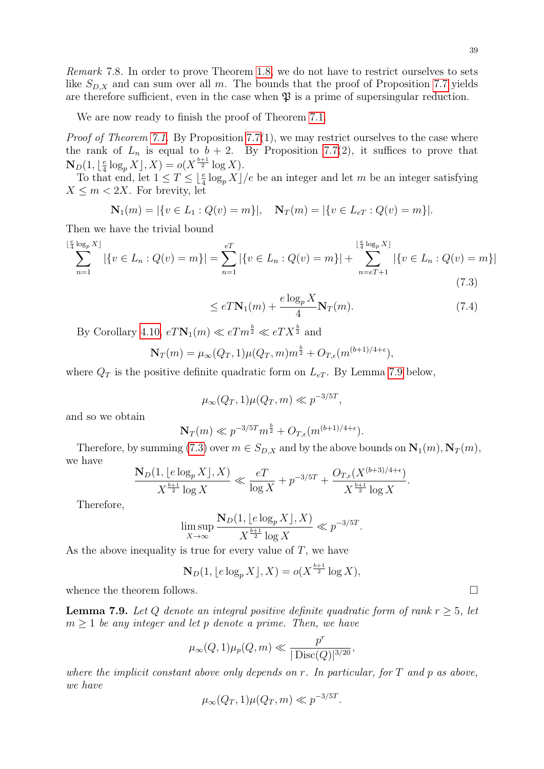*Remark* 7.8. In order to prove Theorem 1.8, we do not have to restrict ourselves to sets like $S_{D,X}$ and can sum over all $m$. The bounds that the proof of Proposition 7.7 yields are therefore sufficient, even in the case when $\mathfrak{P}$ is a prime of supersingular reduction.

We are now ready to finish the proof of Theorem 7.1.

*Proof of Theorem 7.1.* By Proposition 7.7(1), we may restrict ourselves to the case where the rank of $L_n$ is equal to $b+2$. By Proposition 7.7(2), it suffices to prove that $\mathbf{N}_D(1, \lfloor \frac{e}{4} \log_p X \rfloor, X) = o(X^{\frac{b+1}{2}} \log X)$.

To that end, let $1 \leq T \leq \lfloor \frac{e}{4} \log_p X \rfloor / e$ be an integer and let $m$ be an integer satisfying $X \leq m < 2X$. For brevity, let

$$\mathbf{N}_1(m) = |\{v \in L_1 : Q(v) = m\}|, \quad \mathbf{N}_T(m) = |\{v \in L_{eT} : Q(v) = m\}|.$$

Then we have the trivial bound

$$\sum_{n=1}^{\lfloor \frac{e}{4} \log_p X \rfloor} |\{v \in L_n : Q(v) = m\}| = \sum_{n=1}^{eT} |\{v \in L_n : Q(v) = m\}| + \sum_{n=eT+1}^{\lfloor \frac{e}{4} \log_p X \rfloor} |\{v \in L_n : Q(v) = m\}| \tag{7.3}$$

$$\leq eT\mathbf{N}_1(m) + \frac{e \log_p X}{4} \mathbf{N}_T(m). \tag{7.4}$$

By Corollary 4.10, $eT\mathbf{N}_1(m) \ll eTm^{\frac{b}{2}} \ll eTX^{\frac{b}{2}}$ and

$$\mathbf{N}_T(m) = \mu_\infty(Q_T, 1)\mu(Q_T, m)m^{\frac{b}{2}} + O_{T,\epsilon}(m^{(b+1)/4+\epsilon}),$$

where $Q_T$ is the positive definite quadratic form on $L_{eT}$. By Lemma 7.9 below,

$$\mu_\infty(Q_T, 1)\mu(Q_T, m) \ll p^{-3/5T},$$

and so we obtain

$$\mathbf{N}_T(m) \ll p^{-3/5T} m^{\frac{b}{2}} + O_{T,\epsilon}(m^{(b+1)/4+\epsilon}).$$

Therefore, by summing (7.3) over $m \in S_{D,X}$ and by the above bounds on $\mathbf{N}_1(m), \mathbf{N}_T(m)$, we have

$$\frac{\mathbf{N}_D(1, \lfloor e \log_p X \rfloor, X)}{X^{\frac{b+1}{2}} \log X} \ll \frac{eT}{\log X} + p^{-3/5T} + \frac{O_{T,\epsilon}(X^{(b+3)/4+\epsilon})}{X^{\frac{b+1}{2}} \log X}.$$

Therefore,

$$\limsup_{X \to \infty} \frac{\mathbf{N}_D(1, \lfloor e \log_p X \rfloor, X)}{X^{\frac{b+1}{2}} \log X} \ll p^{-3/5T}.$$

As the above inequality is true for every value of $T$, we have

$$\mathbf{N}_D(1, \lfloor e \log_p X \rfloor, X) = o(X^{\frac{b+1}{2}} \log X),$$

whence the theorem follows. $\square$

**Lemma 7.9.** *Let $Q$ denote an integral positive definite quadratic form of rank $r \geq 5$, let $m \geq 1$ be any integer and let $p$ denote a prime. Then, we have*

$$\mu_\infty(Q, 1)\mu_p(Q, m) \ll \frac{p^r}{|\operatorname{Disc}(Q)|^{3/20}},$$

*where the implicit constant above only depends on $r$. In particular, for $T$ and $p$ as above, we have*

$$\mu_\infty(Q_T, 1)\mu(Q_T, m) \ll p^{-3/5T}.$$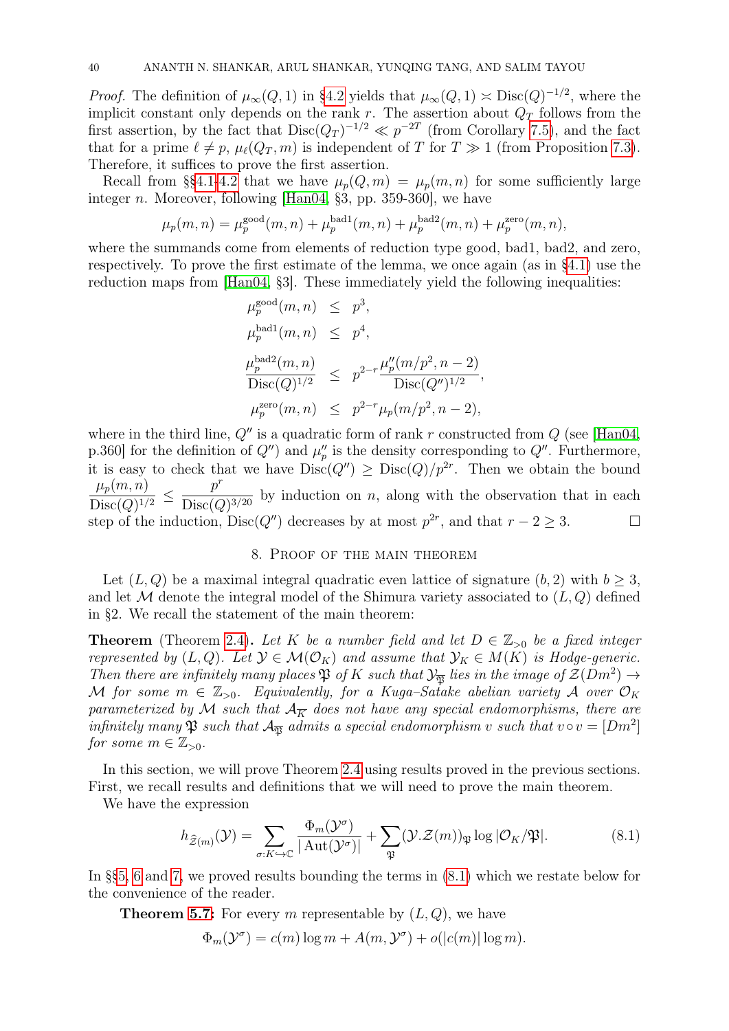*Proof.* The definition of $\mu_\infty(Q,1)$ in §4.2 yields that $\mu_\infty(Q,1) \asymp \mathrm{Disc}(Q)^{-1/2}$, where the implicit constant only depends on the rank $r$. The assertion about $Q_T$ follows from the first assertion, by the fact that $\mathrm{Disc}(Q_T)^{-1/2} \ll p^{-2T}$ (from Corollary 7.5), and the fact that for a prime $\ell \neq p$, $\mu_\ell(Q_T, m)$ is independent of $T$ for $T \gg 1$ (from Proposition 7.3). Therefore, it suffices to prove the first assertion.

Recall from §§4.1-4.2 that we have $\mu_p(Q,m) = \mu_p(m,n)$ for some sufficiently large integer $n$. Moreover, following [Han04, §3, pp. 359-360], we have

$$\mu_p(m,n) = \mu_p^{\mathrm{good}}(m,n) + \mu_p^{\mathrm{bad1}}(m,n) + \mu_p^{\mathrm{bad2}}(m,n) + \mu_p^{\mathrm{zero}}(m,n),$$

where the summands come from elements of reduction type good, bad1, bad2, and zero, respectively. To prove the first estimate of the lemma, we once again (as in §4.1) use the reduction maps from [Han04, §3]. These immediately yield the following inequalities:

$$\begin{aligned}
\mu_p^{\mathrm{good}}(m,n) &\leq p^3,\\
\mu_p^{\mathrm{bad1}}(m,n) &\leq p^4,\\
\frac{\mu_p^{\mathrm{bad2}}(m,n)}{\mathrm{Disc}(Q)^{1/2}} &\leq p^{2-r}\frac{\mu_p''(m/p^2,n-2)}{\mathrm{Disc}(Q'')^{1/2}},\\
\mu_p^{\mathrm{zero}}(m,n) &\leq p^{2-r}\mu_p(m/p^2,n-2),
\end{aligned}$$

where in the third line, $Q''$ is a quadratic form of rank $r$ constructed from $Q$ (see [Han04, p.360] for the definition of $Q''$) and $\mu_p''$ is the density corresponding to $Q''$. Furthermore, it is easy to check that we have $\mathrm{Disc}(Q'') \geq \mathrm{Disc}(Q)/p^{2r}$. Then we obtain the bound $\dfrac{\mu_p(m,n)}{\mathrm{Disc}(Q)^{1/2}} \leq \dfrac{p^r}{\mathrm{Disc}(Q)^{3/20}}$ by induction on $n$, along with the observation that in each step of the induction, $\mathrm{Disc}(Q'')$ decreases by at most $p^{2r}$, and that $r-2 \geq 3$. $\square$

## 8. Proof of the main theorem

Let $(L,Q)$ be a maximal integral quadratic even lattice of signature $(b,2)$ with $b \geq 3$, and let $\mathcal{M}$ denote the integral model of the Shimura variety associated to $(L,Q)$ defined in §2. We recall the statement of the main theorem:

**Theorem** (Theorem 2.4)**.** *Let $K$ be a number field and let $D \in \mathbb{Z}_{>0}$ be a fixed integer represented by $(L,Q)$. Let $\mathcal{Y} \in \mathcal{M}(\mathcal{O}_K)$ and assume that $\mathcal{Y}_K \in M(K)$ is Hodge-generic. Then there are infinitely many places $\mathfrak{P}$ of $K$ such that $\mathcal{Y}_{\overline{\mathfrak{P}}}$ lies in the image of $\mathcal{Z}(Dm^2) \to \mathcal{M}$ for some $m \in \mathbb{Z}_{>0}$. Equivalently, for a Kuga–Satake abelian variety $\mathcal{A}$ over $\mathcal{O}_K$ parameterized by $\mathcal{M}$ such that $\mathcal{A}_{\overline{K}}$ does not have any special endomorphisms, there are infinitely many $\mathfrak{P}$ such that $\mathcal{A}_{\overline{\mathfrak{P}}}$ admits a special endomorphism $v$ such that $v \circ v = [Dm^2]$ for some $m \in \mathbb{Z}_{>0}$.*

In this section, we will prove Theorem 2.4 using results proved in the previous sections. First, we recall results and definitions that we will need to prove the main theorem.

We have the expression

$$h_{\widehat{\mathcal{Z}}(m)}(\mathcal{Y}) = \sum_{\sigma: K\hookrightarrow\mathbb{C}} \frac{\Phi_m(\mathcal{Y}^\sigma)}{|\mathrm{Aut}(\mathcal{Y}^\sigma)|} + \sum_{\mathfrak{P}} (\mathcal{Y}.\mathcal{Z}(m))_{\mathfrak{P}} \log|\mathcal{O}_K/\mathfrak{P}|. \tag{8.1}$$

In §§5, 6 and 7, we proved results bounding the terms in (8.1) which we restate below for the convenience of the reader.

**Theorem 5.7:** For every $m$ representable by $(L,Q)$, we have

$$\Phi_m(\mathcal{Y}^\sigma) = c(m)\log m + A(m,\mathcal{Y}^\sigma) + o(|c(m)|\log m).$$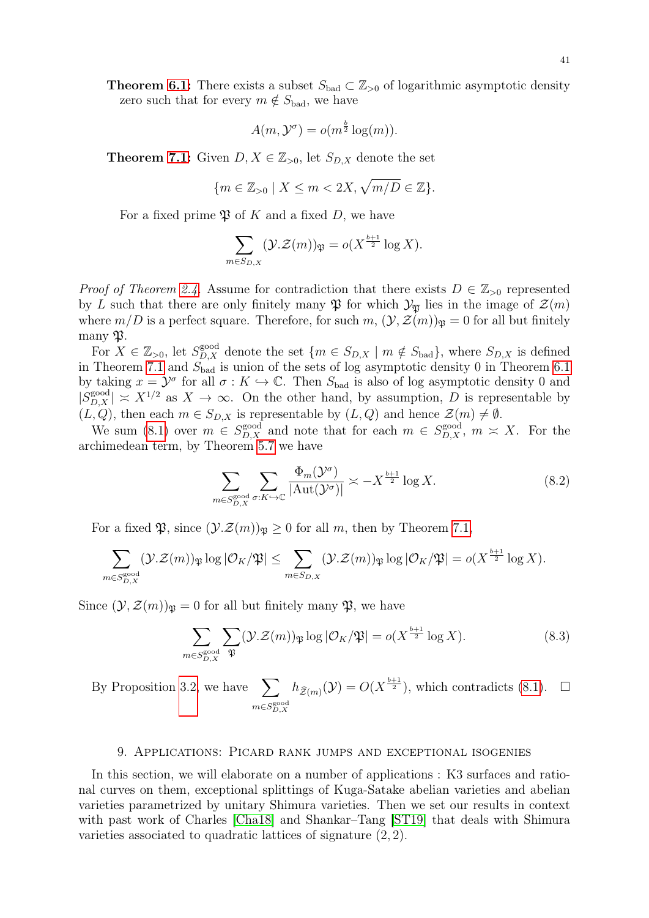**Theorem 6.1:** There exists a subset $S_{\text{bad}} \subset \mathbb{Z}_{>0}$ of logarithmic asymptotic density zero such that for every $m \notin S_{\text{bad}}$, we have

$$A(m, \mathcal{Y}^\sigma) = o(m^{\frac{b}{2}} \log(m)).$$

**Theorem 7.1:** Given $D, X \in \mathbb{Z}_{>0}$, let $S_{D,X}$ denote the set

$$\{m \in \mathbb{Z}_{>0} \mid X \leq m < 2X, \sqrt{m/D} \in \mathbb{Z}\}.$$

For a fixed prime $\mathfrak{P}$ of $K$ and a fixed $D$, we have

$$\sum_{m \in S_{D,X}} (\mathcal{Y}.\mathcal{Z}(m))_{\mathfrak{P}} = o(X^{\frac{b+1}{2}} \log X).$$

*Proof of Theorem 2.4.* Assume for contradiction that there exists $D \in \mathbb{Z}_{>0}$ represented by $L$ such that there are only finitely many $\mathfrak{P}$ for which $\mathcal{Y}_{\overline{\mathfrak{P}}}$ lies in the image of $\mathcal{Z}(m)$ where $m/D$ is a perfect square. Therefore, for such $m$, $(\mathcal{Y}, \mathcal{Z}(m))_{\mathfrak{P}} = 0$ for all but finitely many $\mathfrak{P}$.

For $X \in \mathbb{Z}_{>0}$, let $S^{\text{good}}_{D,X}$ denote the set $\{m \in S_{D,X} \mid m \notin S_{\text{bad}}\}$, where $S_{D,X}$ is defined in Theorem 7.1 and $S_{\text{bad}}$ is union of the sets of log asymptotic density 0 in Theorem 6.1 by taking $x = \mathcal{Y}^\sigma$ for all $\sigma : K \hookrightarrow \mathbb{C}$. Then $S_{\text{bad}}$ is also of log asymptotic density 0 and $|S^{\text{good}}_{D,X}| \asymp X^{1/2}$ as $X \to \infty$. On the other hand, by assumption, $D$ is representable by $(L, Q)$, then each $m \in S_{D,X}$ is representable by $(L, Q)$ and hence $\mathcal{Z}(m) \neq \emptyset$.

We sum (8.1) over $m \in S^{\text{good}}_{D,X}$ and note that for each $m \in S^{\text{good}}_{D,X}$, $m \asymp X$. For the archimedean term, by Theorem 5.7 we have

$$\sum_{m \in S^{\text{good}}_{D,X}} \sum_{\sigma : K \hookrightarrow \mathbb{C}} \frac{\Phi_m(\mathcal{Y}^\sigma)}{|\text{Aut}(\mathcal{Y}^\sigma)|} \asymp -X^{\frac{b+1}{2}} \log X. \tag{8.2}$$

For a fixed $\mathfrak{P}$, since $(\mathcal{Y}.\mathcal{Z}(m))_{\mathfrak{P}} \geq 0$ for all $m$, then by Theorem 7.1,

$$\sum_{m \in S^{\text{good}}_{D,X}} (\mathcal{Y}.\mathcal{Z}(m))_{\mathfrak{P}} \log |\mathcal{O}_K/\mathfrak{P}| \leq \sum_{m \in S_{D,X}} (\mathcal{Y}.\mathcal{Z}(m))_{\mathfrak{P}} \log |\mathcal{O}_K/\mathfrak{P}| = o(X^{\frac{b+1}{2}} \log X).$$

Since $(\mathcal{Y}, \mathcal{Z}(m))_{\mathfrak{P}} = 0$ for all but finitely many $\mathfrak{P}$, we have

$$\sum_{m \in S^{\text{good}}_{D,X}} \sum_{\mathfrak{P}} (\mathcal{Y}.\mathcal{Z}(m))_{\mathfrak{P}} \log |\mathcal{O}_K/\mathfrak{P}| = o(X^{\frac{b+1}{2}} \log X). \tag{8.3}$$

By Proposition 3.2, we have $\displaystyle\sum_{m \in S^{\text{good}}_{D,X}} h_{\widehat{\mathcal{Z}}(m)}(\mathcal{Y}) = O(X^{\frac{b+1}{2}})$, which contradicts (8.1). $\square$

## 9. Applications: Picard rank jumps and exceptional isogenies

In this section, we will elaborate on a number of applications : K3 surfaces and rational curves on them, exceptional splittings of Kuga-Satake abelian varieties and abelian varieties parametrized by unitary Shimura varieties. Then we set our results in context with past work of Charles [Cha18] and Shankar–Tang [ST19] that deals with Shimura varieties associated to quadratic lattices of signature $(2, 2)$.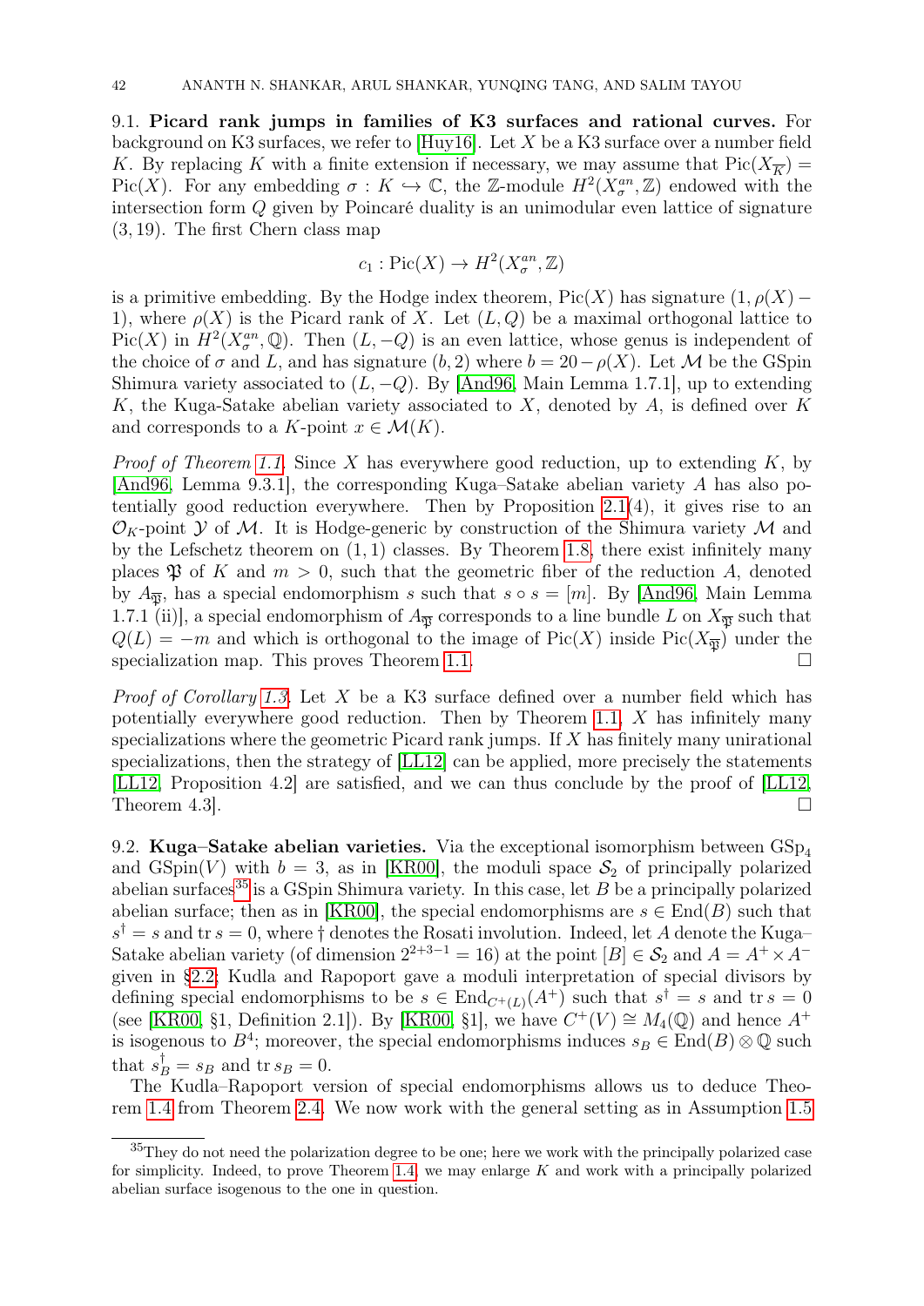9.1. **Picard rank jumps in families of K3 surfaces and rational curves.** For background on K3 surfaces, we refer to [Huy16]. Let $X$ be a K3 surface over a number field $K$. By replacing $K$ with a finite extension if necessary, we may assume that $\mathrm{Pic}(X_{\overline{K}}) = \mathrm{Pic}(X)$. For any embedding $\sigma : K \hookrightarrow \mathbb{C}$, the $\mathbb{Z}$-module $H^2(X^{an}_\sigma, \mathbb{Z})$ endowed with the intersection form $Q$ given by Poincaré duality is an unimodular even lattice of signature $(3, 19)$. The first Chern class map

$$c_1 : \mathrm{Pic}(X) \to H^2(X^{an}_\sigma, \mathbb{Z})$$

is a primitive embedding. By the Hodge index theorem, $\mathrm{Pic}(X)$ has signature $(1, \rho(X) - 1)$, where $\rho(X)$ is the Picard rank of $X$. Let $(L, Q)$ be a maximal orthogonal lattice to $\mathrm{Pic}(X)$ in $H^2(X^{an}_\sigma, \mathbb{Q})$. Then $(L, -Q)$ is an even lattice, whose genus is independent of the choice of $\sigma$ and $L$, and has signature $(b, 2)$ where $b = 20 - \rho(X)$. Let $\mathcal{M}$ be the GSpin Shimura variety associated to $(L, -Q)$. By [And96, Main Lemma 1.7.1], up to extending $K$, the Kuga-Satake abelian variety associated to $X$, denoted by $A$, is defined over $K$ and corresponds to a $K$-point $x \in \mathcal{M}(K)$.

*Proof of Theorem 1.1.* Since $X$ has everywhere good reduction, up to extending $K$, by [And96, Lemma 9.3.1], the corresponding Kuga–Satake abelian variety $A$ has also potentially good reduction everywhere. Then by Proposition 2.1(4), it gives rise to an $\mathcal{O}_K$-point $\mathcal{Y}$ of $\mathcal{M}$. It is Hodge-generic by construction of the Shimura variety $\mathcal{M}$ and by the Lefschetz theorem on $(1, 1)$ classes. By Theorem 1.8, there exist infinitely many places $\mathfrak{P}$ of $K$ and $m > 0$, such that the geometric fiber of the reduction $A$, denoted by $A_{\overline{\mathfrak{P}}}$, has a special endomorphism $s$ such that $s \circ s = [m]$. By [And96, Main Lemma 1.7.1 (ii)], a special endomorphism of $A_{\overline{\mathfrak{P}}}$ corresponds to a line bundle $L$ on $X_{\overline{\mathfrak{P}}}$ such that $Q(L) = -m$ and which is orthogonal to the image of $\mathrm{Pic}(X)$ inside $\mathrm{Pic}(X_{\overline{\mathfrak{P}}})$ under the specialization map. This proves Theorem 1.1. □

*Proof of Corollary 1.3.* Let $X$ be a K3 surface defined over a number field which has potentially everywhere good reduction. Then by Theorem 1.1, $X$ has infinitely many specializations where the geometric Picard rank jumps. If $X$ has finitely many unirational specializations, then the strategy of [LL12] can be applied, more precisely the statements [LL12, Proposition 4.2] are satisfied, and we can thus conclude by the proof of [LL12, Theorem 4.3]. □

9.2. **Kuga–Satake abelian varieties.** Via the exceptional isomorphism between $\mathrm{GSp}_4$ and $\mathrm{GSpin}(V)$ with $b = 3$, as in [KR00], the moduli space $\mathcal{S}_2$ of principally polarized abelian surfaces[35] is a GSpin Shimura variety. In this case, let $B$ be a principally polarized abelian surface; then as in [KR00], the special endomorphisms are $s \in \mathrm{End}(B)$ such that $s^\dagger = s$ and $\mathrm{tr}\, s = 0$, where $\dagger$ denotes the Rosati involution. Indeed, let $A$ denote the Kuga–Satake abelian variety (of dimension $2^{2+3-1} = 16$) at the point $[B] \in \mathcal{S}_2$ and $A = A^+ \times A^-$ given in §2.2; Kudla and Rapoport gave a moduli interpretation of special divisors by defining special endomorphisms to be $s \in \mathrm{End}_{C^+(L)}(A^+)$ such that $s^\dagger = s$ and $\mathrm{tr}\, s = 0$ (see [KR00, §1, Definition 2.1]). By [KR00, §1], we have $C^+(V) \cong M_4(\mathbb{Q})$ and hence $A^+$ is isogenous to $B^4$; moreover, the special endomorphisms induces $s_B \in \mathrm{End}(B) \otimes \mathbb{Q}$ such that $s_B^\dagger = s_B$ and $\mathrm{tr}\, s_B = 0$.

The Kudla–Rapoport version of special endomorphisms allows us to deduce Theorem 1.4 from Theorem 2.4. We now work with the general setting as in Assumption 1.5

[35] They do not need the polarization degree to be one; here we work with the principally polarized case for simplicity. Indeed, to prove Theorem 1.4, we may enlarge $K$ and work with a principally polarized abelian surface isogenous to the one in question.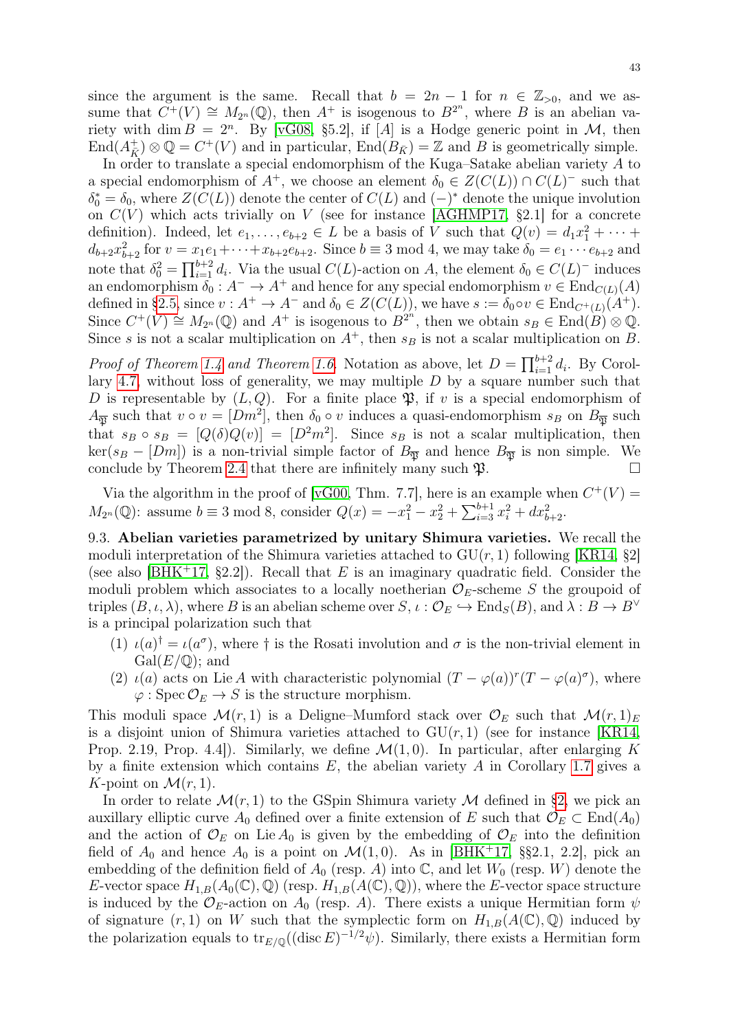since the argument is the same. Recall that $b = 2n - 1$ for $n \in \mathbb{Z}_{>0}$, and we assume that $C^+(V) \cong M_{2^n}(\mathbb{Q})$, then $A^+$ is isogenous to $B^{2^n}$, where $B$ is an abelian variety with $\dim B = 2^n$. By [vG08, §5.2], if $[A]$ is a Hodge generic point in $\mathcal{M}$, then $\mathrm{End}(A^+_{\bar{K}}) \otimes \mathbb{Q} = C^+(V)$ and in particular, $\mathrm{End}(B_{\bar{K}}) = \mathbb{Z}$ and $B$ is geometrically simple.

In order to translate a special endomorphism of the Kuga–Satake abelian variety $A$ to a special endomorphism of $A^+$, we choose an element $\delta_0 \in Z(C(L)) \cap C(L)^-$ such that $\delta_0^* = \delta_0$, where $Z(C(L))$ denote the center of $C(L)$ and $(-)^*$ denote the unique involution on $C(V)$ which acts trivially on $V$ (see for instance [AGHMP17, §2.1] for a concrete definition). Indeed, let $e_1, \dots, e_{b+2} \in L$ be a basis of $V$ such that $Q(v) = d_1 x_1^2 + \cdots + d_{b+2}x_{b+2}^2$ for $v = x_1 e_1 + \cdots + x_{b+2}e_{b+2}$. Since $b \equiv 3 \bmod 4$, we may take $\delta_0 = e_1 \cdots e_{b+2}$ and note that $\delta_0^2 = \prod_{i=1}^{b+2} d_i$. Via the usual $C(L)$-action on $A$, the element $\delta_0 \in C(L)^-$ induces an endomorphism $\delta_0 : A^- \to A^+$ and hence for any special endomorphism $v \in \mathrm{End}_{C(L)}(A)$ defined in §2.5, since $v : A^+ \to A^-$ and $\delta_0 \in Z(C(L))$, we have $s := \delta_0 \circ v \in \mathrm{End}_{C^+(L)}(A^+)$. Since $C^+(V) \cong M_{2^n}(\mathbb{Q})$ and $A^+$ is isogenous to $B^{2^n}$, then we obtain $s_B \in \mathrm{End}(B) \otimes \mathbb{Q}$. Since $s$ is not a scalar multiplication on $A^+$, then $s_B$ is not a scalar multiplication on $B$.

*Proof of Theorem 1.4 and Theorem 1.6.* Notation as above, let $D = \prod_{i=1}^{b+2} d_i$. By Corollary 4.7, without loss of generality, we may multiple $D$ by a square number such that $D$ is representable by $(L, Q)$. For a finite place $\mathfrak{P}$, if $v$ is a special endomorphism of $A_{\overline{\mathfrak{P}}}$ such that $v \circ v = [Dm^2]$, then $\delta_0 \circ v$ induces a quasi-endomorphism $s_B$ on $B_{\overline{\mathfrak{P}}}$ such that $s_B \circ s_B = [Q(\delta)Q(v)] = [D^2m^2]$. Since $s_B$ is not a scalar multiplication, then $\ker(s_B - [Dm])$ is a non-trivial simple factor of $B_{\overline{\mathfrak{P}}}$ and hence $B_{\overline{\mathfrak{P}}}$ is non simple. We conclude by Theorem 2.4 that there are infinitely many such $\mathfrak{P}$. $\square$

Via the algorithm in the proof of [vG00, Thm. 7.7], here is an example when $C^+(V) = M_{2^n}(\mathbb{Q})$: assume $b \equiv 3 \bmod 8$, consider $Q(x) = -x_1^2 - x_2^2 + \sum_{i=3}^{b+1} x_i^2 + dx_{b+2}^2$.

9.3. **Abelian varieties parametrized by unitary Shimura varieties.** We recall the moduli interpretation of the Shimura varieties attached to $\mathrm{GU}(r, 1)$ following [KR14, §2] (see also [BHK+17, §2.2]). Recall that $E$ is an imaginary quadratic field. Consider the moduli problem which associates to a locally noetherian $\mathcal{O}_E$-scheme $S$ the groupoid of triples $(B, \iota, \lambda)$, where $B$ is an abelian scheme over $S$, $\iota : \mathcal{O}_E \hookrightarrow \mathrm{End}_S(B)$, and $\lambda : B \to B^\vee$ is a principal polarization such that

1. $\iota(a)^\dagger = \iota(a^\sigma)$, where $\dagger$ is the Rosati involution and $\sigma$ is the non-trivial element in $\mathrm{Gal}(E/\mathbb{Q})$; and
2. $\iota(a)$ acts on $\mathrm{Lie}\, A$ with characteristic polynomial $(T - \varphi(a))^r(T - \varphi(a)^\sigma)$, where $\varphi : \mathrm{Spec}\, \mathcal{O}_E \to S$ is the structure morphism.

This moduli space $\mathcal{M}(r, 1)$ is a Deligne–Mumford stack over $\mathcal{O}_E$ such that $\mathcal{M}(r, 1)_E$ is a disjoint union of Shimura varieties attached to $\mathrm{GU}(r, 1)$ (see for instance [KR14, Prop. 2.19, Prop. 4.4]). Similarly, we define $\mathcal{M}(1, 0)$. In particular, after enlarging $K$ by a finite extension which contains $E$, the abelian variety $A$ in Corollary 1.7 gives a $K$-point on $\mathcal{M}(r, 1)$.

In order to relate $\mathcal{M}(r, 1)$ to the GSpin Shimura variety $\mathcal{M}$ defined in §2, we pick an auxillary elliptic curve $A_0$ defined over a finite extension of $E$ such that $\mathcal{O}_E \subset \mathrm{End}(A_0)$ and the action of $\mathcal{O}_E$ on $\mathrm{Lie}\, A_0$ is given by the embedding of $\mathcal{O}_E$ into the definition field of $A_0$ and hence $A_0$ is a point on $\mathcal{M}(1, 0)$. As in [BHK+17, §§2.1, 2.2], pick an embedding of the definition field of $A_0$ (resp. $A$) into $\mathbb{C}$, and let $W_0$ (resp. $W$) denote the $E$-vector space $H_{1,B}(A_0(\mathbb{C}), \mathbb{Q})$ (resp. $H_{1,B}(A(\mathbb{C}), \mathbb{Q})$), where the $E$-vector space structure is induced by the $\mathcal{O}_E$-action on $A_0$ (resp. $A$). There exists a unique Hermitian form $\psi$ of signature $(r, 1)$ on $W$ such that the symplectic form on $H_{1,B}(A(\mathbb{C}), \mathbb{Q})$ induced by the polarization equals to $\mathrm{tr}_{E/\mathbb{Q}}((\mathrm{disc}\, E)^{-1/2}\psi)$. Similarly, there exists a Hermitian form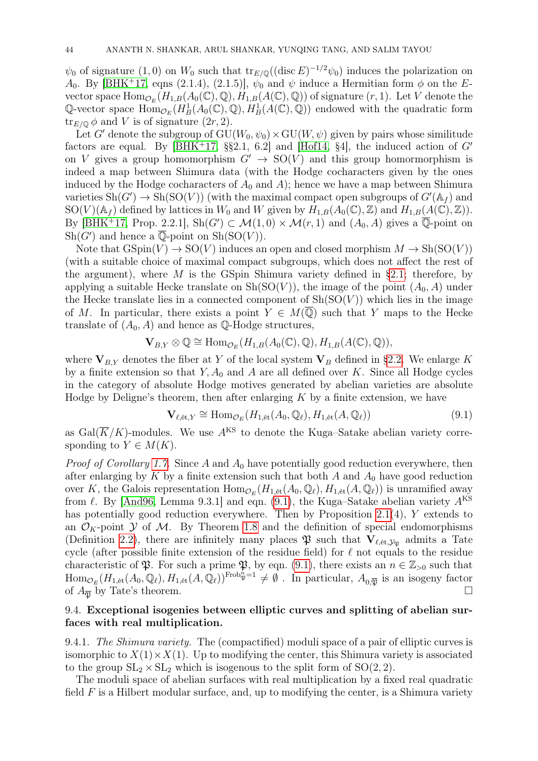$\psi_0$ of signature $(1,0)$ on $W_0$ such that $\mathrm{tr}_{E/\mathbb{Q}}((\mathrm{disc}\, E)^{-1/2}\psi_0)$ induces the polarization on $A_0$. By [BHK+17, eqns (2.1.4), (2.1.5)], $\psi_0$ and $\psi$ induce a Hermitian form $\phi$ on the $E$-vector space $\mathrm{Hom}_{\mathcal{O}_E}(H_{1,B}(A_0(\mathbb{C}),\mathbb{Q}), H_{1,B}(A(\mathbb{C}),\mathbb{Q}))$ of signature $(r,1)$. Let $V$ denote the $\mathbb{Q}$-vector space $\mathrm{Hom}_{\mathcal{O}_E}(H^1_B(A_0(\mathbb{C}),\mathbb{Q}), H^1_B(A(\mathbb{C}),\mathbb{Q}))$ endowed with the quadratic form $\mathrm{tr}_{E/\mathbb{Q}}\,\phi$ and $V$ is of signature $(2r,2)$.

Let $G'$ denote the subgroup of $\mathrm{GU}(W_0,\psi_0)\times \mathrm{GU}(W,\psi)$ given by pairs whose similitude factors are equal. By [BHK+17, §§2.1, 6.2] and [Hof14, §4], the induced action of $G'$ on $V$ gives a group homomorphism $G' \to \mathrm{SO}(V)$ and this group homomorphism is indeed a map between Shimura data (with the Hodge cocharacters given by the ones induced by the Hodge cocharacters of $A_0$ and $A$); hence we have a map between Shimura varieties $\mathrm{Sh}(G') \to \mathrm{Sh}(\mathrm{SO}(V))$ (with the maximal compact open subgroups of $G'(\mathbb{A}_f)$ and $\mathrm{SO}(V)(\mathbb{A}_f)$ defined by lattices in $W_0$ and $W$ given by $H_{1,B}(A_0(\mathbb{C}),\mathbb{Z})$ and $H_{1,B}(A(\mathbb{C}),\mathbb{Z})$). By [BHK+17, Prop. 2.2.1], $\mathrm{Sh}(G') \subset \mathcal{M}(1,0)\times\mathcal{M}(r,1)$ and $(A_0,A)$ gives a $\overline{\mathbb{Q}}$-point on $\mathrm{Sh}(G')$ and hence a $\overline{\mathbb{Q}}$-point on $\mathrm{Sh}(\mathrm{SO}(V))$.

Note that $\mathrm{GSpin}(V)\to\mathrm{SO}(V)$ induces an open and closed morphism $M\to\mathrm{Sh}(\mathrm{SO}(V))$ (with a suitable choice of maximal compact subgroups, which does not affect the rest of the argument), where $M$ is the GSpin Shimura variety defined in §2.1; therefore, by applying a suitable Hecke translate on $\mathrm{Sh}(\mathrm{SO}(V))$, the image of the point $(A_0,A)$ under the Hecke translate lies in a connected component of $\mathrm{Sh}(\mathrm{SO}(V))$ which lies in the image of $M$. In particular, there exists a point $Y\in M(\overline{\mathbb{Q}})$ such that $Y$ maps to the Hecke translate of $(A_0,A)$ and hence as $\mathbb{Q}$-Hodge structures,

$$\mathbf{V}_{B,Y}\otimes\mathbb{Q}\cong \mathrm{Hom}_{\mathcal{O}_E}(H_{1,B}(A_0(\mathbb{C}),\mathbb{Q}), H_{1,B}(A(\mathbb{C}),\mathbb{Q})),$$

where $\mathbf{V}_{B,Y}$ denotes the fiber at $Y$ of the local system $\mathbf{V}_B$ defined in §2.2. We enlarge $K$ by a finite extension so that $Y, A_0$ and $A$ are all defined over $K$. Since all Hodge cycles in the category of absolute Hodge motives generated by abelian varieties are absolute Hodge by Deligne's theorem, then after enlarging $K$ by a finite extension, we have

$$\mathbf{V}_{\ell,\text{ét},Y}\cong \mathrm{Hom}_{\mathcal{O}_E}(H_{1,\text{ét}}(A_0,\mathbb{Q}_\ell), H_{1,\text{ét}}(A,\mathbb{Q}_\ell)) \tag{9.1}$$

as $\mathrm{Gal}(\overline{K}/K)$-modules. We use $A^{\mathrm{KS}}$ to denote the Kuga–Satake abelian variety corresponding to $Y\in M(K)$.

*Proof of Corollary 1.7.* Since $A$ and $A_0$ have potentially good reduction everywhere, then after enlarging by $K$ by a finite extension such that both $A$ and $A_0$ have good reduction over $K$, the Galois representation $\mathrm{Hom}_{\mathcal{O}_E}(H_{1,\text{ét}}(A_0,\mathbb{Q}_\ell), H_{1,\text{ét}}(A,\mathbb{Q}_\ell))$ is unramified away from $\ell$. By [And96, Lemma 9.3.1] and eqn. (9.1), the Kuga–Satake abelian variety $A^{\mathrm{KS}}$ has potentially good reduction everywhere. Then by Proposition 2.1(4), $Y$ extends to an $\mathcal{O}_K$-point $\mathcal{Y}$ of $\mathcal{M}$. By Theorem 1.8 and the definition of special endomorphisms (Definition 2.2), there are infinitely many places $\mathfrak{P}$ such that $\mathbf{V}_{\ell,\text{ét},\mathcal{Y}_{\mathfrak{P}}}$ admits a Tate cycle (after possible finite extension of the residue field) for $\ell$ not equals to the residue characteristic of $\mathfrak{P}$. For such a prime $\mathfrak{P}$, by eqn. (9.1), there exists an $n\in\mathbb{Z}_{>0}$ such that $\mathrm{Hom}_{\mathcal{O}_E}(H_{1,\text{ét}}(A_0,\mathbb{Q}_\ell), H_{1,\text{ét}}(A,\mathbb{Q}_\ell))^{\mathrm{Frob}^n_{\mathfrak{P}}=1}\neq\emptyset$ . In particular, $A_{0,\overline{\mathfrak{P}}}$ is an isogeny factor of $A_{\overline{\mathfrak{P}}}$ by Tate's theorem. $\square$

### 9.4. Exceptional isogenies between elliptic curves and splitting of abelian surfaces with real multiplication.

9.4.1. *The Shimura variety.* The (compactified) moduli space of a pair of elliptic curves is isomorphic to $X(1)\times X(1)$. Up to modifying the center, this Shimura variety is associated to the group $\mathrm{SL}_2\times\mathrm{SL}_2$ which is isogenous to the split form of $\mathrm{SO}(2,2)$.

The moduli space of abelian surfaces with real multiplication by a fixed real quadratic field $F$ is a Hilbert modular surface, and, up to modifying the center, is a Shimura variety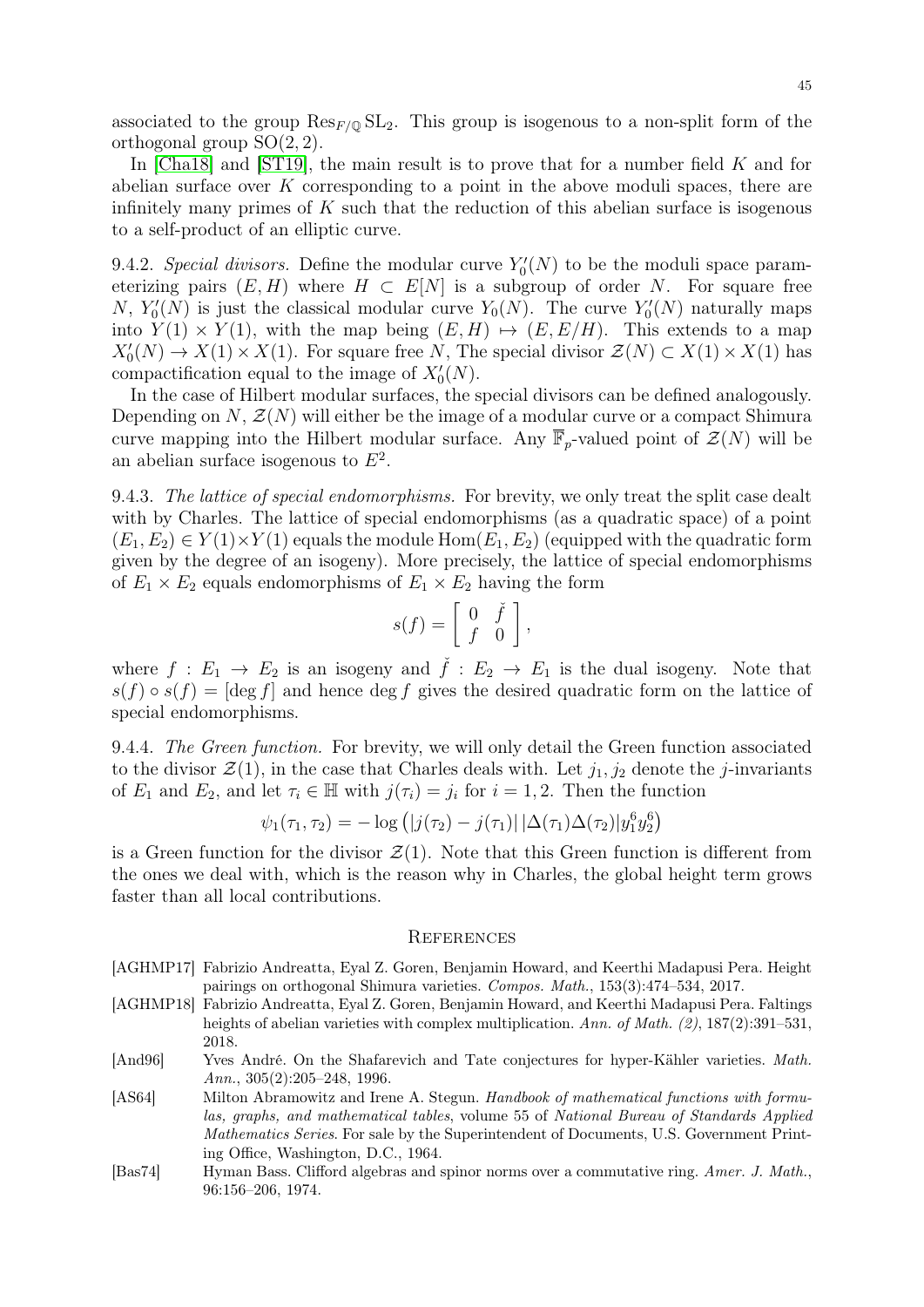associated to the group $\mathrm{Res}_{F/\mathbb{Q}}\mathrm{SL}_2$. This group is isogenous to a non-split form of the orthogonal group $\mathrm{SO}(2,2)$.

In [Cha18] and [ST19], the main result is to prove that for a number field $K$ and for abelian surface over $K$ corresponding to a point in the above moduli spaces, there are infinitely many primes of $K$ such that the reduction of this abelian surface is isogenous to a self-product of an elliptic curve.

9.4.2. *Special divisors.* Define the modular curve $Y_0'(N)$ to be the moduli space parameterizing pairs $(E,H)$ where $H \subset E[N]$ is a subgroup of order $N$. For square free $N$, $Y_0'(N)$ is just the classical modular curve $Y_0(N)$. The curve $Y_0'(N)$ naturally maps into $Y(1)\times Y(1)$, with the map being $(E,H)\mapsto (E,E/H)$. This extends to a map $X_0'(N)\to X(1)\times X(1)$. For square free $N$, The special divisor $\mathcal{Z}(N)\subset X(1)\times X(1)$ has compactification equal to the image of $X_0'(N)$.

In the case of Hilbert modular surfaces, the special divisors can be defined analogously. Depending on $N$, $\mathcal{Z}(N)$ will either be the image of a modular curve or a compact Shimura curve mapping into the Hilbert modular surface. Any $\overline{\mathbb{F}}_p$-valued point of $\mathcal{Z}(N)$ will be an abelian surface isogenous to $E^2$.

9.4.3. *The lattice of special endomorphisms.* For brevity, we only treat the split case dealt with by Charles. The lattice of special endomorphisms (as a quadratic space) of a point $(E_1,E_2)\in Y(1)\times Y(1)$ equals the module $\mathrm{Hom}(E_1,E_2)$ (equipped with the quadratic form given by the degree of an isogeny). More precisely, the lattice of special endomorphisms of $E_1\times E_2$ equals endomorphisms of $E_1\times E_2$ having the form

$$s(f)=\begin{bmatrix} 0 & \check{f} \\ f & 0 \end{bmatrix},$$

where $f: E_1\to E_2$ is an isogeny and $\check{f}: E_2\to E_1$ is the dual isogeny. Note that $s(f)\circ s(f)=[\deg f]$ and hence $\deg f$ gives the desired quadratic form on the lattice of special endomorphisms.

9.4.4. *The Green function.* For brevity, we will only detail the Green function associated to the divisor $\mathcal{Z}(1)$, in the case that Charles deals with. Let $j_1, j_2$ denote the $j$-invariants of $E_1$ and $E_2$, and let $\tau_i\in\mathbb{H}$ with $j(\tau_i)=j_i$ for $i=1,2$. Then the function

$$\psi_1(\tau_1,\tau_2)=-\log\left(|j(\tau_2)-j(\tau_1)|\,|\Delta(\tau_1)\Delta(\tau_2)|y_1^6y_2^6\right)$$

is a Green function for the divisor $\mathcal{Z}(1)$. Note that this Green function is different from the ones we deal with, which is the reason why in Charles, the global height term grows faster than all local contributions.

## References

[AGHMP17] Fabrizio Andreatta, Eyal Z. Goren, Benjamin Howard, and Keerthi Madapusi Pera. Height pairings on orthogonal Shimura varieties. *Compos. Math.*, 153(3):474–534, 2017.

[AGHMP18] Fabrizio Andreatta, Eyal Z. Goren, Benjamin Howard, and Keerthi Madapusi Pera. Faltings heights of abelian varieties with complex multiplication. *Ann. of Math. (2)*, 187(2):391–531, 2018.

[And96] Yves André. On the Shafarevich and Tate conjectures for hyper-Kähler varieties. *Math. Ann.*, 305(2):205–248, 1996.

[AS64] Milton Abramowitz and Irene A. Stegun. *Handbook of mathematical functions with formulas, graphs, and mathematical tables*, volume 55 of *National Bureau of Standards Applied Mathematics Series*. For sale by the Superintendent of Documents, U.S. Government Printing Office, Washington, D.C., 1964.

[Bas74] Hyman Bass. Clifford algebras and spinor norms over a commutative ring. *Amer. J. Math.*, 96:156–206, 1974.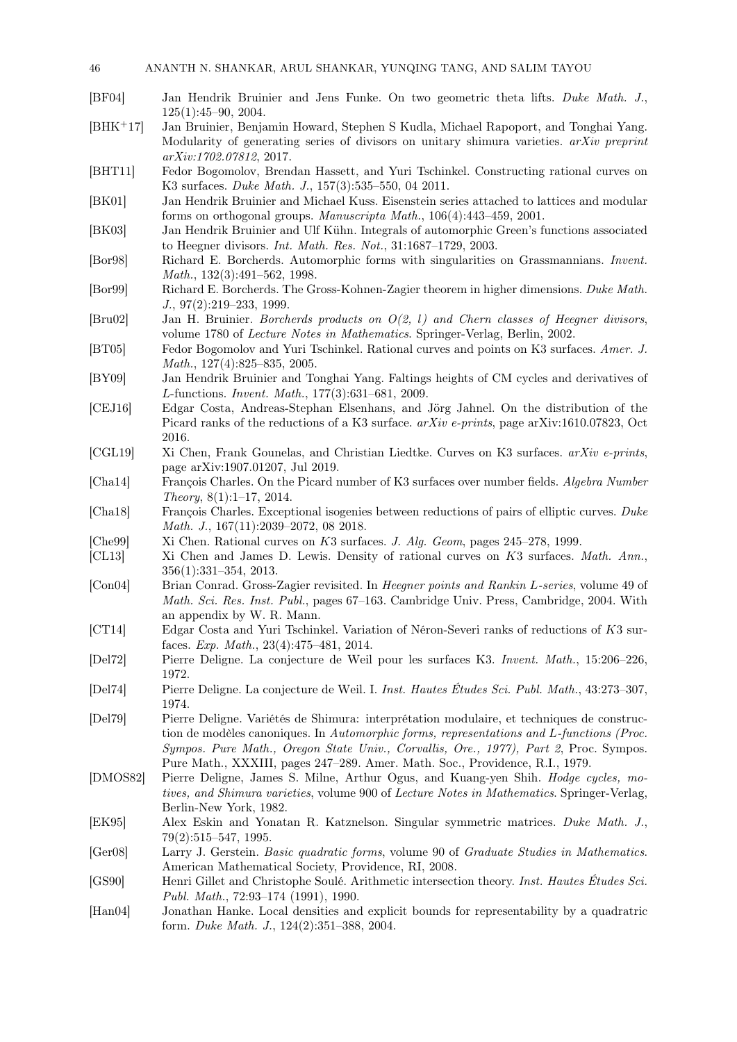- [BF04] Jan Hendrik Bruinier and Jens Funke. On two geometric theta lifts. *Duke Math. J.*, 125(1):45–90, 2004.
- [BHK+17] Jan Bruinier, Benjamin Howard, Stephen S Kudla, Michael Rapoport, and Tonghai Yang. Modularity of generating series of divisors on unitary shimura varieties. *arXiv preprint arXiv:1702.07812*, 2017.
- [BHT11] Fedor Bogomolov, Brendan Hassett, and Yuri Tschinkel. Constructing rational curves on K3 surfaces. *Duke Math. J.*, 157(3):535–550, 04 2011.
- [BK01] Jan Hendrik Bruinier and Michael Kuss. Eisenstein series attached to lattices and modular forms on orthogonal groups. *Manuscripta Math.*, 106(4):443–459, 2001.
- [BK03] Jan Hendrik Bruinier and Ulf Kühn. Integrals of automorphic Green's functions associated to Heegner divisors. *Int. Math. Res. Not.*, 31:1687–1729, 2003.
- [Bor98] Richard E. Borcherds. Automorphic forms with singularities on Grassmannians. *Invent. Math.*, 132(3):491–562, 1998.
- [Bor99] Richard E. Borcherds. The Gross-Kohnen-Zagier theorem in higher dimensions. *Duke Math. J.*, 97(2):219–233, 1999.
- [Bru02] Jan H. Bruinier. *Borcherds products on O(2, l) and Chern classes of Heegner divisors*, volume 1780 of *Lecture Notes in Mathematics*. Springer-Verlag, Berlin, 2002.
- [BT05] Fedor Bogomolov and Yuri Tschinkel. Rational curves and points on K3 surfaces. *Amer. J. Math.*, 127(4):825–835, 2005.
- [BY09] Jan Hendrik Bruinier and Tonghai Yang. Faltings heights of CM cycles and derivatives of $L$-functions. *Invent. Math.*, 177(3):631–681, 2009.
- [CEJ16] Edgar Costa, Andreas-Stephan Elsenhans, and Jörg Jahnel. On the distribution of the Picard ranks of the reductions of a K3 surface. *arXiv e-prints*, page arXiv:1610.07823, Oct 2016.
- [CGL19] Xi Chen, Frank Gounelas, and Christian Liedtke. Curves on K3 surfaces. *arXiv e-prints*, page arXiv:1907.01207, Jul 2019.
- [Cha14] François Charles. On the Picard number of K3 surfaces over number fields. *Algebra Number Theory*, 8(1):1–17, 2014.
- [Cha18] François Charles. Exceptional isogenies between reductions of pairs of elliptic curves. *Duke Math. J.*, 167(11):2039–2072, 08 2018.
- [Che99] Xi Chen. Rational curves on $K3$ surfaces. *J. Alg. Geom*, pages 245–278, 1999.
- [CL13] Xi Chen and James D. Lewis. Density of rational curves on $K3$ surfaces. *Math. Ann.*, 356(1):331–354, 2013.
- [Con04] Brian Conrad. Gross-Zagier revisited. In *Heegner points and Rankin L-series*, volume 49 of *Math. Sci. Res. Inst. Publ.*, pages 67–163. Cambridge Univ. Press, Cambridge, 2004. With an appendix by W. R. Mann.
- [CT14] Edgar Costa and Yuri Tschinkel. Variation of Néron-Severi ranks of reductions of $K3$ surfaces. *Exp. Math.*, 23(4):475–481, 2014.
- [Del72] Pierre Deligne. La conjecture de Weil pour les surfaces K3. *Invent. Math.*, 15:206–226, 1972.
- [Del74] Pierre Deligne. La conjecture de Weil. I. *Inst. Hautes Études Sci. Publ. Math.*, 43:273–307, 1974.
- [Del79] Pierre Deligne. Variétés de Shimura: interprétation modulaire, et techniques de construction de modèles canoniques. In *Automorphic forms, representations and L-functions (Proc. Sympos. Pure Math., Oregon State Univ., Corvallis, Ore., 1977), Part 2*, Proc. Sympos. Pure Math., XXXIII, pages 247–289. Amer. Math. Soc., Providence, R.I., 1979.
- [DMOS82] Pierre Deligne, James S. Milne, Arthur Ogus, and Kuang-yen Shih. *Hodge cycles, motives, and Shimura varieties*, volume 900 of *Lecture Notes in Mathematics*. Springer-Verlag, Berlin-New York, 1982.
- [EK95] Alex Eskin and Yonatan R. Katznelson. Singular symmetric matrices. *Duke Math. J.*, 79(2):515–547, 1995.
- [Ger08] Larry J. Gerstein. *Basic quadratic forms*, volume 90 of *Graduate Studies in Mathematics*. American Mathematical Society, Providence, RI, 2008.
- [GS90] Henri Gillet and Christophe Soulé. Arithmetic intersection theory. *Inst. Hautes Études Sci. Publ. Math.*, 72:93–174 (1991), 1990.
- [Han04] Jonathan Hanke. Local densities and explicit bounds for representability by a quadratric form. *Duke Math. J.*, 124(2):351–388, 2004.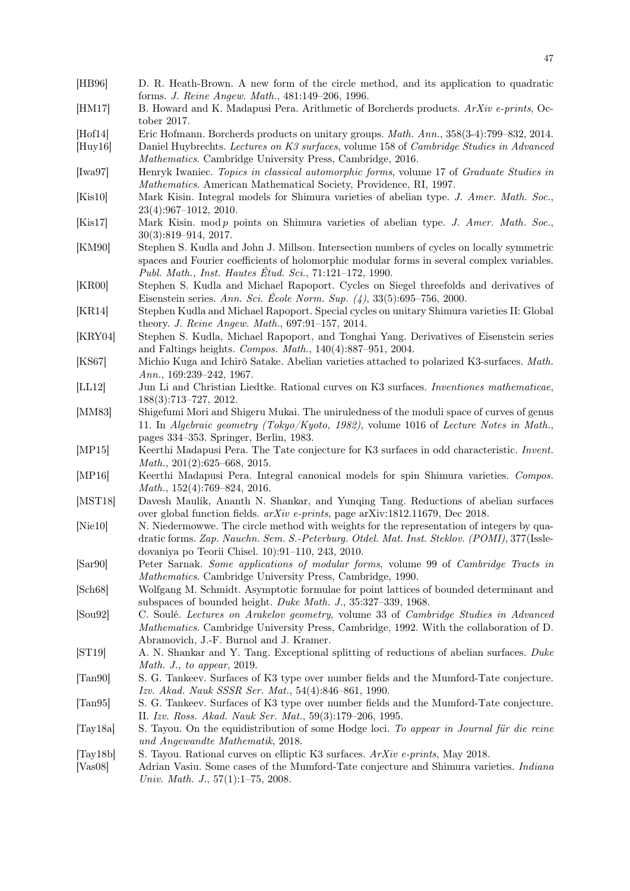[HB96] D. R. Heath-Brown. A new form of the circle method, and its application to quadratic forms. *J. Reine Angew. Math.*, 481:149–206, 1996.

[HM17] B. Howard and K. Madapusi Pera. Arithmetic of Borcherds products. *ArXiv e-prints*, October 2017.

[Hof14] Eric Hofmann. Borcherds products on unitary groups. *Math. Ann.*, 358(3-4):799–832, 2014.

[Huy16] Daniel Huybrechts. *Lectures on K3 surfaces*, volume 158 of *Cambridge Studies in Advanced Mathematics*. Cambridge University Press, Cambridge, 2016.

[Iwa97] Henryk Iwaniec. *Topics in classical automorphic forms*, volume 17 of *Graduate Studies in Mathematics*. American Mathematical Society, Providence, RI, 1997.

[Kis10] Mark Kisin. Integral models for Shimura varieties of abelian type. *J. Amer. Math. Soc.*, 23(4):967–1012, 2010.

[Kis17] Mark Kisin. mod $p$ points on Shimura varieties of abelian type. *J. Amer. Math. Soc.*, 30(3):819–914, 2017.

[KM90] Stephen S. Kudla and John J. Millson. Intersection numbers of cycles on locally symmetric spaces and Fourier coefficients of holomorphic modular forms in several complex variables. *Publ. Math., Inst. Hautes Étud. Sci.*, 71:121–172, 1990.

[KR00] Stephen S. Kudla and Michael Rapoport. Cycles on Siegel threefolds and derivatives of Eisenstein series. *Ann. Sci. École Norm. Sup. (4)*, 33(5):695–756, 2000.

[KR14] Stephen Kudla and Michael Rapoport. Special cycles on unitary Shimura varieties II: Global theory. *J. Reine Angew. Math.*, 697:91–157, 2014.

[KRY04] Stephen S. Kudla, Michael Rapoport, and Tonghai Yang. Derivatives of Eisenstein series and Faltings heights. *Compos. Math.*, 140(4):887–951, 2004.

[KS67] Michio Kuga and Ichirô Satake. Abelian varieties attached to polarized K3-surfaces. *Math. Ann.*, 169:239–242, 1967.

[LL12] Jun Li and Christian Liedtke. Rational curves on K3 surfaces. *Inventiones mathematicae*, 188(3):713–727, 2012.

[MM83] Shigefumi Mori and Shigeru Mukai. The uniruledness of the moduli space of curves of genus 11. In *Algebraic geometry (Tokyo/Kyoto, 1982)*, volume 1016 of *Lecture Notes in Math.*, pages 334–353. Springer, Berlin, 1983.

[MP15] Keerthi Madapusi Pera. The Tate conjecture for K3 surfaces in odd characteristic. *Invent. Math.*, 201(2):625–668, 2015.

[MP16] Keerthi Madapusi Pera. Integral canonical models for spin Shimura varieties. *Compos. Math.*, 152(4):769–824, 2016.

[MST18] Davesh Maulik, Ananth N. Shankar, and Yunqing Tang. Reductions of abelian surfaces over global function fields. *arXiv e-prints*, page arXiv:1812.11679, Dec 2018.

[Nie10] N. Niedermowwe. The circle method with weights for the representation of integers by quadratic forms. *Zap. Nauchn. Sem. S.-Peterburg. Otdel. Mat. Inst. Steklov. (POMI)*, 377(Issledovaniya po Teorii Chisel. 10):91–110, 243, 2010.

[Sar90] Peter Sarnak. *Some applications of modular forms*, volume 99 of *Cambridge Tracts in Mathematics*. Cambridge University Press, Cambridge, 1990.

[Sch68] Wolfgang M. Schmidt. Asymptotic formulae for point lattices of bounded determinant and subspaces of bounded height. *Duke Math. J.*, 35:327–339, 1968.

[Sou92] C. Soulé. *Lectures on Arakelov geometry*, volume 33 of *Cambridge Studies in Advanced Mathematics*. Cambridge University Press, Cambridge, 1992. With the collaboration of D. Abramovich, J.-F. Burnol and J. Kramer.

[ST19] A. N. Shankar and Y. Tang. Exceptional splitting of reductions of abelian surfaces. *Duke Math. J., to appear*, 2019.

[Tan90] S. G. Tankeev. Surfaces of K3 type over number fields and the Mumford-Tate conjecture. *Izv. Akad. Nauk SSSR Ser. Mat.*, 54(4):846–861, 1990.

[Tan95] S. G. Tankeev. Surfaces of K3 type over number fields and the Mumford-Tate conjecture. II. *Izv. Ross. Akad. Nauk Ser. Mat.*, 59(3):179–206, 1995.

[Tay18a] S. Tayou. On the equidistribution of some Hodge loci. *To appear in Journal für die reine und Angewandte Mathematik*, 2018.

[Tay18b] S. Tayou. Rational curves on elliptic K3 surfaces. *ArXiv e-prints*, May 2018.

[Vas08] Adrian Vasiu. Some cases of the Mumford-Tate conjecture and Shimura varieties. *Indiana Univ. Math. J.*, 57(1):1–75, 2008.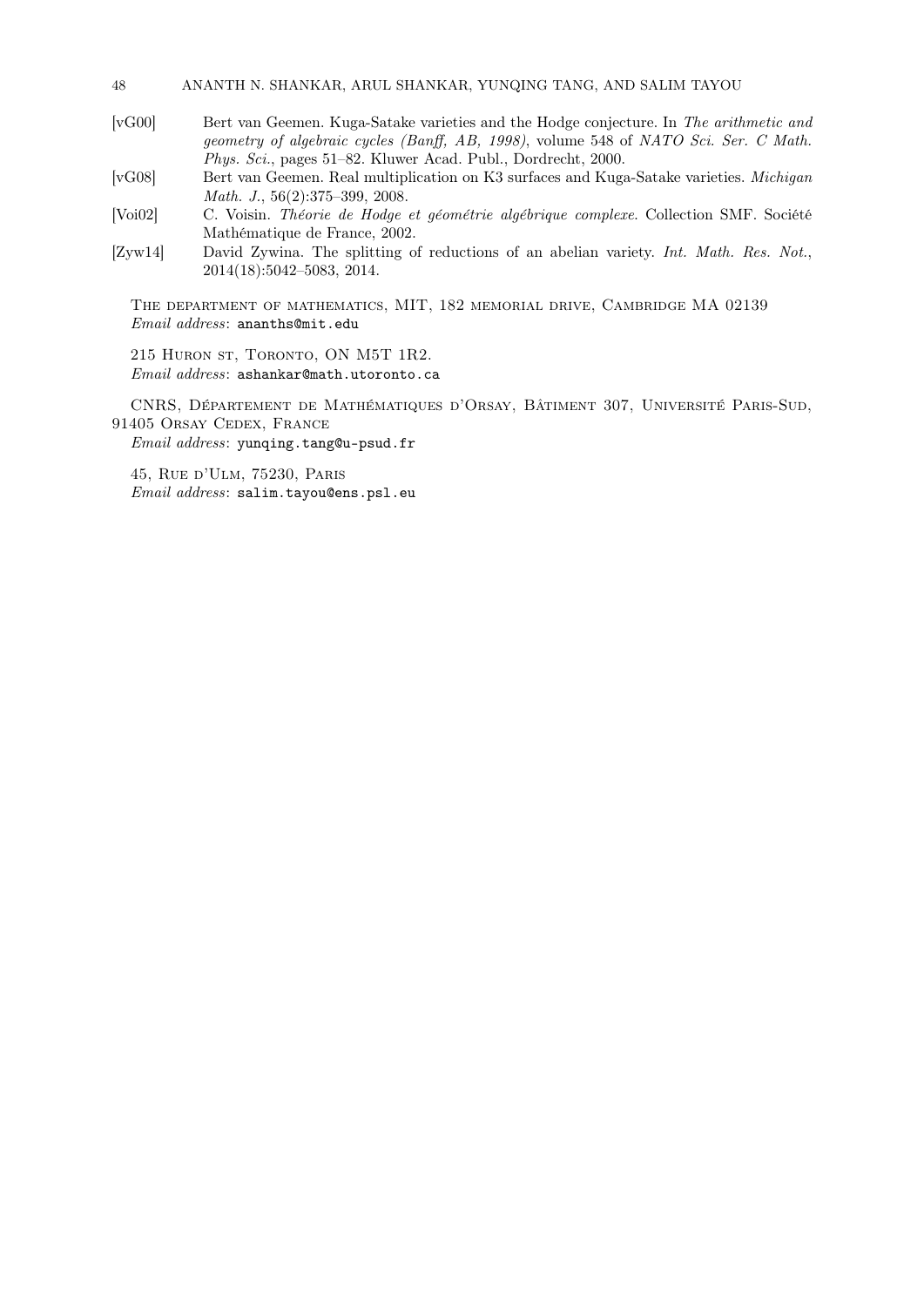[vG00] Bert van Geemen. Kuga-Satake varieties and the Hodge conjecture. In *The arithmetic and geometry of algebraic cycles (Banff, AB, 1998)*, volume 548 of *NATO Sci. Ser. C Math. Phys. Sci.*, pages 51–82. Kluwer Acad. Publ., Dordrecht, 2000.

[vG08] Bert van Geemen. Real multiplication on K3 surfaces and Kuga-Satake varieties. *Michigan Math. J.*, 56(2):375–399, 2008.

[Voi02] C. Voisin. *Théorie de Hodge et géométrie algébrique complexe*. Collection SMF. Société Mathématique de France, 2002.

[Zyw14] David Zywina. The splitting of reductions of an abelian variety. *Int. Math. Res. Not.*, 2014(18):5042–5083, 2014.

The department of mathematics, MIT, 182 memorial drive, Cambridge MA 02139
*Email address*: `ananths@mit.edu`

215 Huron st, Toronto, ON M5T 1R2.
*Email address*: `ashankar@math.utoronto.ca`

CNRS, Département de Mathématiques d'Orsay, Bâtiment 307, Université Paris-Sud, 91405 Orsay Cedex, France
*Email address*: `yunqing.tang@u-psud.fr`

45, Rue d'Ulm, 75230, Paris
*Email address*: `salim.tayou@ens.psl.eu`